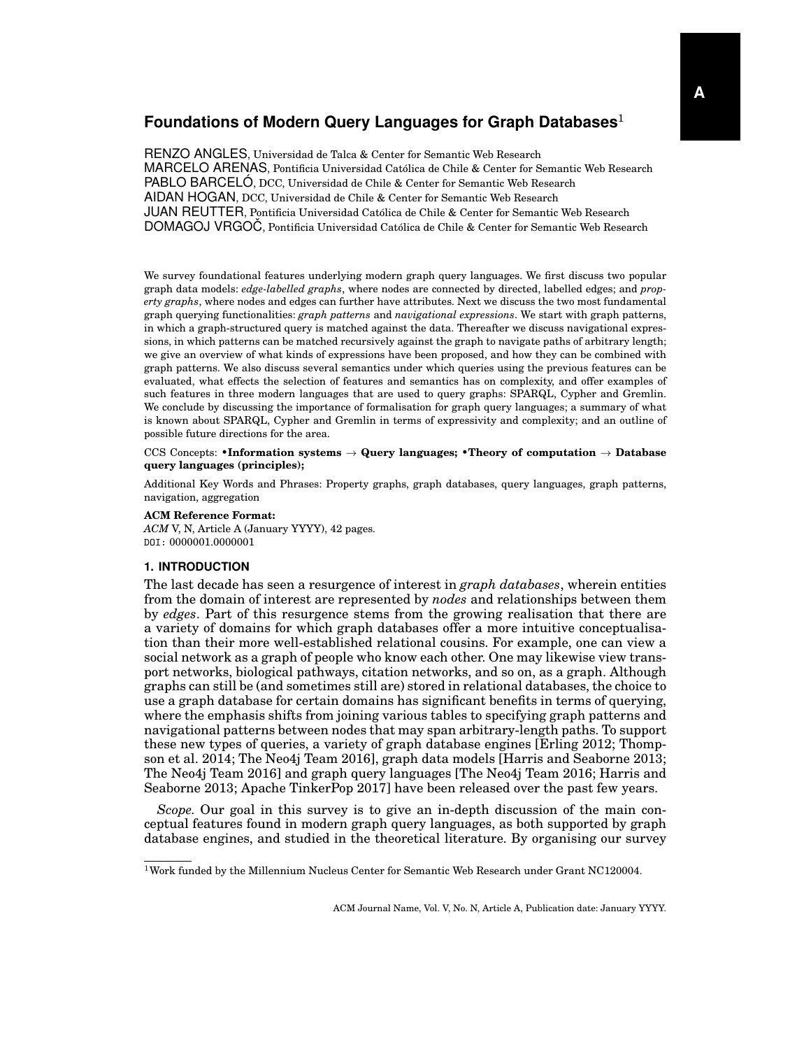# Foundations of Modern Query Languages for Graph Databases[1]

RENZO ANGLES, Universidad de Talca & Center for Semantic Web Research
MARCELO ARENAS, Pontificia Universidad Católica de Chile & Center for Semantic Web Research
PABLO BARCELÓ, DCC, Universidad de Chile & Center for Semantic Web Research
AIDAN HOGAN, DCC, Universidad de Chile & Center for Semantic Web Research
JUAN REUTTER, Pontificia Universidad Católica de Chile & Center for Semantic Web Research
DOMAGOJ VRGOČ, Pontificia Universidad Católica de Chile & Center for Semantic Web Research

We survey foundational features underlying modern graph query languages. We first discuss two popular graph data models: *edge-labelled graphs*, where nodes are connected by directed, labelled edges; and *property graphs*, where nodes and edges can further have attributes. Next we discuss the two most fundamental graph querying functionalities: *graph patterns* and *navigational expressions*. We start with graph patterns, in which a graph-structured query is matched against the data. Thereafter we discuss navigational expressions, in which patterns can be matched recursively against the graph to navigate paths of arbitrary length; we give an overview of what kinds of expressions have been proposed, and how they can be combined with graph patterns. We also discuss several semantics under which queries using the previous features can be evaluated, what effects the selection of features and semantics has on complexity, and offer examples of such features in three modern languages that are used to query graphs: SPARQL, Cypher and Gremlin. We conclude by discussing the importance of formalisation for graph query languages; a summary of what is known about SPARQL, Cypher and Gremlin in terms of expressivity and complexity; and an outline of possible future directions for the area.

CCS Concepts: **•Information systems → Query languages; •Theory of computation → Database query languages (principles);**

Additional Key Words and Phrases: Property graphs, graph databases, query languages, graph patterns, navigation, aggregation

**ACM Reference Format:**
*ACM* V, N, Article A (January YYYY), 42 pages.
DOI: 0000001.0000001

## 1. INTRODUCTION

The last decade has seen a resurgence of interest in *graph databases*, wherein entities from the domain of interest are represented by *nodes* and relationships between them by *edges*. Part of this resurgence stems from the growing realisation that there are a variety of domains for which graph databases offer a more intuitive conceptualisation than their more well-established relational cousins. For example, one can view a social network as a graph of people who know each other. One may likewise view transport networks, biological pathways, citation networks, and so on, as a graph. Although graphs can still be (and sometimes still are) stored in relational databases, the choice to use a graph database for certain domains has significant benefits in terms of querying, where the emphasis shifts from joining various tables to specifying graph patterns and navigational patterns between nodes that may span arbitrary-length paths. To support these new types of queries, a variety of graph database engines [Erling 2012; Thompson et al. 2014; The Neo4j Team 2016], graph data models [Harris and Seaborne 2013; The Neo4j Team 2016] and graph query languages [The Neo4j Team 2016; Harris and Seaborne 2013; Apache TinkerPop 2017] have been released over the past few years.

*Scope.* Our goal in this survey is to give an in-depth discussion of the main conceptual features found in modern graph query languages, as both supported by graph database engines, and studied in the theoretical literature. By organising our survey

[1]Work funded by the Millennium Nucleus Center for Semantic Web Research under Grant NC120004.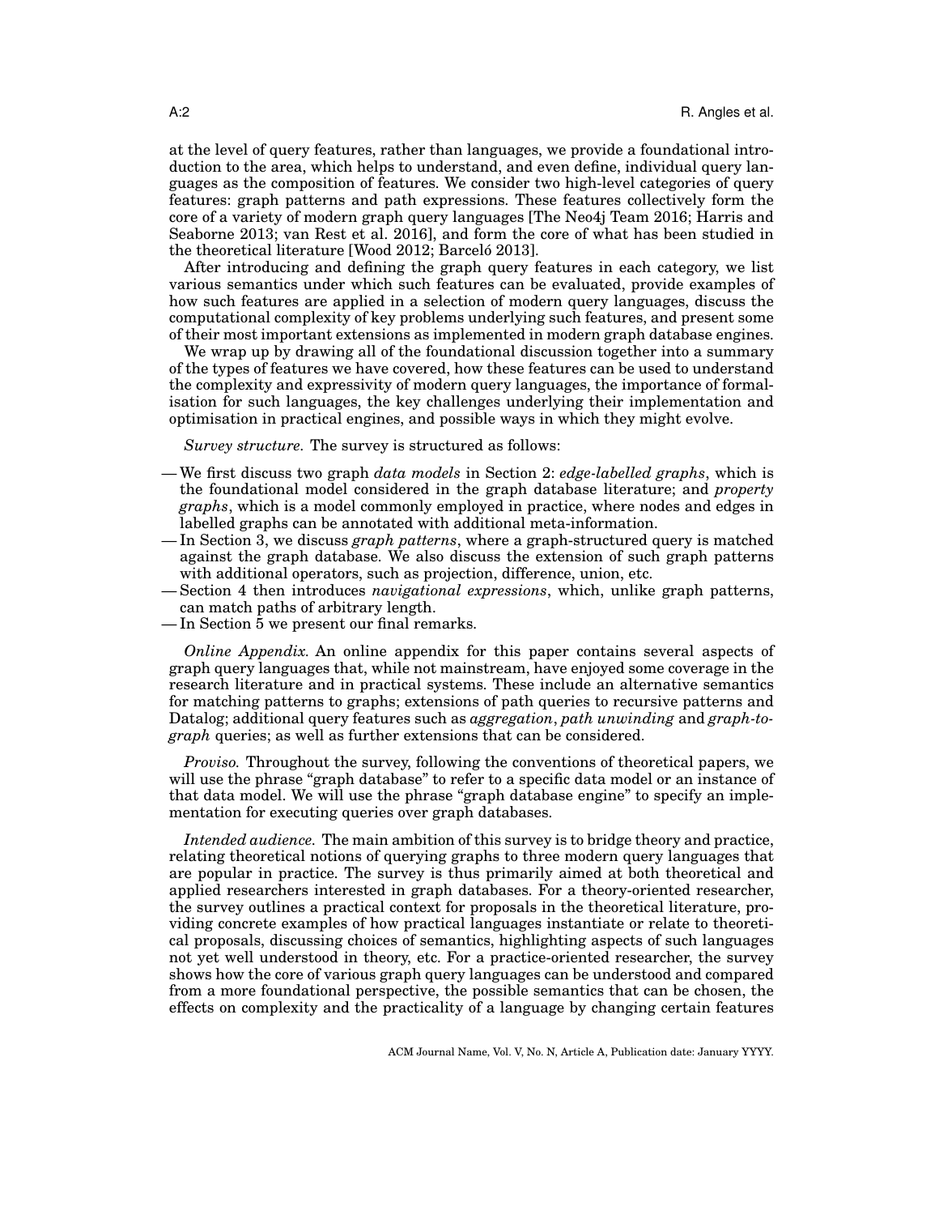at the level of query features, rather than languages, we provide a foundational introduction to the area, which helps to understand, and even define, individual query languages as the composition of features. We consider two high-level categories of query features: graph patterns and path expressions. These features collectively form the core of a variety of modern graph query languages [The Neo4j Team 2016; Harris and Seaborne 2013; van Rest et al. 2016], and form the core of what has been studied in the theoretical literature [Wood 2012; Barceló 2013].

After introducing and defining the graph query features in each category, we list various semantics under which such features can be evaluated, provide examples of how such features are applied in a selection of modern query languages, discuss the computational complexity of key problems underlying such features, and present some of their most important extensions as implemented in modern graph database engines.

We wrap up by drawing all of the foundational discussion together into a summary of the types of features we have covered, how these features can be used to understand the complexity and expressivity of modern query languages, the importance of formalisation for such languages, the key challenges underlying their implementation and optimisation in practical engines, and possible ways in which they might evolve.

*Survey structure.* The survey is structured as follows:

— We first discuss two graph *data models* in Section 2: *edge-labelled graphs*, which is the foundational model considered in the graph database literature; and *property graphs*, which is a model commonly employed in practice, where nodes and edges in labelled graphs can be annotated with additional meta-information.
— In Section 3, we discuss *graph patterns*, where a graph-structured query is matched against the graph database. We also discuss the extension of such graph patterns with additional operators, such as projection, difference, union, etc.
— Section 4 then introduces *navigational expressions*, which, unlike graph patterns, can match paths of arbitrary length.
— In Section 5 we present our final remarks.

*Online Appendix.* An online appendix for this paper contains several aspects of graph query languages that, while not mainstream, have enjoyed some coverage in the research literature and in practical systems. These include an alternative semantics for matching patterns to graphs; extensions of path queries to recursive patterns and Datalog; additional query features such as *aggregation*, *path unwinding* and *graph-to-graph* queries; as well as further extensions that can be considered.

*Proviso.* Throughout the survey, following the conventions of theoretical papers, we will use the phrase "graph database" to refer to a specific data model or an instance of that data model. We will use the phrase "graph database engine" to specify an implementation for executing queries over graph databases.

*Intended audience.* The main ambition of this survey is to bridge theory and practice, relating theoretical notions of querying graphs to three modern query languages that are popular in practice. The survey is thus primarily aimed at both theoretical and applied researchers interested in graph databases. For a theory-oriented researcher, the survey outlines a practical context for proposals in the theoretical literature, providing concrete examples of how practical languages instantiate or relate to theoretical proposals, discussing choices of semantics, highlighting aspects of such languages not yet well understood in theory, etc. For a practice-oriented researcher, the survey shows how the core of various graph query languages can be understood and compared from a more foundational perspective, the possible semantics that can be chosen, the effects on complexity and the practicality of a language by changing certain features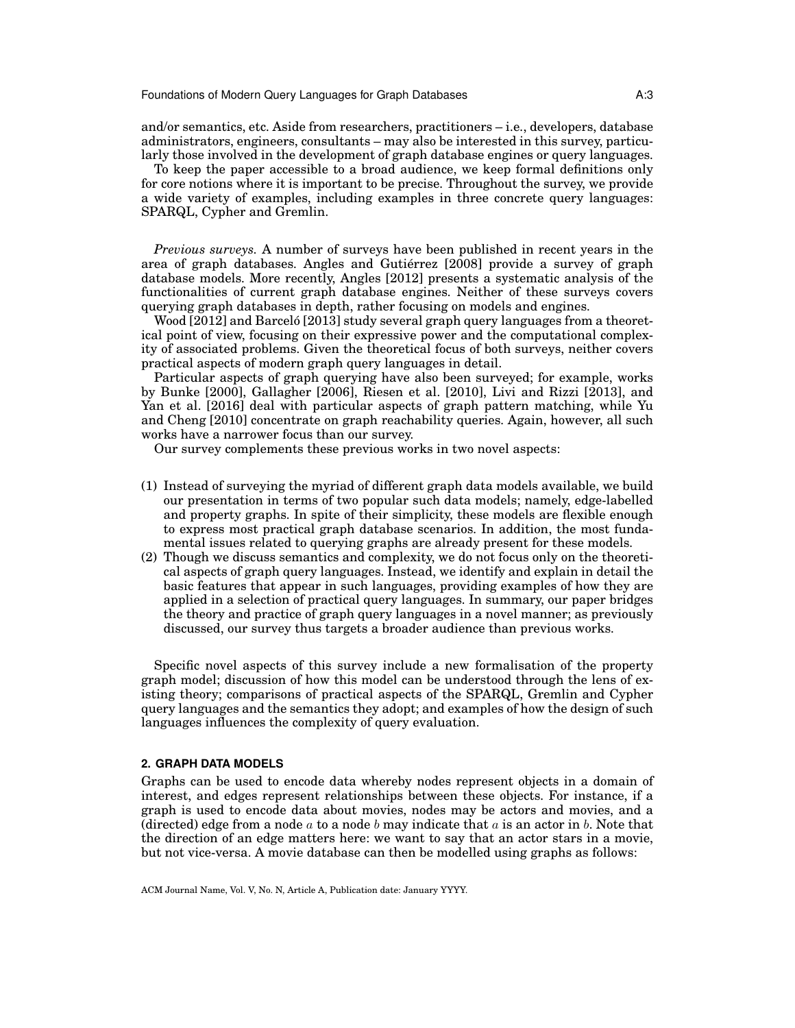and/or semantics, etc. Aside from researchers, practitioners – i.e., developers, database administrators, engineers, consultants – may also be interested in this survey, particularly those involved in the development of graph database engines or query languages.

To keep the paper accessible to a broad audience, we keep formal definitions only for core notions where it is important to be precise. Throughout the survey, we provide a wide variety of examples, including examples in three concrete query languages: SPARQL, Cypher and Gremlin.

*Previous surveys.* A number of surveys have been published in recent years in the area of graph databases. Angles and Gutiérrez [2008] provide a survey of graph database models. More recently, Angles [2012] presents a systematic analysis of the functionalities of current graph database engines. Neither of these surveys covers querying graph databases in depth, rather focusing on models and engines.

Wood [2012] and Barceló [2013] study several graph query languages from a theoretical point of view, focusing on their expressive power and the computational complexity of associated problems. Given the theoretical focus of both surveys, neither covers practical aspects of modern graph query languages in detail.

Particular aspects of graph querying have also been surveyed; for example, works by Bunke [2000], Gallagher [2006], Riesen et al. [2010], Livi and Rizzi [2013], and Yan et al. [2016] deal with particular aspects of graph pattern matching, while Yu and Cheng [2010] concentrate on graph reachability queries. Again, however, all such works have a narrower focus than our survey.

Our survey complements these previous works in two novel aspects:

(1) Instead of surveying the myriad of different graph data models available, we build our presentation in terms of two popular such data models; namely, edge-labelled and property graphs. In spite of their simplicity, these models are flexible enough to express most practical graph database scenarios. In addition, the most fundamental issues related to querying graphs are already present for these models.
(2) Though we discuss semantics and complexity, we do not focus only on the theoretical aspects of graph query languages. Instead, we identify and explain in detail the basic features that appear in such languages, providing examples of how they are applied in a selection of practical query languages. In summary, our paper bridges the theory and practice of graph query languages in a novel manner; as previously discussed, our survey thus targets a broader audience than previous works.

Specific novel aspects of this survey include a new formalisation of the property graph model; discussion of how this model can be understood through the lens of existing theory; comparisons of practical aspects of the SPARQL, Gremlin and Cypher query languages and the semantics they adopt; and examples of how the design of such languages influences the complexity of query evaluation.

## 2. GRAPH DATA MODELS

Graphs can be used to encode data whereby nodes represent objects in a domain of interest, and edges represent relationships between these objects. For instance, if a graph is used to encode data about movies, nodes may be actors and movies, and a (directed) edge from a node $a$ to a node $b$ may indicate that $a$ is an actor in $b$. Note that the direction of an edge matters here: we want to say that an actor stars in a movie, but not vice-versa. A movie database can then be modelled using graphs as follows: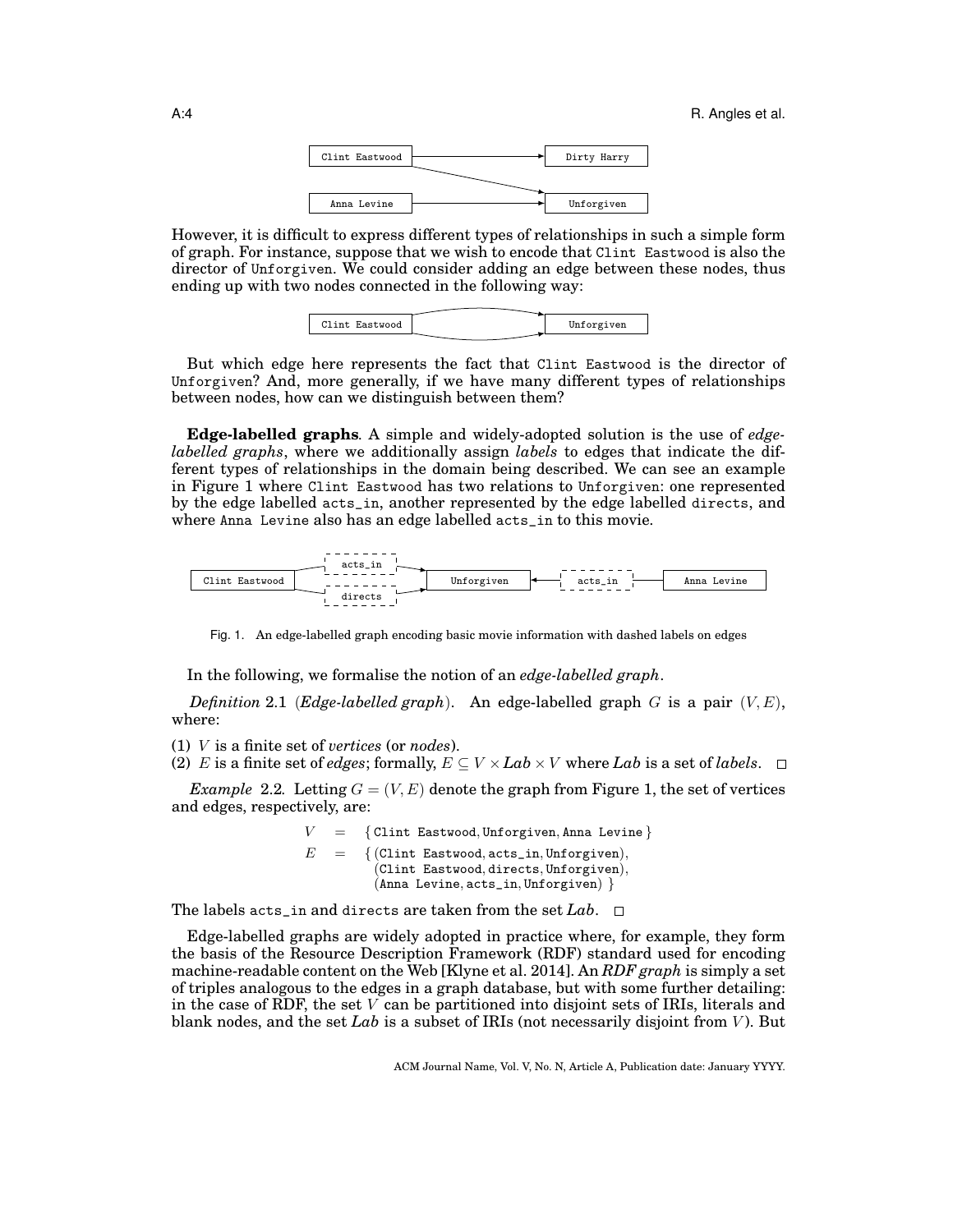However, it is difficult to express different types of relationships in such a simple form of graph. For instance, suppose that we wish to encode that `Clint Eastwood` is also the director of `Unforgiven`. We could consider adding an edge between these nodes, thus ending up with two nodes connected in the following way:

But which edge here represents the fact that `Clint Eastwood` is the director of `Unforgiven`? And, more generally, if we have many different types of relationships between nodes, how can we distinguish between them?

**Edge-labelled graphs**. A simple and widely-adopted solution is the use of *edge-labelled graphs*, where we additionally assign *labels* to edges that indicate the different types of relationships in the domain being described. We can see an example in Figure 1 where `Clint Eastwood` has two relations to `Unforgiven`: one represented by the edge labelled `acts_in`, another represented by the edge labelled `directs`, and where `Anna Levine` also has an edge labelled `acts_in` to this movie.

Fig. 1. An edge-labelled graph encoding basic movie information with dashed labels on edges

In the following, we formalise the notion of an *edge-labelled graph*.

*Definition* 2.1 (***Edge-labelled graph***). An edge-labelled graph $G$ is a pair $(V, E)$, where:

(1) $V$ is a finite set of *vertices* (or *nodes*).
(2) $E$ is a finite set of *edges*; formally, $E \subseteq V \times \mathit{Lab} \times V$ where $\mathit{Lab}$ is a set of *labels*. □

***Example*** 2.2. Letting $G = (V, E)$ denote the graph from Figure 1, the set of vertices and edges, respectively, are:

$$V = \{\,\texttt{Clint Eastwood}, \texttt{Unforgiven}, \texttt{Anna Levine}\,\}$$
$$E = \{\,(\texttt{Clint Eastwood}, \texttt{acts\_in}, \texttt{Unforgiven}), (\texttt{Clint Eastwood}, \texttt{directs}, \texttt{Unforgiven}), (\texttt{Anna Levine}, \texttt{acts\_in}, \texttt{Unforgiven})\,\}$$

The labels `acts_in` and `directs` are taken from the set $\mathit{Lab}$. □

Edge-labelled graphs are widely adopted in practice where, for example, they form the basis of the Resource Description Framework (RDF) standard used for encoding machine-readable content on the Web [Klyne et al. 2014]. An *RDF graph* is simply a set of triples analogous to the edges in a graph database, but with some further detailing: in the case of RDF, the set $V$ can be partitioned into disjoint sets of IRIs, literals and blank nodes, and the set $\mathit{Lab}$ is a subset of IRIs (not necessarily disjoint from $V$). But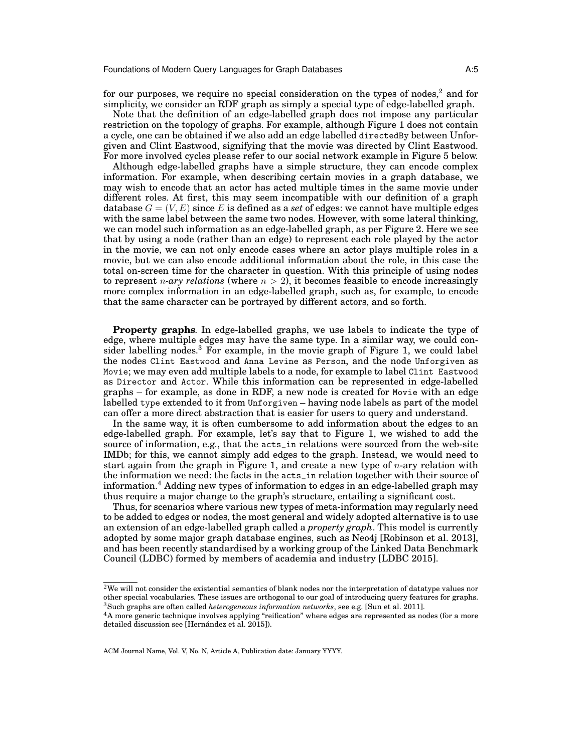for our purposes, we require no special consideration on the types of nodes,[2] and for simplicity, we consider an RDF graph as simply a special type of edge-labelled graph.

Note that the definition of an edge-labelled graph does not impose any particular restriction on the topology of graphs. For example, although Figure 1 does not contain a cycle, one can be obtained if we also add an edge labelled `directedBy` between Unforgiven and Clint Eastwood, signifying that the movie was directed by Clint Eastwood. For more involved cycles please refer to our social network example in Figure 5 below.

Although edge-labelled graphs have a simple structure, they can encode complex information. For example, when describing certain movies in a graph database, we may wish to encode that an actor has acted multiple times in the same movie under different roles. At first, this may seem incompatible with our definition of a graph database $G = (V, E)$ since $E$ is defined as a *set* of edges: we cannot have multiple edges with the same label between the same two nodes. However, with some lateral thinking, we can model such information as an edge-labelled graph, as per Figure 2. Here we see that by using a node (rather than an edge) to represent each role played by the actor in the movie, we can not only encode cases where an actor plays multiple roles in a movie, but we can also encode additional information about the role, in this case the total on-screen time for the character in question. With this principle of using nodes to represent *$n$-ary relations* (where $n > 2$), it becomes feasible to encode increasingly more complex information in an edge-labelled graph, such as, for example, to encode that the same character can be portrayed by different actors, and so forth.

**Property graphs**. In edge-labelled graphs, we use labels to indicate the type of edge, where multiple edges may have the same type. In a similar way, we could consider labelling nodes.[3] For example, in the movie graph of Figure 1, we could label the nodes `Clint Eastwood` and `Anna Levine` as `Person`, and the node `Unforgiven` as `Movie`; we may even add multiple labels to a node, for example to label `Clint Eastwood` as `Director` and `Actor`. While this information can be represented in edge-labelled graphs – for example, as done in RDF, a new node is created for `Movie` with an edge labelled `type` extended to it from `Unforgiven` – having node labels as part of the model can offer a more direct abstraction that is easier for users to query and understand.

In the same way, it is often cumbersome to add information about the edges to an edge-labelled graph. For example, let's say that to Figure 1, we wished to add the source of information, e.g., that the `acts_in` relations were sourced from the web-site IMDb; for this, we cannot simply add edges to the graph. Instead, we would need to start again from the graph in Figure 1, and create a new type of $n$-ary relation with the information we need: the facts in the `acts_in` relation together with their source of information.[4] Adding new types of information to edges in an edge-labelled graph may thus require a major change to the graph's structure, entailing a significant cost.

Thus, for scenarios where various new types of meta-information may regularly need to be added to edges or nodes, the most general and widely adopted alternative is to use an extension of an edge-labelled graph called a *property graph*. This model is currently adopted by some major graph database engines, such as Neo4j [Robinson et al. 2013], and has been recently standardised by a working group of the Linked Data Benchmark Council (LDBC) formed by members of academia and industry [LDBC 2015].

[2] We will not consider the existential semantics of blank nodes nor the interpretation of datatype values nor other special vocabularies. These issues are orthogonal to our goal of introducing query features for graphs.

[3] Such graphs are often called *heterogeneous information networks*, see e.g. [Sun et al. 2011].

[4] A more generic technique involves applying "reification" where edges are represented as nodes (for a more detailed discussion see [Hernández et al. 2015]).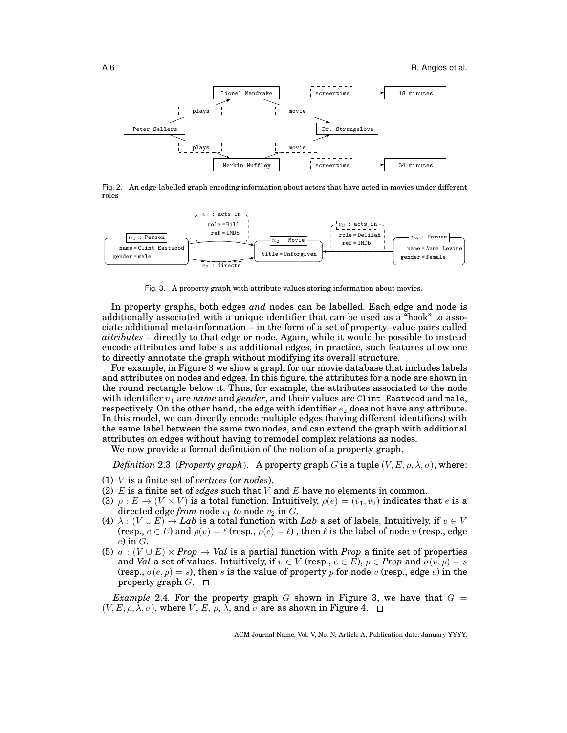Fig. 2. An edge-labelled graph encoding information about actors that have acted in movies under different roles

Fig. 3. A property graph with attribute values storing information about movies.

In property graphs, both edges *and* nodes can be labelled. Each edge and node is additionally associated with a unique identifier that can be used as a "hook" to associate additional meta-information – in the form of a set of property–value pairs called *attributes* – directly to that edge or node. Again, while it would be possible to instead encode attributes and labels as additional edges, in practice, such features allow one to directly annotate the graph without modifying its overall structure.

For example, in Figure 3 we show a graph for our movie database that includes labels and attributes on nodes and edges. In this figure, the attributes for a node are shown in the round rectangle below it. Thus, for example, the attributes associated to the node with identifier $n_1$ are *name* and *gender*, and their values are `Clint Eastwood` and `male`, respectively. On the other hand, the edge with identifier $e_2$ does not have any attribute. In this model, we can directly encode multiple edges (having different identifiers) with the same label between the same two nodes, and can extend the graph with additional attributes on edges without having to remodel complex relations as nodes.

We now provide a formal definition of the notion of a property graph.

*Definition* 2.3 (***Property graph***). A property graph $G$ is a tuple $(V, E, \rho, \lambda, \sigma)$, where:

(1) $V$ is a finite set of *vertices* (or *nodes*).
(2) $E$ is a finite set of *edges* such that $V$ and $E$ have no elements in common.
(3) $\rho : E \to (V \times V)$ is a total function. Intuitively, $\rho(e) = (v_1, v_2)$ indicates that $e$ is a directed edge *from* node $v_1$ *to* node $v_2$ in $G$.
(4) $\lambda : (V \cup E) \to \mathit{Lab}$ is a total function with $\mathit{Lab}$ a set of labels. Intuitively, if $v \in V$ (resp., $e \in E$) and $\rho(v) = \ell$ (resp., $\rho(e) = \ell$) , then $\ell$ is the label of node $v$ (resp., edge $e$) in $G$.
(5) $\sigma : (V \cup E) \times \mathit{Prop} \to \mathit{Val}$ is a partial function with $\mathit{Prop}$ a finite set of properties and $\mathit{Val}$ a set of values. Intuitively, if $v \in V$ (resp., $e \in E$), $p \in \mathit{Prop}$ and $\sigma(v, p) = s$ (resp., $\sigma(e, p) = s$), then $s$ is the value of property $p$ for node $v$ (resp., edge $e$) in the property graph $G$. □

*Example* 2.4. For the property graph $G$ shown in Figure 3, we have that $G = (V, E, \rho, \lambda, \sigma)$, where $V$, $E$, $\rho$, $\lambda$, and $\sigma$ are as shown in Figure 4. □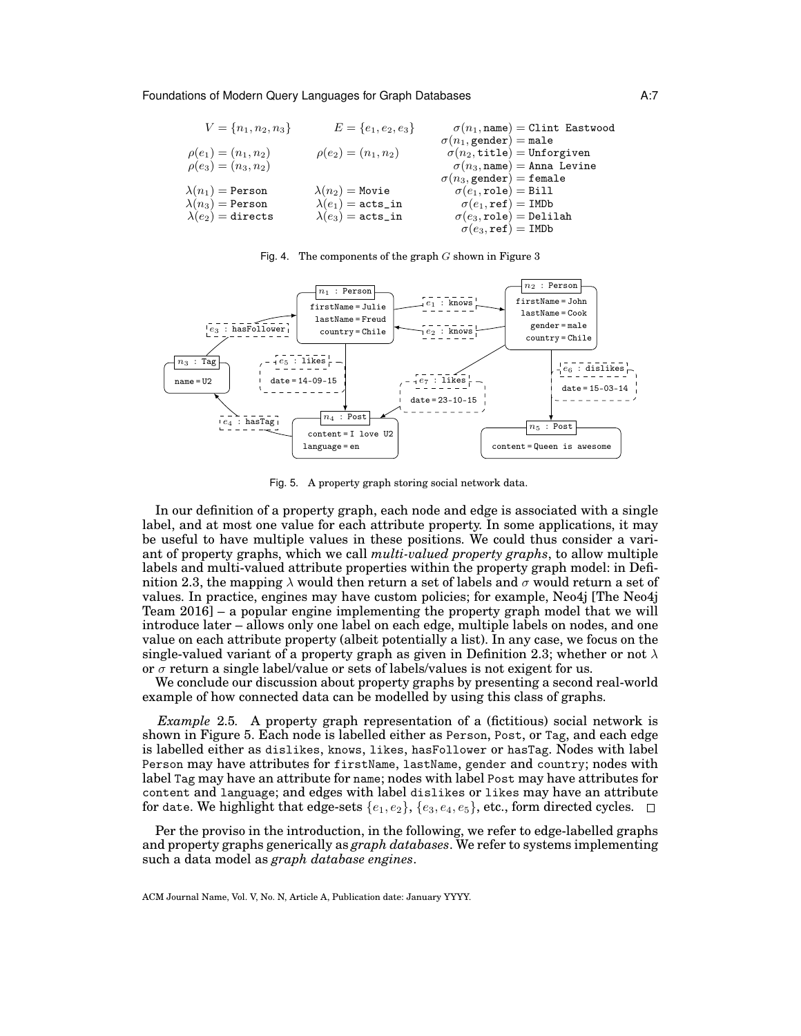$$
\begin{array}{lll}
V = \{n_1, n_2, n_3\} & E = \{e_1, e_2, e_3\} & \sigma(n_1, \texttt{name}) = \texttt{Clint Eastwood} \\
 & & \sigma(n_1, \texttt{gender}) = \texttt{male} \\
\rho(e_1) = (n_1, n_2) & \rho(e_2) = (n_1, n_2) & \sigma(n_2, \texttt{title}) = \texttt{Unforgiven} \\
\rho(e_3) = (n_3, n_2) & & \sigma(n_3, \texttt{name}) = \texttt{Anna Levine} \\
 & & \sigma(n_3, \texttt{gender}) = \texttt{female} \\
\lambda(n_1) = \texttt{Person} & \lambda(n_2) = \texttt{Movie} & \sigma(e_1, \texttt{role}) = \texttt{Bill} \\
\lambda(n_3) = \texttt{Person} & \lambda(e_1) = \texttt{acts\_in} & \sigma(e_1, \texttt{ref}) = \texttt{IMDb} \\
\lambda(e_2) = \texttt{directs} & \lambda(e_3) = \texttt{acts\_in} & \sigma(e_3, \texttt{role}) = \texttt{Delilah} \\
 & & \sigma(e_3, \texttt{ref}) = \texttt{IMDb}
\end{array}
$$

Fig. 4. The components of the graph $G$ shown in Figure 3

Fig. 5. A property graph storing social network data.

In our definition of a property graph, each node and edge is associated with a single label, and at most one value for each attribute property. In some applications, it may be useful to have multiple values in these positions. We could thus consider a variant of property graphs, which we call *multi-valued property graphs*, to allow multiple labels and multi-valued attribute properties within the property graph model: in Definition 2.3, the mapping $\lambda$ would then return a set of labels and $\sigma$ would return a set of values. In practice, engines may have custom policies; for example, Neo4j [The Neo4j Team 2016] – a popular engine implementing the property graph model that we will introduce later – allows only one label on each edge, multiple labels on nodes, and one value on each attribute property (albeit potentially a list). In any case, we focus on the single-valued variant of a property graph as given in Definition 2.3; whether or not $\lambda$ or $\sigma$ return a single label/value or sets of labels/values is not exigent for us.

We conclude our discussion about property graphs by presenting a second real-world example of how connected data can be modelled by using this class of graphs.

*Example* 2.5. A property graph representation of a (fictitious) social network is shown in Figure 5. Each node is labelled either as Person, Post, or Tag, and each edge is labelled either as dislikes, knows, likes, hasFollower or hasTag. Nodes with label Person may have attributes for firstName, lastName, gender and country; nodes with label Tag may have an attribute for name; nodes with label Post may have attributes for content and language; and edges with label dislikes or likes may have an attribute for date. We highlight that edge-sets $\{e_1, e_2\}$, $\{e_3, e_4, e_5\}$, etc., form directed cycles. □

Per the proviso in the introduction, in the following, we refer to edge-labelled graphs and property graphs generically as *graph databases*. We refer to systems implementing such a data model as *graph database engines*.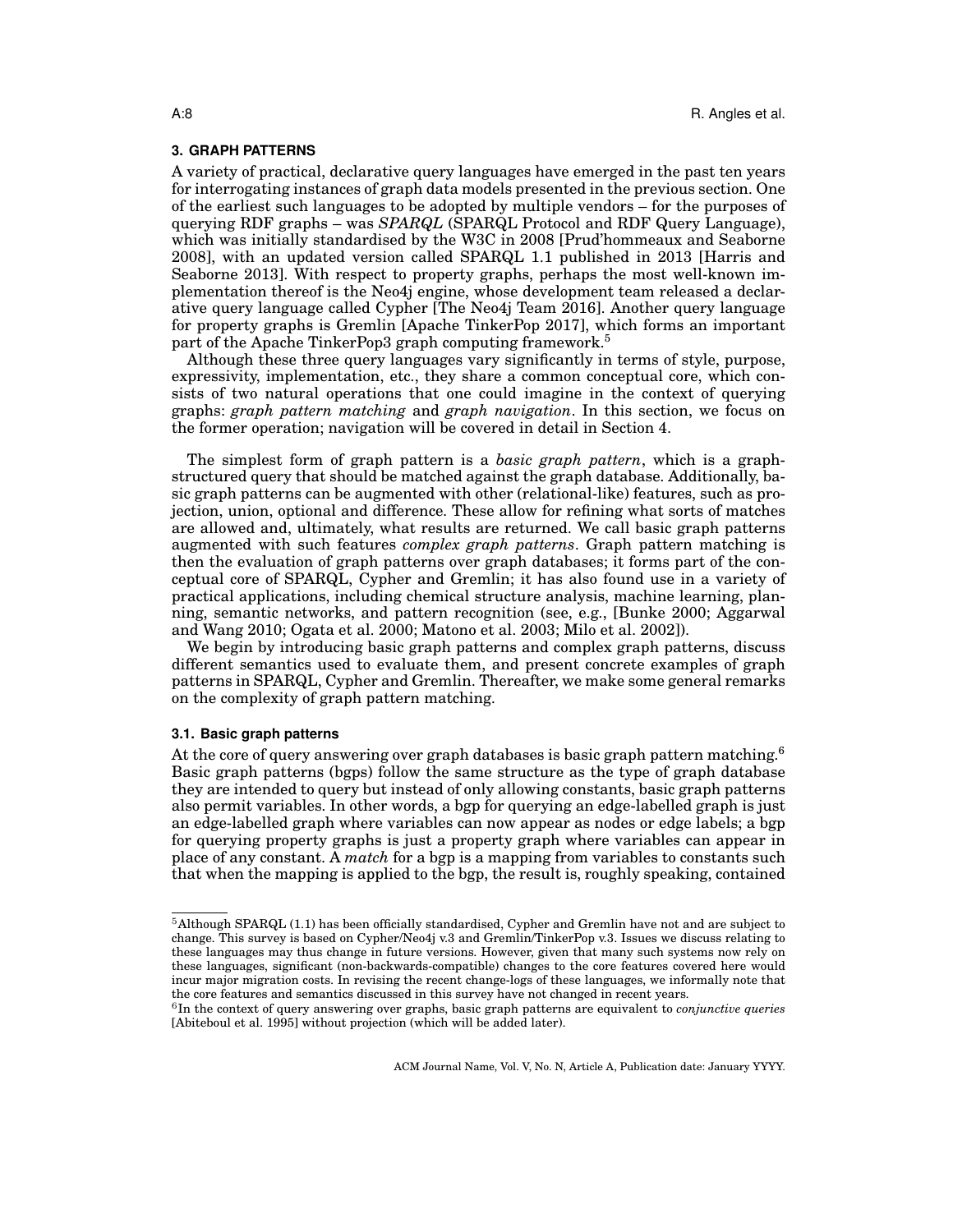## 3. GRAPH PATTERNS

A variety of practical, declarative query languages have emerged in the past ten years for interrogating instances of graph data models presented in the previous section. One of the earliest such languages to be adopted by multiple vendors – for the purposes of querying RDF graphs – was *SPARQL* (SPARQL Protocol and RDF Query Language), which was initially standardised by the W3C in 2008 [Prud'hommeaux and Seaborne 2008], with an updated version called SPARQL 1.1 published in 2013 [Harris and Seaborne 2013]. With respect to property graphs, perhaps the most well-known implementation thereof is the Neo4j engine, whose development team released a declarative query language called Cypher [The Neo4j Team 2016]. Another query language for property graphs is Gremlin [Apache TinkerPop 2017], which forms an important part of the Apache TinkerPop3 graph computing framework.[5]

Although these three query languages vary significantly in terms of style, purpose, expressivity, implementation, etc., they share a common conceptual core, which consists of two natural operations that one could imagine in the context of querying graphs: *graph pattern matching* and *graph navigation*. In this section, we focus on the former operation; navigation will be covered in detail in Section 4.

The simplest form of graph pattern is a *basic graph pattern*, which is a graph-structured query that should be matched against the graph database. Additionally, basic graph patterns can be augmented with other (relational-like) features, such as projection, union, optional and difference. These allow for refining what sorts of matches are allowed and, ultimately, what results are returned. We call basic graph patterns augmented with such features *complex graph patterns*. Graph pattern matching is then the evaluation of graph patterns over graph databases; it forms part of the conceptual core of SPARQL, Cypher and Gremlin; it has also found use in a variety of practical applications, including chemical structure analysis, machine learning, planning, semantic networks, and pattern recognition (see, e.g., [Bunke 2000; Aggarwal and Wang 2010; Ogata et al. 2000; Matono et al. 2003; Milo et al. 2002]).

We begin by introducing basic graph patterns and complex graph patterns, discuss different semantics used to evaluate them, and present concrete examples of graph patterns in SPARQL, Cypher and Gremlin. Thereafter, we make some general remarks on the complexity of graph pattern matching.

### 3.1. Basic graph patterns

At the core of query answering over graph databases is basic graph pattern matching.[6] Basic graph patterns (bgps) follow the same structure as the type of graph database they are intended to query but instead of only allowing constants, basic graph patterns also permit variables. In other words, a bgp for querying an edge-labelled graph is just an edge-labelled graph where variables can now appear as nodes or edge labels; a bgp for querying property graphs is just a property graph where variables can appear in place of any constant. A *match* for a bgp is a mapping from variables to constants such that when the mapping is applied to the bgp, the result is, roughly speaking, contained

[5] Although SPARQL (1.1) has been officially standardised, Cypher and Gremlin have not and are subject to change. This survey is based on Cypher/Neo4j v.3 and Gremlin/TinkerPop v.3. Issues we discuss relating to these languages may thus change in future versions. However, given that many such systems now rely on these languages, significant (non-backwards-compatible) changes to the core features covered here would incur major migration costs. In revising the recent change-logs of these languages, we informally note that the core features and semantics discussed in this survey have not changed in recent years.

[6] In the context of query answering over graphs, basic graph patterns are equivalent to *conjunctive queries* [Abiteboul et al. 1995] without projection (which will be added later).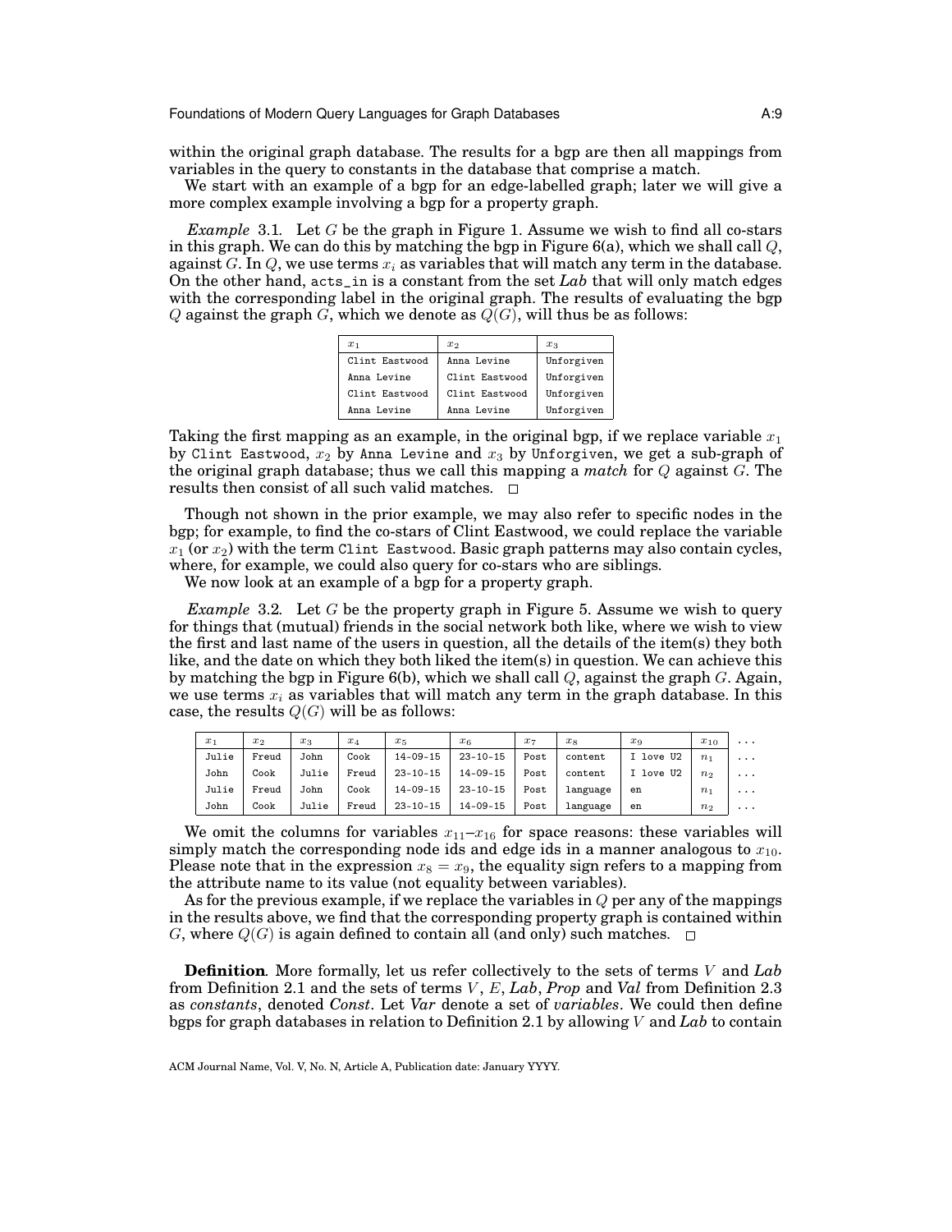within the original graph database. The results for a bgp are then all mappings from variables in the query to constants in the database that comprise a match.

We start with an example of a bgp for an edge-labelled graph; later we will give a more complex example involving a bgp for a property graph.

*Example* 3.1. Let $G$ be the graph in Figure 1. Assume we wish to find all co-stars in this graph. We can do this by matching the bgp in Figure 6(a), which we shall call $Q$, against $G$. In $Q$, we use terms $x_i$ as variables that will match any term in the database. On the other hand, `acts_in` is a constant from the set *Lab* that will only match edges with the corresponding label in the original graph. The results of evaluating the bgp $Q$ against the graph $G$, which we denote as $Q(G)$, will thus be as follows:

| $x_1$ | $x_2$ | $x_3$ |
|---|---|---|
| Clint Eastwood | Anna Levine | Unforgiven |
| Anna Levine | Clint Eastwood | Unforgiven |
| Clint Eastwood | Clint Eastwood | Unforgiven |
| Anna Levine | Anna Levine | Unforgiven |

Taking the first mapping as an example, in the original bgp, if we replace variable $x_1$ by `Clint Eastwood`, $x_2$ by `Anna Levine` and $x_3$ by `Unforgiven`, we get a sub-graph of the original graph database; thus we call this mapping a *match* for $Q$ against $G$. The results then consist of all such valid matches. □

Though not shown in the prior example, we may also refer to specific nodes in the bgp; for example, to find the co-stars of Clint Eastwood, we could replace the variable $x_1$ (or $x_2$) with the term `Clint Eastwood`. Basic graph patterns may also contain cycles, where, for example, we could also query for co-stars who are siblings.

We now look at an example of a bgp for a property graph.

*Example* 3.2. Let $G$ be the property graph in Figure 5. Assume we wish to query for things that (mutual) friends in the social network both like, where we wish to view the first and last name of the users in question, all the details of the item(s) they both like, and the date on which they both liked the item(s) in question. We can achieve this by matching the bgp in Figure 6(b), which we shall call $Q$, against the graph $G$. Again, we use terms $x_i$ as variables that will match any term in the graph database. In this case, the results $Q(G)$ will be as follows:

| $x_1$ | $x_2$ | $x_3$ | $x_4$ | $x_5$ | $x_6$ | $x_7$ | $x_8$ | $x_9$ | $x_{10}$ | ... |
|---|---|---|---|---|---|---|---|---|---|---|
| Julie | Freud | John | Cook | 14-09-15 | 23-10-15 | Post | content | I love U2 | $n_1$ | ... |
| John | Cook | Julie | Freud | 23-10-15 | 14-09-15 | Post | content | I love U2 | $n_2$ | ... |
| Julie | Freud | John | Cook | 14-09-15 | 23-10-15 | Post | language | en | $n_1$ | ... |
| John | Cook | Julie | Freud | 23-10-15 | 14-09-15 | Post | language | en | $n_2$ | ... |

We omit the columns for variables $x_{11}$–$x_{16}$ for space reasons: these variables will simply match the corresponding node ids and edge ids in a manner analogous to $x_{10}$. Please note that in the expression $x_8 = x_9$, the equality sign refers to a mapping from the attribute name to its value (not equality between variables).

As for the previous example, if we replace the variables in $Q$ per any of the mappings in the results above, we find that the corresponding property graph is contained within $G$, where $Q(G)$ is again defined to contain all (and only) such matches. □

**Definition**. More formally, let us refer collectively to the sets of terms $V$ and *Lab* from Definition 2.1 and the sets of terms $V$, $E$, *Lab*, *Prop* and *Val* from Definition 2.3 as *constants*, denoted *Const*. Let *Var* denote a set of *variables*. We could then define bgps for graph databases in relation to Definition 2.1 by allowing $V$ and *Lab* to contain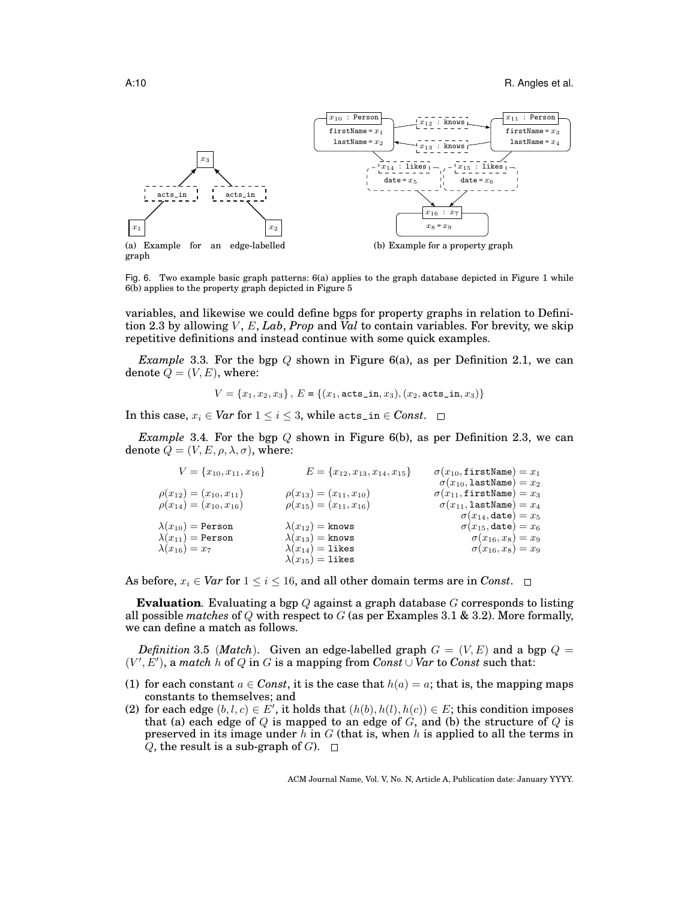(a) Example for an edge-labelled graph

(b) Example for a property graph

Fig. 6. Two example basic graph patterns: 6(a) applies to the graph database depicted in Figure 1 while 6(b) applies to the property graph depicted in Figure 5

variables, and likewise we could define bgps for property graphs in relation to Definition 2.3 by allowing $V$, $E$, *Lab*, *Prop* and *Val* to contain variables. For brevity, we skip repetitive definitions and instead continue with some quick examples.

*Example* 3.3. For the bgp $Q$ shown in Figure 6(a), as per Definition 2.1, we can denote $Q = (V, E)$, where:

$$V = \{x_1, x_2, x_3\}\,,\ E = \{(x_1, \texttt{acts\_in}, x_3), (x_2, \texttt{acts\_in}, x_3)\}$$

In this case, $x_i \in \mathit{Var}$ for $1 \leq i \leq 3$, while $\texttt{acts\_in} \in \mathit{Const}$. □

*Example* 3.4. For the bgp $Q$ shown in Figure 6(b), as per Definition 2.3, we can denote $Q = (V, E, \rho, \lambda, \sigma)$, where:

$$
\begin{array}{lll}
V = \{x_{10}, x_{11}, x_{16}\} & E = \{x_{12}, x_{13}, x_{14}, x_{15}\} & \sigma(x_{10}, \texttt{firstName}) = x_1 \\
 & & \sigma(x_{10}, \texttt{lastName}) = x_2 \\
\rho(x_{12}) = (x_{10}, x_{11}) & \rho(x_{13}) = (x_{11}, x_{10}) & \sigma(x_{11}, \texttt{firstName}) = x_3 \\
\rho(x_{14}) = (x_{10}, x_{16}) & \rho(x_{15}) = (x_{11}, x_{16}) & \sigma(x_{11}, \texttt{lastName}) = x_4 \\
 & & \sigma(x_{14}, \texttt{date}) = x_5 \\
\lambda(x_{10}) = \texttt{Person} & \lambda(x_{12}) = \texttt{knows} & \sigma(x_{15}, \texttt{date}) = x_6 \\
\lambda(x_{11}) = \texttt{Person} & \lambda(x_{13}) = \texttt{knows} & \sigma(x_{16}, x_8) = x_9 \\
\lambda(x_{16}) = x_7 & \lambda(x_{14}) = \texttt{likes} & \sigma(x_{16}, x_8) = x_9 \\
 & \lambda(x_{15}) = \texttt{likes} &
\end{array}
$$

As before, $x_i \in \mathit{Var}$ for $1 \leq i \leq 16$, and all other domain terms are in *Const*. □

**Evaluation**. Evaluating a bgp $Q$ against a graph database $G$ corresponds to listing all possible *matches* of $Q$ with respect to $G$ (as per Examples 3.1 & 3.2). More formally, we can define a match as follows.

*Definition* 3.5 (***Match***). Given an edge-labelled graph $G = (V, E)$ and a bgp $Q = (V', E')$, a *match* $h$ of $Q$ in $G$ is a mapping from $\mathit{Const} \cup \mathit{Var}$ to *Const* such that:

(1) for each constant $a \in \mathit{Const}$, it is the case that $h(a) = a$; that is, the mapping maps constants to themselves; and
(2) for each edge $(b, l, c) \in E'$, it holds that $(h(b), h(l), h(c)) \in E$; this condition imposes that (a) each edge of $Q$ is mapped to an edge of $G$, and (b) the structure of $Q$ is preserved in its image under $h$ in $G$ (that is, when $h$ is applied to all the terms in $Q$, the result is a sub-graph of $G$). □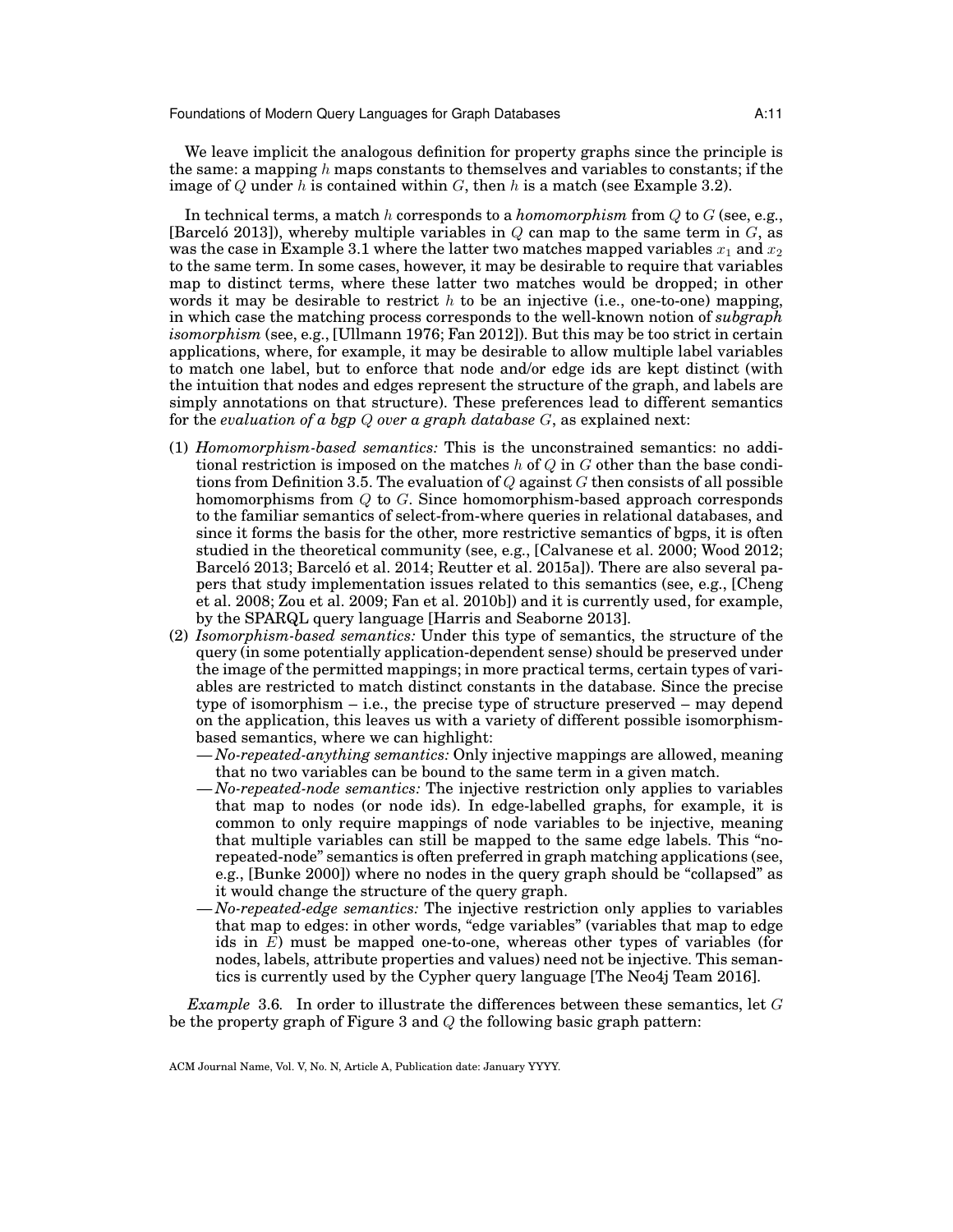We leave implicit the analogous definition for property graphs since the principle is the same: a mapping $h$ maps constants to themselves and variables to constants; if the image of $Q$ under $h$ is contained within $G$, then $h$ is a match (see Example 3.2).

In technical terms, a match $h$ corresponds to a *homomorphism* from $Q$ to $G$ (see, e.g., [Barceló 2013]), whereby multiple variables in $Q$ can map to the same term in $G$, as was the case in Example 3.1 where the latter two matches mapped variables $x_1$ and $x_2$ to the same term. In some cases, however, it may be desirable to require that variables map to distinct terms, where these latter two matches would be dropped; in other words it may be desirable to restrict $h$ to be an injective (i.e., one-to-one) mapping, in which case the matching process corresponds to the well-known notion of *subgraph isomorphism* (see, e.g., [Ullmann 1976; Fan 2012]). But this may be too strict in certain applications, where, for example, it may be desirable to allow multiple label variables to match one label, but to enforce that node and/or edge ids are kept distinct (with the intuition that nodes and edges represent the structure of the graph, and labels are simply annotations on that structure). These preferences lead to different semantics for the *evaluation of a bgp $Q$ over a graph database $G$*, as explained next:

(1) *Homomorphism-based semantics:* This is the unconstrained semantics: no additional restriction is imposed on the matches $h$ of $Q$ in $G$ other than the base conditions from Definition 3.5. The evaluation of $Q$ against $G$ then consists of all possible homomorphisms from $Q$ to $G$. Since homomorphism-based approach corresponds to the familiar semantics of select-from-where queries in relational databases, and since it forms the basis for the other, more restrictive semantics of bgps, it is often studied in the theoretical community (see, e.g., [Calvanese et al. 2000; Wood 2012; Barceló 2013; Barceló et al. 2014; Reutter et al. 2015a]). There are also several papers that study implementation issues related to this semantics (see, e.g., [Cheng et al. 2008; Zou et al. 2009; Fan et al. 2010b]) and it is currently used, for example, by the SPARQL query language [Harris and Seaborne 2013].

(2) *Isomorphism-based semantics:* Under this type of semantics, the structure of the query (in some potentially application-dependent sense) should be preserved under the image of the permitted mappings; in more practical terms, certain types of variables are restricted to match distinct constants in the database. Since the precise type of isomorphism – i.e., the precise type of structure preserved – may depend on the application, this leaves us with a variety of different possible isomorphism-based semantics, where we can highlight:
   - *No-repeated-anything semantics:* Only injective mappings are allowed, meaning that no two variables can be bound to the same term in a given match.
   - *No-repeated-node semantics:* The injective restriction only applies to variables that map to nodes (or node ids). In edge-labelled graphs, for example, it is common to only require mappings of node variables to be injective, meaning that multiple variables can still be mapped to the same edge labels. This "no-repeated-node" semantics is often preferred in graph matching applications (see, e.g., [Bunke 2000]) where no nodes in the query graph should be "collapsed" as it would change the structure of the query graph.
   - *No-repeated-edge semantics:* The injective restriction only applies to variables that map to edges: in other words, "edge variables" (variables that map to edge ids in $E$) must be mapped one-to-one, whereas other types of variables (for nodes, labels, attribute properties and values) need not be injective. This semantics is currently used by the Cypher query language [The Neo4j Team 2016].

*Example* 3.6. In order to illustrate the differences between these semantics, let $G$ be the property graph of Figure 3 and $Q$ the following basic graph pattern: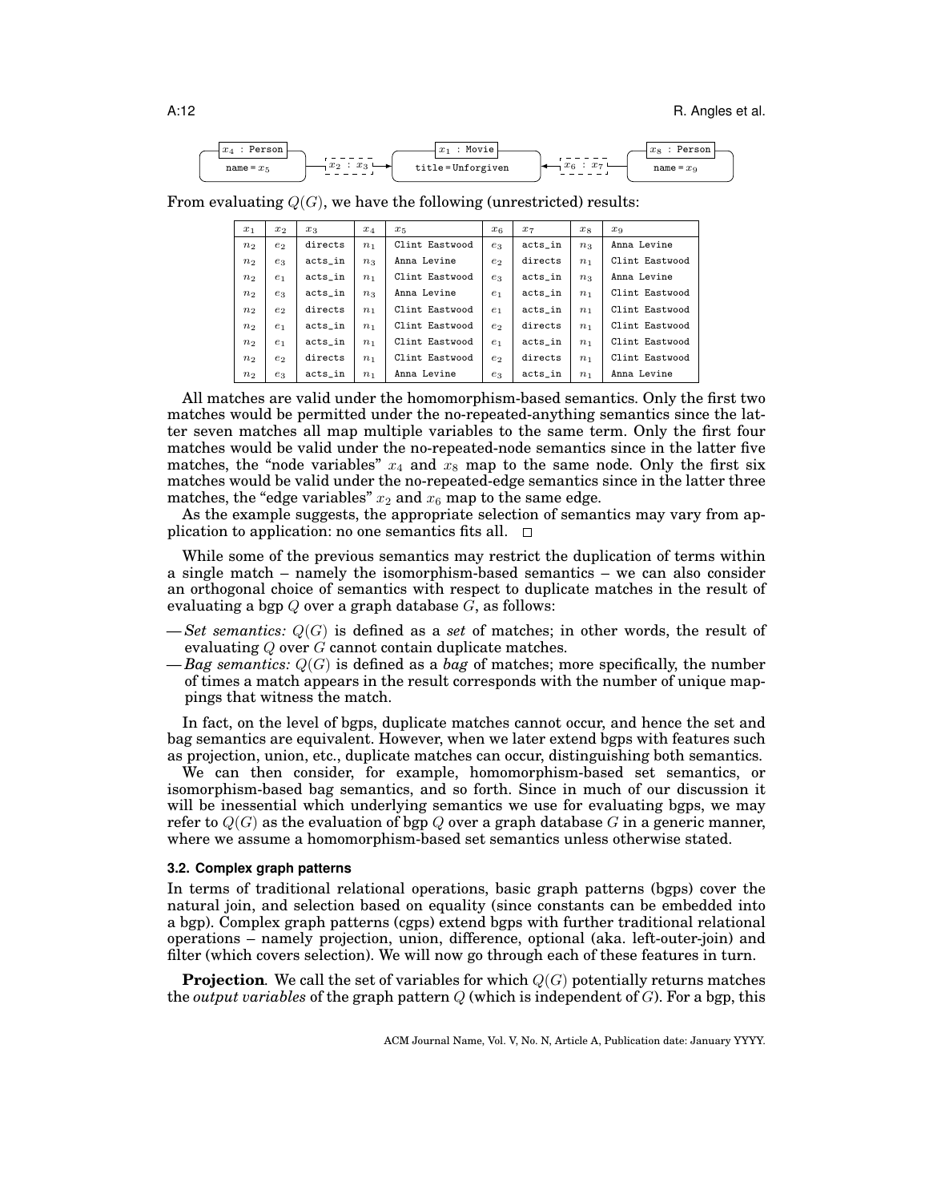$x_4$ : Person
name = $x_5$

$x_2$ : $x_3$

$x_1$ : Movie
title = Unforgiven

$x_6$ : $x_7$

$x_8$ : Person
name = $x_9$

From evaluating $Q(G)$, we have the following (unrestricted) results:

| $x_1$ | $x_2$ | $x_3$ | $x_4$ | $x_5$ | $x_6$ | $x_7$ | $x_8$ | $x_9$ |
|---|---|---|---|---|---|---|---|---|
| $n_2$ | $e_2$ | directs | $n_1$ | Clint Eastwood | $e_3$ | acts_in | $n_3$ | Anna Levine |
| $n_2$ | $e_3$ | acts_in | $n_3$ | Anna Levine | $e_2$ | directs | $n_1$ | Clint Eastwood |
| $n_2$ | $e_1$ | acts_in | $n_1$ | Clint Eastwood | $e_3$ | acts_in | $n_3$ | Anna Levine |
| $n_2$ | $e_3$ | acts_in | $n_3$ | Anna Levine | $e_1$ | acts_in | $n_1$ | Clint Eastwood |
| $n_2$ | $e_2$ | directs | $n_1$ | Clint Eastwood | $e_1$ | acts_in | $n_1$ | Clint Eastwood |
| $n_2$ | $e_1$ | acts_in | $n_1$ | Clint Eastwood | $e_2$ | directs | $n_1$ | Clint Eastwood |
| $n_2$ | $e_1$ | acts_in | $n_1$ | Clint Eastwood | $e_1$ | acts_in | $n_1$ | Clint Eastwood |
| $n_2$ | $e_2$ | directs | $n_1$ | Clint Eastwood | $e_2$ | directs | $n_1$ | Clint Eastwood |
| $n_2$ | $e_3$ | acts_in | $n_1$ | Anna Levine | $e_3$ | acts_in | $n_1$ | Anna Levine |

All matches are valid under the homomorphism-based semantics. Only the first two matches would be permitted under the no-repeated-anything semantics since the latter seven matches all map multiple variables to the same term. Only the first four matches would be valid under the no-repeated-node semantics since in the latter five matches, the "node variables" $x_4$ and $x_8$ map to the same node. Only the first six matches would be valid under the no-repeated-edge semantics since in the latter three matches, the "edge variables" $x_2$ and $x_6$ map to the same edge.

As the example suggests, the appropriate selection of semantics may vary from application to application: no one semantics fits all. □

While some of the previous semantics may restrict the duplication of terms within a single match – namely the isomorphism-based semantics – we can also consider an orthogonal choice of semantics with respect to duplicate matches in the result of evaluating a bgp $Q$ over a graph database $G$, as follows:

— *Set semantics:* $Q(G)$ is defined as a *set* of matches; in other words, the result of evaluating $Q$ over $G$ cannot contain duplicate matches.

— *Bag semantics:* $Q(G)$ is defined as a *bag* of matches; more specifically, the number of times a match appears in the result corresponds with the number of unique mappings that witness the match.

In fact, on the level of bgps, duplicate matches cannot occur, and hence the set and bag semantics are equivalent. However, when we later extend bgps with features such as projection, union, etc., duplicate matches can occur, distinguishing both semantics.

We can then consider, for example, homomorphism-based set semantics, or isomorphism-based bag semantics, and so forth. Since in much of our discussion it will be inessential which underlying semantics we use for evaluating bgps, we may refer to $Q(G)$ as the evaluation of bgp $Q$ over a graph database $G$ in a generic manner, where we assume a homomorphism-based set semantics unless otherwise stated.

### 3.2. Complex graph patterns

In terms of traditional relational operations, basic graph patterns (bgps) cover the natural join, and selection based on equality (since constants can be embedded into a bgp). Complex graph patterns (cgps) extend bgps with further traditional relational operations – namely projection, union, difference, optional (aka. left-outer-join) and filter (which covers selection). We will now go through each of these features in turn.

**Projection**. We call the set of variables for which $Q(G)$ potentially returns matches the *output variables* of the graph pattern $Q$ (which is independent of $G$). For a bgp, this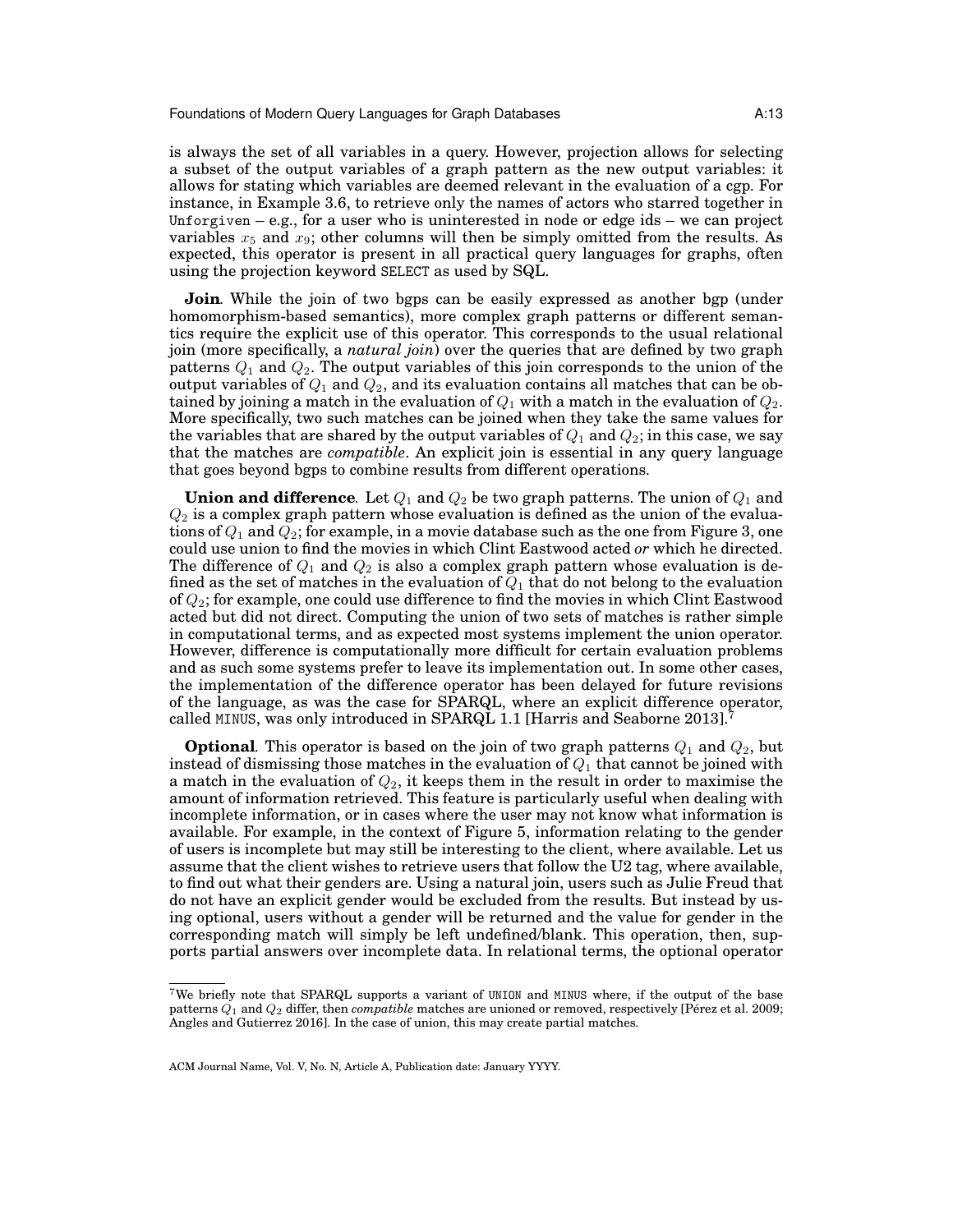is always the set of all variables in a query. However, projection allows for selecting a subset of the output variables of a graph pattern as the new output variables: it allows for stating which variables are deemed relevant in the evaluation of a cgp. For instance, in Example 3.6, to retrieve only the names of actors who starred together in `Unforgiven` – e.g., for a user who is uninterested in node or edge ids – we can project variables $x_5$ and $x_9$; other columns will then be simply omitted from the results. As expected, this operator is present in all practical query languages for graphs, often using the projection keyword `SELECT` as used by SQL.

**Join**. While the join of two bgps can be easily expressed as another bgp (under homomorphism-based semantics), more complex graph patterns or different semantics require the explicit use of this operator. This corresponds to the usual relational join (more specifically, a *natural join*) over the queries that are defined by two graph patterns $Q_1$ and $Q_2$. The output variables of this join corresponds to the union of the output variables of $Q_1$ and $Q_2$, and its evaluation contains all matches that can be obtained by joining a match in the evaluation of $Q_1$ with a match in the evaluation of $Q_2$. More specifically, two such matches can be joined when they take the same values for the variables that are shared by the output variables of $Q_1$ and $Q_2$; in this case, we say that the matches are *compatible*. An explicit join is essential in any query language that goes beyond bgps to combine results from different operations.

**Union and difference**. Let $Q_1$ and $Q_2$ be two graph patterns. The union of $Q_1$ and $Q_2$ is a complex graph pattern whose evaluation is defined as the union of the evaluations of $Q_1$ and $Q_2$; for example, in a movie database such as the one from Figure 3, one could use union to find the movies in which Clint Eastwood acted *or* which he directed. The difference of $Q_1$ and $Q_2$ is also a complex graph pattern whose evaluation is defined as the set of matches in the evaluation of $Q_1$ that do not belong to the evaluation of $Q_2$; for example, one could use difference to find the movies in which Clint Eastwood acted but did not direct. Computing the union of two sets of matches is rather simple in computational terms, and as expected most systems implement the union operator. However, difference is computationally more difficult for certain evaluation problems and as such some systems prefer to leave its implementation out. In some other cases, the implementation of the difference operator has been delayed for future revisions of the language, as was the case for SPARQL, where an explicit difference operator, called `MINUS`, was only introduced in SPARQL 1.1 [Harris and Seaborne 2013].[7]

**Optional**. This operator is based on the join of two graph patterns $Q_1$ and $Q_2$, but instead of dismissing those matches in the evaluation of $Q_1$ that cannot be joined with a match in the evaluation of $Q_2$, it keeps them in the result in order to maximise the amount of information retrieved. This feature is particularly useful when dealing with incomplete information, or in cases where the user may not know what information is available. For example, in the context of Figure 5, information relating to the gender of users is incomplete but may still be interesting to the client, where available. Let us assume that the client wishes to retrieve users that follow the U2 tag, where available, to find out what their genders are. Using a natural join, users such as Julie Freud that do not have an explicit gender would be excluded from the results. But instead by using optional, users without a gender will be returned and the value for gender in the corresponding match will simply be left undefined/blank. This operation, then, supports partial answers over incomplete data. In relational terms, the optional operator

[7]We briefly note that SPARQL supports a variant of `UNION` and `MINUS` where, if the output of the base patterns $Q_1$ and $Q_2$ differ, then *compatible* matches are unioned or removed, respectively [Pérez et al. 2009; Angles and Gutierrez 2016]. In the case of union, this may create partial matches.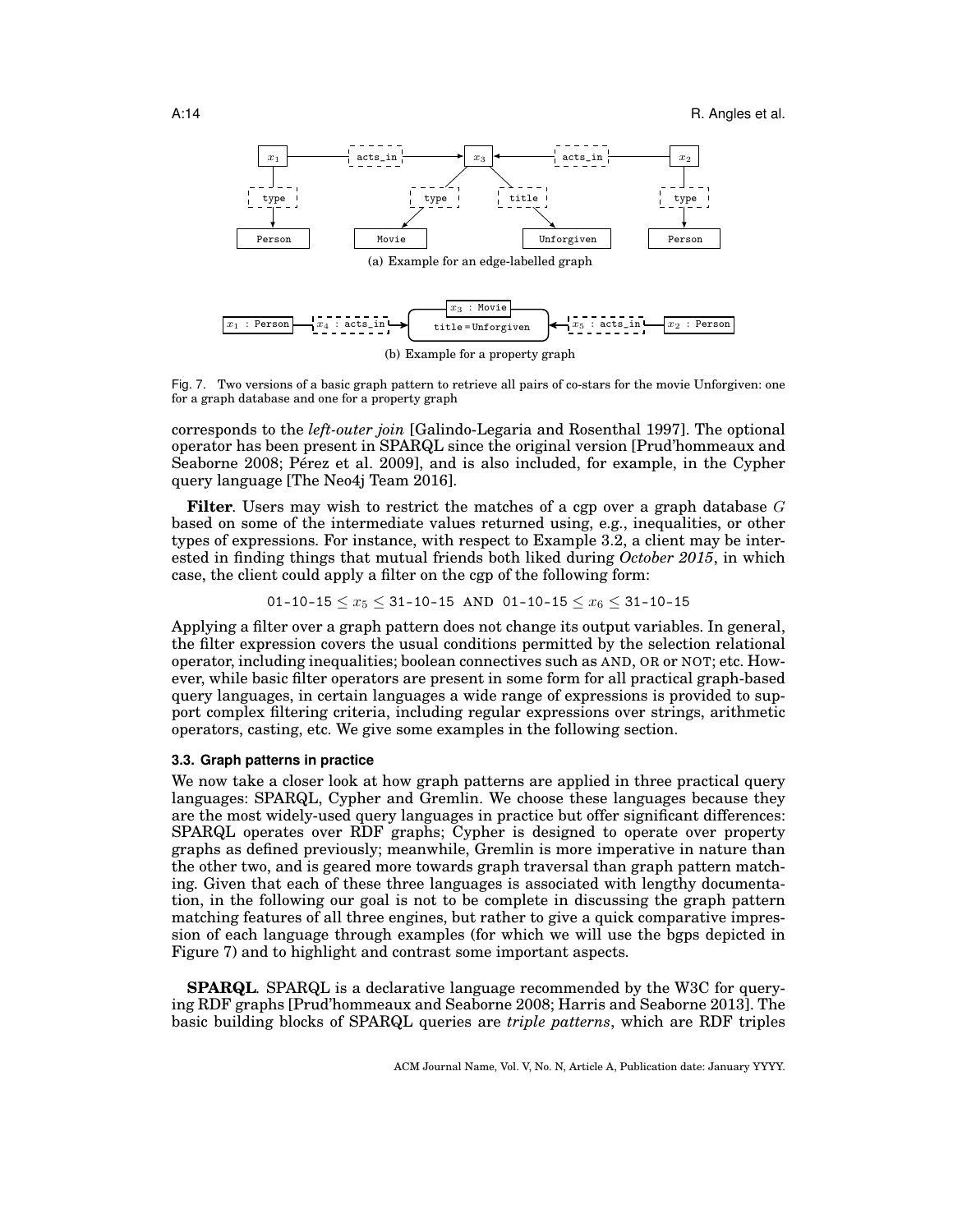(a) Example for an edge-labelled graph

(b) Example for a property graph

Fig. 7. Two versions of a basic graph pattern to retrieve all pairs of co-stars for the movie Unforgiven: one for a graph database and one for a property graph

corresponds to the *left-outer join* [Galindo-Legaria and Rosenthal 1997]. The optional operator has been present in SPARQL since the original version [Prud'hommeaux and Seaborne 2008; Pérez et al. 2009], and is also included, for example, in the Cypher query language [The Neo4j Team 2016].

**Filter**. Users may wish to restrict the matches of a cgp over a graph database $G$ based on some of the intermediate values returned using, e.g., inequalities, or other types of expressions. For instance, with respect to Example 3.2, a client may be interested in finding things that mutual friends both liked during *October 2015*, in which case, the client could apply a filter on the cgp of the following form:

$$\texttt{01-10-15} \leq x_5 \leq \texttt{31-10-15} \;\; \text{AND} \;\; \texttt{01-10-15} \leq x_6 \leq \texttt{31-10-15}$$

Applying a filter over a graph pattern does not change its output variables. In general, the filter expression covers the usual conditions permitted by the selection relational operator, including inequalities; boolean connectives such as AND, OR or NOT; etc. However, while basic filter operators are present in some form for all practical graph-based query languages, in certain languages a wide range of expressions is provided to support complex filtering criteria, including regular expressions over strings, arithmetic operators, casting, etc. We give some examples in the following section.

### 3.3. Graph patterns in practice

We now take a closer look at how graph patterns are applied in three practical query languages: SPARQL, Cypher and Gremlin. We choose these languages because they are the most widely-used query languages in practice but offer significant differences: SPARQL operates over RDF graphs; Cypher is designed to operate over property graphs as defined previously; meanwhile, Gremlin is more imperative in nature than the other two, and is geared more towards graph traversal than graph pattern matching. Given that each of these three languages is associated with lengthy documentation, in the following our goal is not to be complete in discussing the graph pattern matching features of all three engines, but rather to give a quick comparative impression of each language through examples (for which we will use the bgps depicted in Figure 7) and to highlight and contrast some important aspects.

**SPARQL**. SPARQL is a declarative language recommended by the W3C for querying RDF graphs [Prud'hommeaux and Seaborne 2008; Harris and Seaborne 2013]. The basic building blocks of SPARQL queries are *triple patterns*, which are RDF triples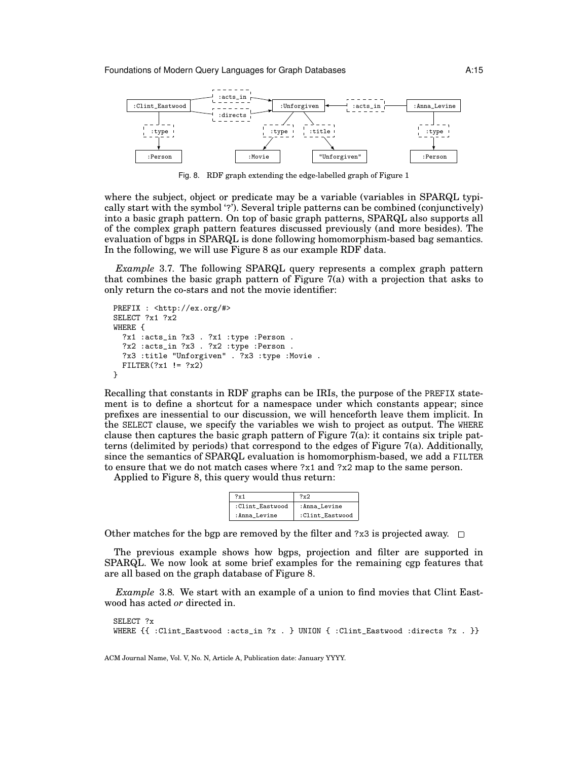Fig. 8. RDF graph extending the edge-labelled graph of Figure 1

where the subject, object or predicate may be a variable (variables in SPARQL typically start with the symbol '?'). Several triple patterns can be combined (conjunctively) into a basic graph pattern. On top of basic graph patterns, SPARQL also supports all of the complex graph pattern features discussed previously (and more besides). The evaluation of bgps in SPARQL is done following homomorphism-based bag semantics. In the following, we will use Figure 8 as our example RDF data.

*Example* 3.7. The following SPARQL query represents a complex graph pattern that combines the basic graph pattern of Figure 7(a) with a projection that asks to only return the co-stars and not the movie identifier:

```
PREFIX : <http://ex.org/#>
SELECT ?x1 ?x2
WHERE {
  ?x1 :acts_in ?x3 . ?x1 :type :Person .
  ?x2 :acts_in ?x3 . ?x2 :type :Person .
  ?x3 :title "Unforgiven" . ?x3 :type :Movie .
  FILTER(?x1 != ?x2)
}
```

Recalling that constants in RDF graphs can be IRIs, the purpose of the PREFIX statement is to define a shortcut for a namespace under which constants appear; since prefixes are inessential to our discussion, we will henceforth leave them implicit. In the SELECT clause, we specify the variables we wish to project as output. The WHERE clause then captures the basic graph pattern of Figure 7(a): it contains six triple patterns (delimited by periods) that correspond to the edges of Figure 7(a). Additionally, since the semantics of SPARQL evaluation is homomorphism-based, we add a FILTER to ensure that we do not match cases where ?x1 and ?x2 map to the same person.

Applied to Figure 8, this query would thus return:

| ?x1 | ?x2 |
|---|---|
| :Clint_Eastwood | :Anna_Levine |
| :Anna_Levine | :Clint_Eastwood |

Other matches for the bgp are removed by the filter and ?x3 is projected away. □

The previous example shows how bgps, projection and filter are supported in SPARQL. We now look at some brief examples for the remaining cgp features that are all based on the graph database of Figure 8.

*Example* 3.8. We start with an example of a union to find movies that Clint Eastwood has acted *or* directed in.

```
SELECT ?x
WHERE {{ :Clint_Eastwood :acts_in ?x . } UNION { :Clint_Eastwood :directs ?x . }}
```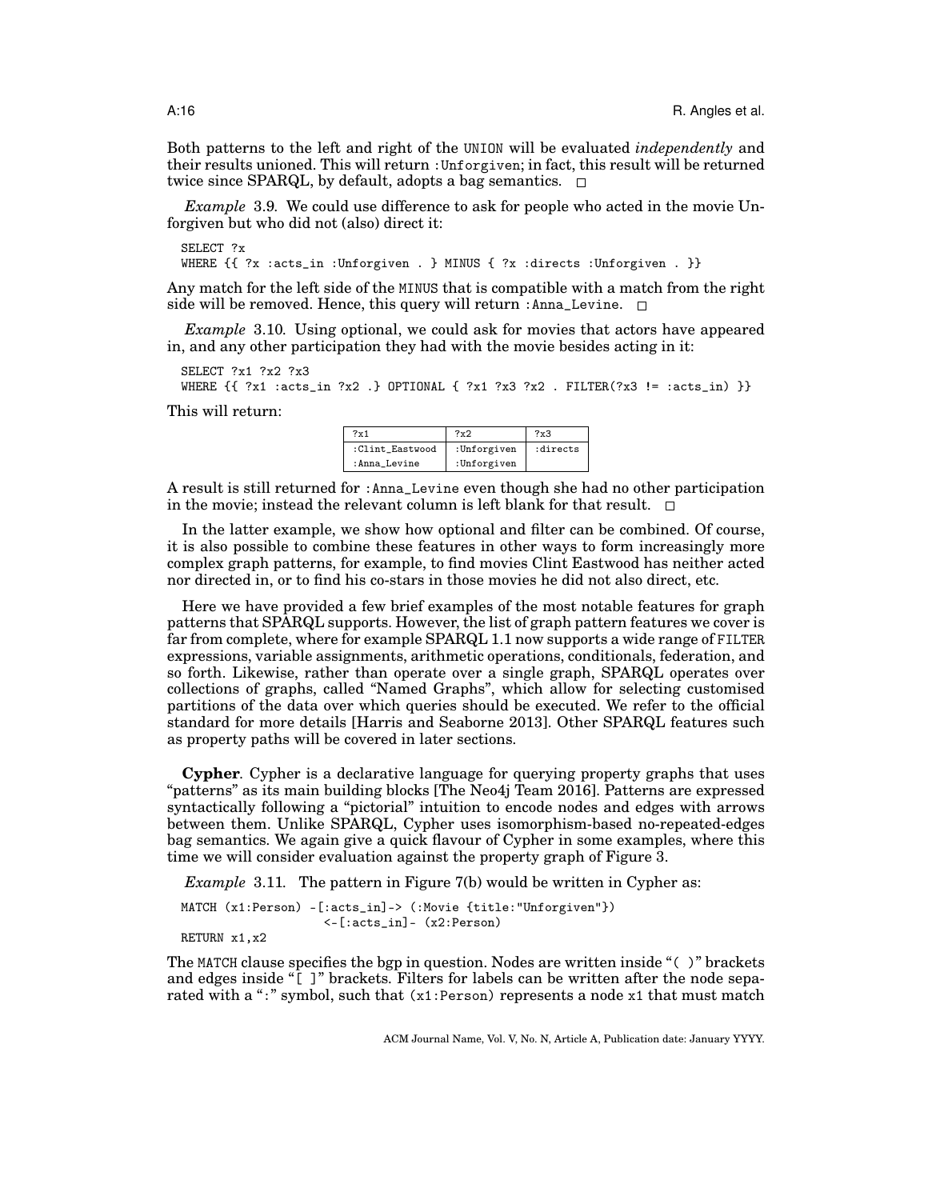Both patterns to the left and right of the UNION will be evaluated *independently* and their results unioned. This will return :Unforgiven; in fact, this result will be returned twice since SPARQL, by default, adopts a bag semantics. □

*Example* 3.9. We could use difference to ask for people who acted in the movie Unforgiven but who did not (also) direct it:

```
SELECT ?x
WHERE {{ ?x :acts_in :Unforgiven . } MINUS { ?x :directs :Unforgiven . }}
```

Any match for the left side of the MINUS that is compatible with a match from the right side will be removed. Hence, this query will return :Anna_Levine. □

*Example* 3.10. Using optional, we could ask for movies that actors have appeared in, and any other participation they had with the movie besides acting in it:

```
SELECT ?x1 ?x2 ?x3
WHERE {{ ?x1 :acts_in ?x2 .} OPTIONAL { ?x1 ?x3 ?x2 . FILTER(?x3 != :acts_in) }}
```

This will return:

| ?x1 | ?x2 | ?x3 |
|---|---|---|
| :Clint_Eastwood | :Unforgiven | :directs |
| :Anna_Levine | :Unforgiven | |

A result is still returned for :Anna_Levine even though she had no other participation in the movie; instead the relevant column is left blank for that result. □

In the latter example, we show how optional and filter can be combined. Of course, it is also possible to combine these features in other ways to form increasingly more complex graph patterns, for example, to find movies Clint Eastwood has neither acted nor directed in, or to find his co-stars in those movies he did not also direct, etc.

Here we have provided a few brief examples of the most notable features for graph patterns that SPARQL supports. However, the list of graph pattern features we cover is far from complete, where for example SPARQL 1.1 now supports a wide range of FILTER expressions, variable assignments, arithmetic operations, conditionals, federation, and so forth. Likewise, rather than operate over a single graph, SPARQL operates over collections of graphs, called "Named Graphs", which allow for selecting customised partitions of the data over which queries should be executed. We refer to the official standard for more details [Harris and Seaborne 2013]. Other SPARQL features such as property paths will be covered in later sections.

**Cypher**. Cypher is a declarative language for querying property graphs that uses "patterns" as its main building blocks [The Neo4j Team 2016]. Patterns are expressed syntactically following a "pictorial" intuition to encode nodes and edges with arrows between them. Unlike SPARQL, Cypher uses isomorphism-based no-repeated-edges bag semantics. We again give a quick flavour of Cypher in some examples, where this time we will consider evaluation against the property graph of Figure 3.

*Example* 3.11. The pattern in Figure 7(b) would be written in Cypher as:

```
MATCH (x1:Person) -[:acts_in]-> (:Movie {title:"Unforgiven"})
                  <-[:acts_in]- (x2:Person)
RETURN x1,x2
```

The MATCH clause specifies the bgp in question. Nodes are written inside "( )" brackets and edges inside "[ ]" brackets. Filters for labels can be written after the node separated with a ":" symbol, such that (x1:Person) represents a node x1 that must match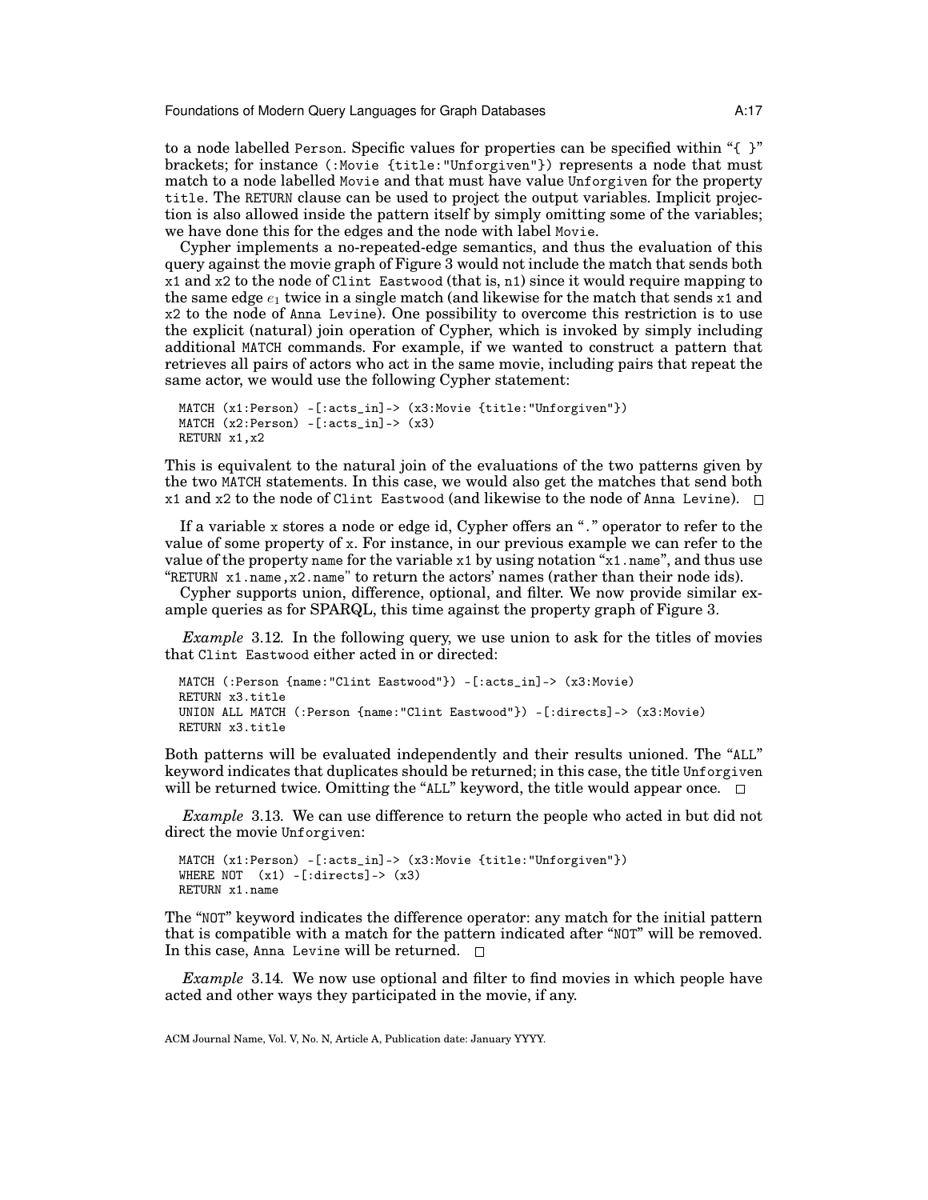to a node labelled `Person`. Specific values for properties can be specified within "`{ }`" brackets; for instance `(:Movie {title:"Unforgiven"})` represents a node that must match to a node labelled `Movie` and that must have value `Unforgiven` for the property `title`. The `RETURN` clause can be used to project the output variables. Implicit projection is also allowed inside the pattern itself by simply omitting some of the variables; we have done this for the edges and the node with label `Movie`.

Cypher implements a no-repeated-edge semantics, and thus the evaluation of this query against the movie graph of Figure 3 would not include the match that sends both `x1` and `x2` to the node of `Clint Eastwood` (that is, `n1`) since it would require mapping to the same edge $e_1$ twice in a single match (and likewise for the match that sends `x1` and `x2` to the node of `Anna Levine`). One possibility to overcome this restriction is to use the explicit (natural) join operation of Cypher, which is invoked by simply including additional `MATCH` commands. For example, if we wanted to construct a pattern that retrieves all pairs of actors who act in the same movie, including pairs that repeat the same actor, we would use the following Cypher statement:

```
MATCH (x1:Person) -[:acts_in]-> (x3:Movie {title:"Unforgiven"})
MATCH (x2:Person) -[:acts_in]-> (x3)
RETURN x1,x2
```

This is equivalent to the natural join of the evaluations of the two patterns given by the two `MATCH` statements. In this case, we would also get the matches that send both `x1` and `x2` to the node of `Clint Eastwood` (and likewise to the node of `Anna Levine`). □

If a variable `x` stores a node or edge id, Cypher offers an "." operator to refer to the value of some property of `x`. For instance, in our previous example we can refer to the value of the property `name` for the variable `x1` by using notation "`x1.name`", and thus use "`RETURN x1.name,x2.name`" to return the actors' names (rather than their node ids).

Cypher supports union, difference, optional, and filter. We now provide similar example queries as for SPARQL, this time against the property graph of Figure 3.

*Example* 3.12. In the following query, we use union to ask for the titles of movies that `Clint Eastwood` either acted in or directed:

```
MATCH (:Person {name:"Clint Eastwood"}) -[:acts_in]-> (x3:Movie)
RETURN x3.title
UNION ALL MATCH (:Person {name:"Clint Eastwood"}) -[:directs]-> (x3:Movie)
RETURN x3.title
```

Both patterns will be evaluated independently and their results unioned. The "`ALL`" keyword indicates that duplicates should be returned; in this case, the title `Unforgiven` will be returned twice. Omitting the "`ALL`" keyword, the title would appear once. □

*Example* 3.13. We can use difference to return the people who acted in but did not direct the movie `Unforgiven`:

```
MATCH (x1:Person) -[:acts_in]-> (x3:Movie {title:"Unforgiven"})
WHERE NOT  (x1) -[:directs]-> (x3)
RETURN x1.name
```

The "`NOT`" keyword indicates the difference operator: any match for the initial pattern that is compatible with a match for the pattern indicated after "`NOT`" will be removed. In this case, `Anna Levine` will be returned. □

*Example* 3.14. We now use optional and filter to find movies in which people have acted and other ways they participated in the movie, if any.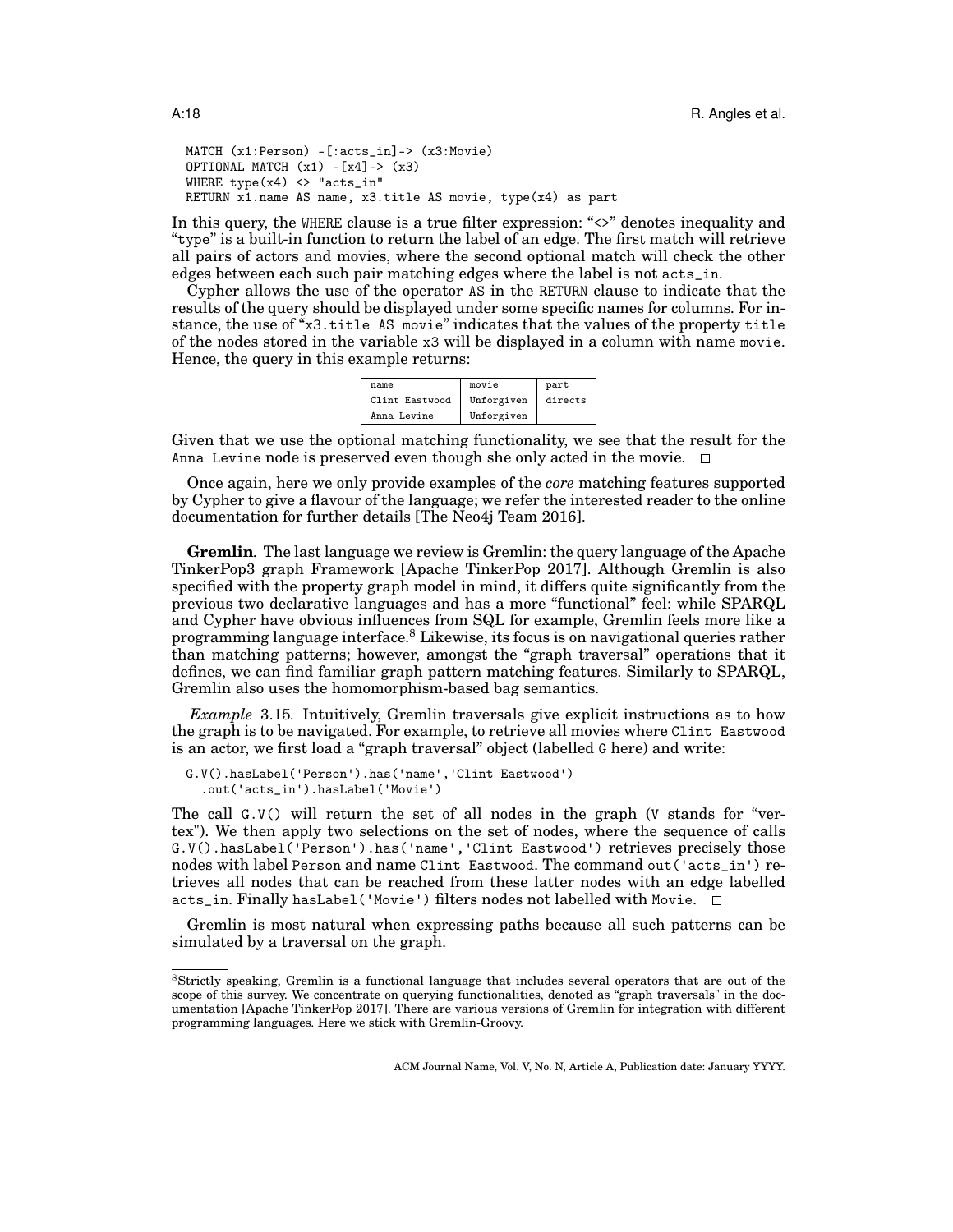```
MATCH (x1:Person) -[:acts_in]-> (x3:Movie)
OPTIONAL MATCH (x1) -[x4]-> (x3)
WHERE type(x4) <> "acts_in"
RETURN x1.name AS name, x3.title AS movie, type(x4) as part
```

In this query, the WHERE clause is a true filter expression: "<>" denotes inequality and "type" is a built-in function to return the label of an edge. The first match will retrieve all pairs of actors and movies, where the second optional match will check the other edges between each such pair matching edges where the label is not acts_in.

Cypher allows the use of the operator AS in the RETURN clause to indicate that the results of the query should be displayed under some specific names for columns. For instance, the use of "x3.title AS movie" indicates that the values of the property title of the nodes stored in the variable x3 will be displayed in a column with name movie. Hence, the query in this example returns:

| name | movie | part |
|---|---|---|
| Clint Eastwood | Unforgiven | directs |
| Anna Levine | Unforgiven | |

Given that we use the optional matching functionality, we see that the result for the Anna Levine node is preserved even though she only acted in the movie. □

Once again, here we only provide examples of the *core* matching features supported by Cypher to give a flavour of the language; we refer the interested reader to the online documentation for further details [The Neo4j Team 2016].

**Gremlin**. The last language we review is Gremlin: the query language of the Apache TinkerPop3 graph Framework [Apache TinkerPop 2017]. Although Gremlin is also specified with the property graph model in mind, it differs quite significantly from the previous two declarative languages and has a more "functional" feel: while SPARQL and Cypher have obvious influences from SQL for example, Gremlin feels more like a programming language interface.[8] Likewise, its focus is on navigational queries rather than matching patterns; however, amongst the "graph traversal" operations that it defines, we can find familiar graph pattern matching features. Similarly to SPARQL, Gremlin also uses the homomorphism-based bag semantics.

*Example* 3.15. Intuitively, Gremlin traversals give explicit instructions as to how the graph is to be navigated. For example, to retrieve all movies where Clint Eastwood is an actor, we first load a "graph traversal" object (labelled G here) and write:

```
G.V().hasLabel('Person').has('name','Clint Eastwood')
  .out('acts_in').hasLabel('Movie')
```

The call G.V() will return the set of all nodes in the graph (V stands for "vertex"). We then apply two selections on the set of nodes, where the sequence of calls G.V().hasLabel('Person').has('name','Clint Eastwood') retrieves precisely those nodes with label Person and name Clint Eastwood. The command out('acts_in') retrieves all nodes that can be reached from these latter nodes with an edge labelled acts_in. Finally hasLabel('Movie') filters nodes not labelled with Movie. □

Gremlin is most natural when expressing paths because all such patterns can be simulated by a traversal on the graph.

---

[8] Strictly speaking, Gremlin is a functional language that includes several operators that are out of the scope of this survey. We concentrate on querying functionalities, denoted as "graph traversals" in the documentation [Apache TinkerPop 2017]. There are various versions of Gremlin for integration with different programming languages. Here we stick with Gremlin-Groovy.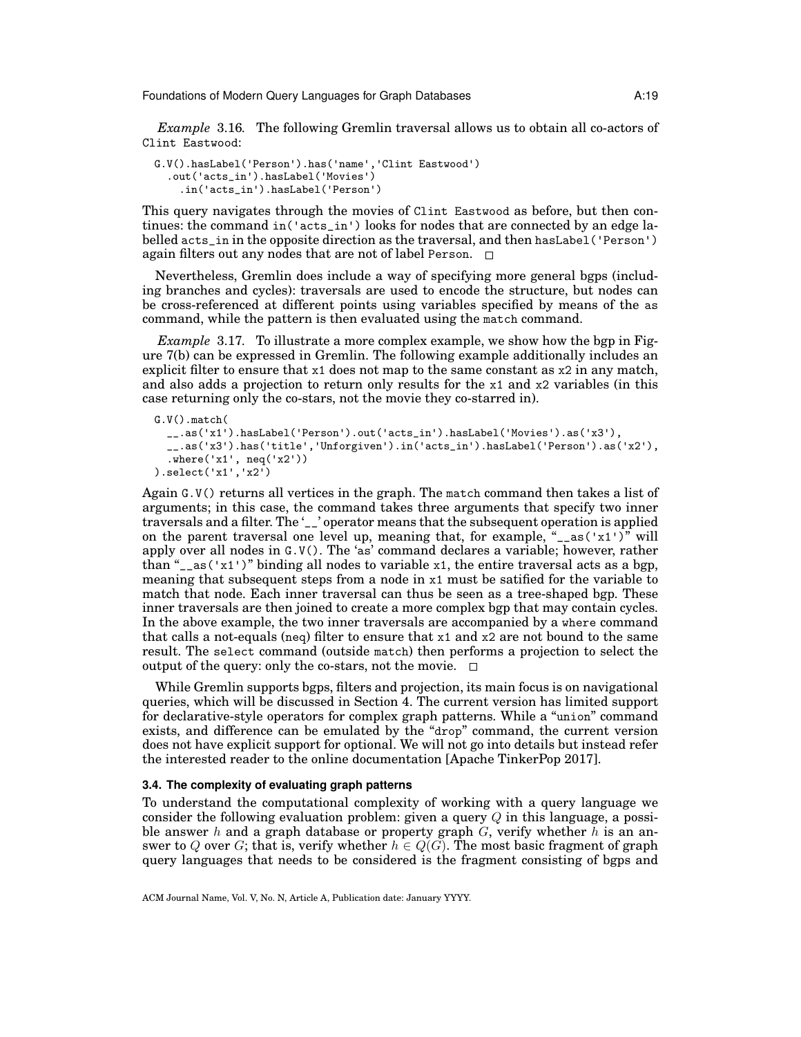*Example* 3.16. The following Gremlin traversal allows us to obtain all co-actors of `Clint Eastwood`:

```
G.V().hasLabel('Person').has('name','Clint Eastwood')
  .out('acts_in').hasLabel('Movies')
    .in('acts_in').hasLabel('Person')
```

This query navigates through the movies of `Clint Eastwood` as before, but then continues: the command `in('acts_in')` looks for nodes that are connected by an edge labelled `acts_in` in the opposite direction as the traversal, and then `hasLabel('Person')` again filters out any nodes that are not of label `Person`. □

Nevertheless, Gremlin does include a way of specifying more general bgps (including branches and cycles): traversals are used to encode the structure, but nodes can be cross-referenced at different points using variables specified by means of the `as` command, while the pattern is then evaluated using the `match` command.

*Example* 3.17. To illustrate a more complex example, we show how the bgp in Figure 7(b) can be expressed in Gremlin. The following example additionally includes an explicit filter to ensure that `x1` does not map to the same constant as `x2` in any match, and also adds a projection to return only results for the `x1` and `x2` variables (in this case returning only the co-stars, not the movie they co-starred in).

```
G.V().match(
  __.as('x1').hasLabel('Person').out('acts_in').hasLabel('Movies').as('x3'),
  __.as('x3').has('title','Unforgiven').in('acts_in').hasLabel('Person').as('x2'),
  .where('x1', neq('x2'))
).select('x1','x2')
```

Again `G.V()` returns all vertices in the graph. The `match` command then takes a list of arguments; in this case, the command takes three arguments that specify two inner traversals and a filter. The '`__`' operator means that the subsequent operation is applied on the parent traversal one level up, meaning that, for example, "`__as('x1')`" will apply over all nodes in `G.V()`. The 'as' command declares a variable; however, rather than "`__as('x1')`" binding all nodes to variable `x1`, the entire traversal acts as a bgp, meaning that subsequent steps from a node in `x1` must be satified for the variable to match that node. Each inner traversal can thus be seen as a tree-shaped bgp. These inner traversals are then joined to create a more complex bgp that may contain cycles. In the above example, the two inner traversals are accompanied by a `where` command that calls a not-equals (`neq`) filter to ensure that `x1` and `x2` are not bound to the same result. The `select` command (outside `match`) then performs a projection to select the output of the query: only the co-stars, not the movie. □

While Gremlin supports bgps, filters and projection, its main focus is on navigational queries, which will be discussed in Section 4. The current version has limited support for declarative-style operators for complex graph patterns. While a "`union`" command exists, and difference can be emulated by the "`drop`" command, the current version does not have explicit support for optional. We will not go into details but instead refer the interested reader to the online documentation [Apache TinkerPop 2017].

### 3.4. The complexity of evaluating graph patterns

To understand the computational complexity of working with a query language we consider the following evaluation problem: given a query $Q$ in this language, a possible answer $h$ and a graph database or property graph $G$, verify whether $h$ is an answer to $Q$ over $G$; that is, verify whether $h \in Q(G)$. The most basic fragment of graph query languages that needs to be considered is the fragment consisting of bgps and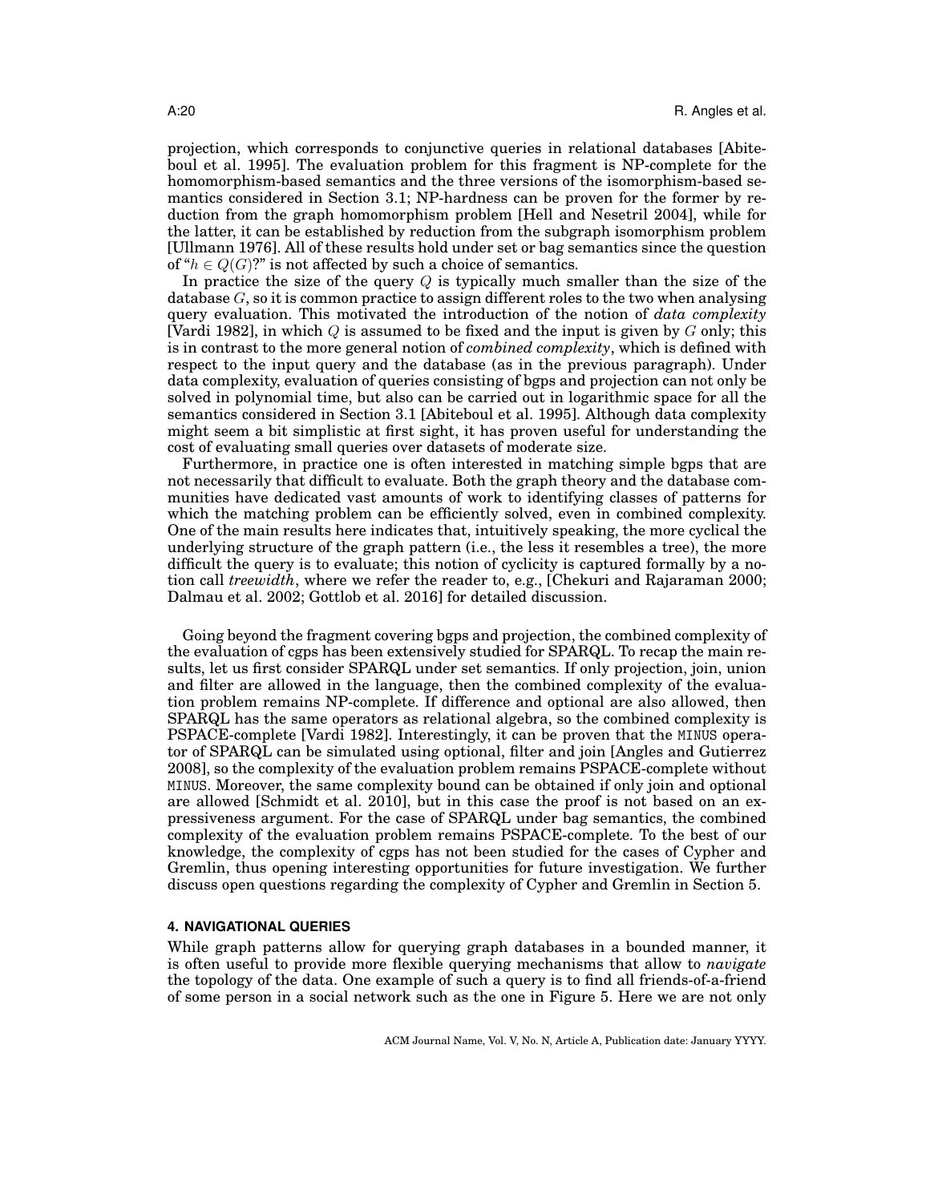projection, which corresponds to conjunctive queries in relational databases [Abiteboul et al. 1995]. The evaluation problem for this fragment is NP-complete for the homomorphism-based semantics and the three versions of the isomorphism-based semantics considered in Section 3.1; NP-hardness can be proven for the former by reduction from the graph homomorphism problem [Hell and Nesetril 2004], while for the latter, it can be established by reduction from the subgraph isomorphism problem [Ullmann 1976]. All of these results hold under set or bag semantics since the question of "$h \in Q(G)$?" is not affected by such a choice of semantics.

In practice the size of the query $Q$ is typically much smaller than the size of the database $G$, so it is common practice to assign different roles to the two when analysing query evaluation. This motivated the introduction of the notion of *data complexity* [Vardi 1982], in which $Q$ is assumed to be fixed and the input is given by $G$ only; this is in contrast to the more general notion of *combined complexity*, which is defined with respect to the input query and the database (as in the previous paragraph). Under data complexity, evaluation of queries consisting of bgps and projection can not only be solved in polynomial time, but also can be carried out in logarithmic space for all the semantics considered in Section 3.1 [Abiteboul et al. 1995]. Although data complexity might seem a bit simplistic at first sight, it has proven useful for understanding the cost of evaluating small queries over datasets of moderate size.

Furthermore, in practice one is often interested in matching simple bgps that are not necessarily that difficult to evaluate. Both the graph theory and the database communities have dedicated vast amounts of work to identifying classes of patterns for which the matching problem can be efficiently solved, even in combined complexity. One of the main results here indicates that, intuitively speaking, the more cyclical the underlying structure of the graph pattern (i.e., the less it resembles a tree), the more difficult the query is to evaluate; this notion of cyclicity is captured formally by a notion call *treewidth*, where we refer the reader to, e.g., [Chekuri and Rajaraman 2000; Dalmau et al. 2002; Gottlob et al. 2016] for detailed discussion.

Going beyond the fragment covering bgps and projection, the combined complexity of the evaluation of cgps has been extensively studied for SPARQL. To recap the main results, let us first consider SPARQL under set semantics. If only projection, join, union and filter are allowed in the language, then the combined complexity of the evaluation problem remains NP-complete. If difference and optional are also allowed, then SPARQL has the same operators as relational algebra, so the combined complexity is PSPACE-complete [Vardi 1982]. Interestingly, it can be proven that the `MINUS` operator of SPARQL can be simulated using optional, filter and join [Angles and Gutierrez 2008], so the complexity of the evaluation problem remains PSPACE-complete without `MINUS`. Moreover, the same complexity bound can be obtained if only join and optional are allowed [Schmidt et al. 2010], but in this case the proof is not based on an expressiveness argument. For the case of SPARQL under bag semantics, the combined complexity of the evaluation problem remains PSPACE-complete. To the best of our knowledge, the complexity of cgps has not been studied for the cases of Cypher and Gremlin, thus opening interesting opportunities for future investigation. We further discuss open questions regarding the complexity of Cypher and Gremlin in Section 5.

## 4. NAVIGATIONAL QUERIES

While graph patterns allow for querying graph databases in a bounded manner, it is often useful to provide more flexible querying mechanisms that allow to *navigate* the topology of the data. One example of such a query is to find all friends-of-a-friend of some person in a social network such as the one in Figure 5. Here we are not only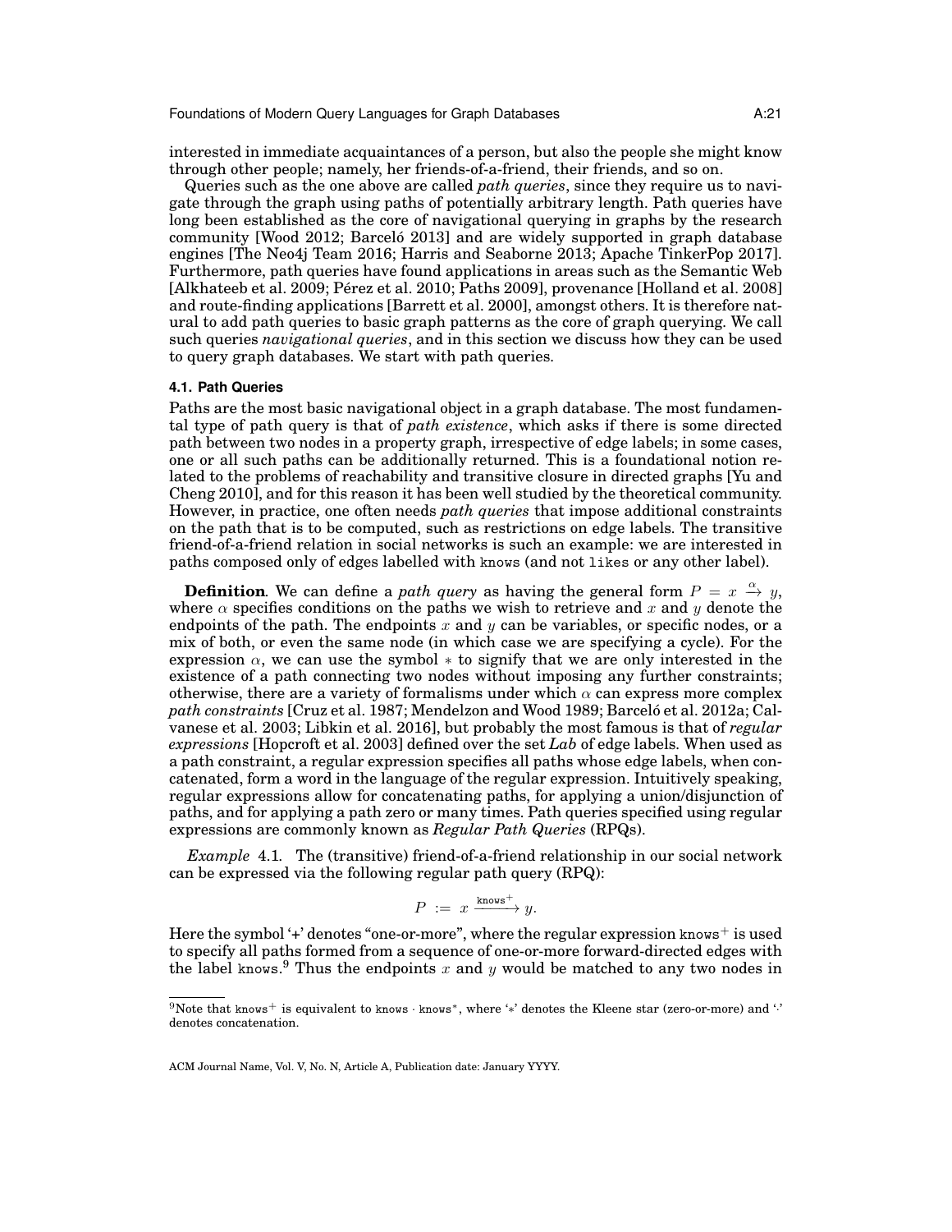interested in immediate acquaintances of a person, but also the people she might know through other people; namely, her friends-of-a-friend, their friends, and so on.

Queries such as the one above are called *path queries*, since they require us to navigate through the graph using paths of potentially arbitrary length. Path queries have long been established as the core of navigational querying in graphs by the research community [Wood 2012; Barceló 2013] and are widely supported in graph database engines [The Neo4j Team 2016; Harris and Seaborne 2013; Apache TinkerPop 2017]. Furthermore, path queries have found applications in areas such as the Semantic Web [Alkhateeb et al. 2009; Pérez et al. 2010; Paths 2009], provenance [Holland et al. 2008] and route-finding applications [Barrett et al. 2000], amongst others. It is therefore natural to add path queries to basic graph patterns as the core of graph querying. We call such queries *navigational queries*, and in this section we discuss how they can be used to query graph databases. We start with path queries.

### 4.1. Path Queries

Paths are the most basic navigational object in a graph database. The most fundamental type of path query is that of *path existence*, which asks if there is some directed path between two nodes in a property graph, irrespective of edge labels; in some cases, one or all such paths can be additionally returned. This is a foundational notion related to the problems of reachability and transitive closure in directed graphs [Yu and Cheng 2010], and for this reason it has been well studied by the theoretical community. However, in practice, one often needs *path queries* that impose additional constraints on the path that is to be computed, such as restrictions on edge labels. The transitive friend-of-a-friend relation in social networks is such an example: we are interested in paths composed only of edges labelled with `knows` (and not `likes` or any other label).

**Definition**. We can define a *path query* as having the general form $P = x \xrightarrow{\alpha} y$, where $\alpha$ specifies conditions on the paths we wish to retrieve and $x$ and $y$ denote the endpoints of the path. The endpoints $x$ and $y$ can be variables, or specific nodes, or a mix of both, or even the same node (in which case we are specifying a cycle). For the expression $\alpha$, we can use the symbol $*$ to signify that we are only interested in the existence of a path connecting two nodes without imposing any further constraints; otherwise, there are a variety of formalisms under which $\alpha$ can express more complex *path constraints* [Cruz et al. 1987; Mendelzon and Wood 1989; Barceló et al. 2012a; Calvanese et al. 2003; Libkin et al. 2016], but probably the most famous is that of *regular expressions* [Hopcroft et al. 2003] defined over the set *Lab* of edge labels. When used as a path constraint, a regular expression specifies all paths whose edge labels, when concatenated, form a word in the language of the regular expression. Intuitively speaking, regular expressions allow for concatenating paths, for applying a union/disjunction of paths, and for applying a path zero or many times. Path queries specified using regular expressions are commonly known as *Regular Path Queries* (RPQs).

*Example* 4.1. The (transitive) friend-of-a-friend relationship in our social network can be expressed via the following regular path query (RPQ):

$$P \;:=\; x \xrightarrow{\texttt{knows}^+} y.$$

Here the symbol '+' denotes "one-or-more", where the regular expression $\texttt{knows}^+$ is used to specify all paths formed from a sequence of one-or-more forward-directed edges with the label `knows`.[9] Thus the endpoints $x$ and $y$ would be matched to any two nodes in

[9] Note that $\texttt{knows}^+$ is equivalent to $\texttt{knows} \cdot \texttt{knows}^*$, where '$*$' denotes the Kleene star (zero-or-more) and '$\cdot$' denotes concatenation.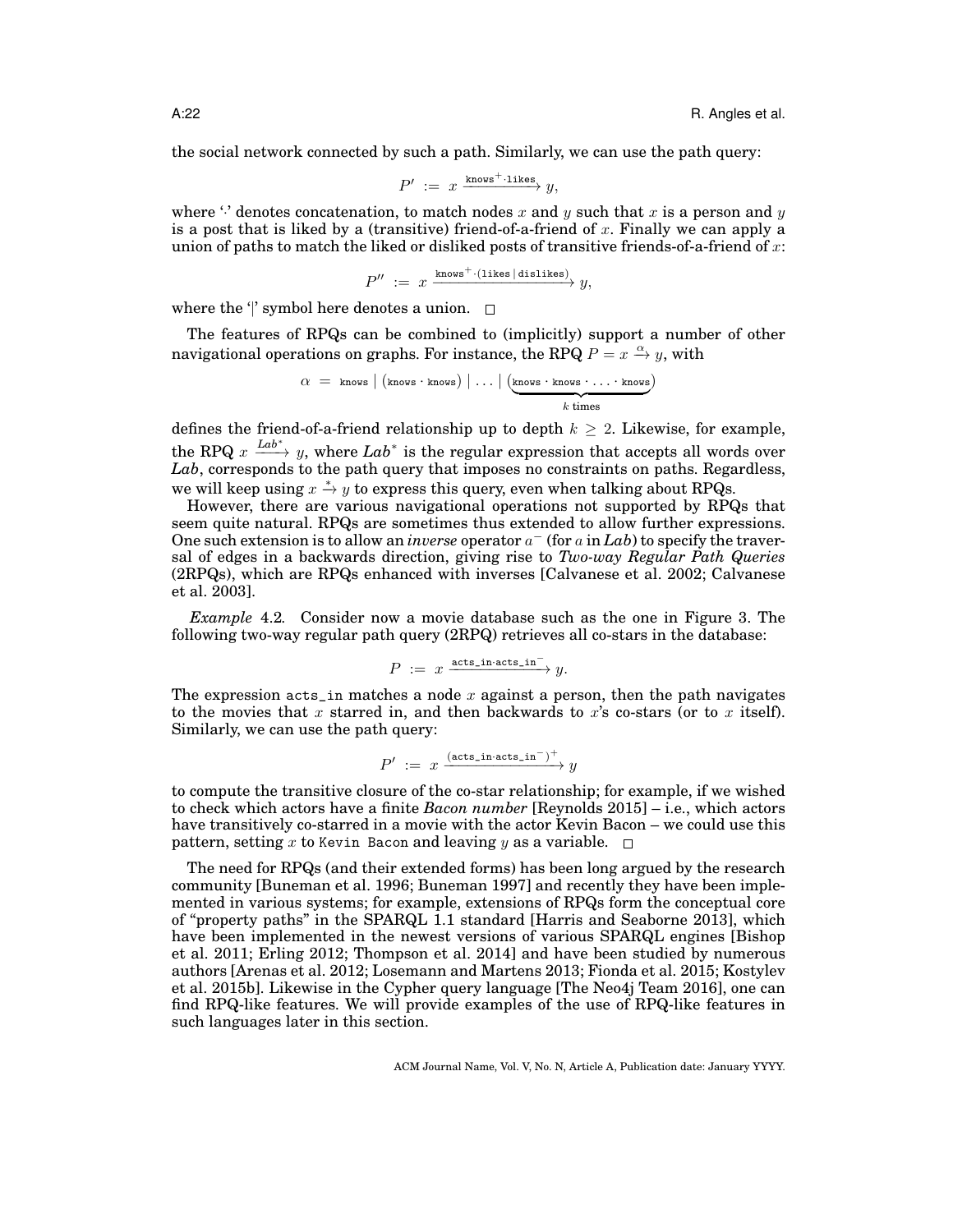the social network connected by such a path. Similarly, we can use the path query:

$$P' := x \xrightarrow{\texttt{knows}^+ \cdot \texttt{likes}} y,$$

where '·' denotes concatenation, to match nodes $x$ and $y$ such that $x$ is a person and $y$ is a post that is liked by a (transitive) friend-of-a-friend of $x$. Finally we can apply a union of paths to match the liked or disliked posts of transitive friends-of-a-friend of $x$:

$$P'' := x \xrightarrow{\texttt{knows}^+ \cdot (\texttt{likes} \,|\, \texttt{dislikes})} y,$$

where the '|' symbol here denotes a union. □

The features of RPQs can be combined to (implicitly) support a number of other navigational operations on graphs. For instance, the RPQ $P = x \xrightarrow{\alpha} y$, with

$$\alpha \ = \ \texttt{knows} \mid (\texttt{knows} \cdot \texttt{knows}) \mid \ldots \mid \underbrace{(\texttt{knows} \cdot \texttt{knows} \cdot \ldots \cdot \texttt{knows})}_{k \text{ times}}$$

defines the friend-of-a-friend relationship up to depth $k \geq 2$. Likewise, for example, the RPQ $x \xrightarrow{Lab^*} y$, where $Lab^*$ is the regular expression that accepts all words over $Lab$, corresponds to the path query that imposes no constraints on paths. Regardless, we will keep using $x \xrightarrow{*} y$ to express this query, even when talking about RPQs.

However, there are various navigational operations not supported by RPQs that seem quite natural. RPQs are sometimes thus extended to allow further expressions. One such extension is to allow an *inverse* operator $a^-$ (for $a$ in $Lab$) to specify the traversal of edges in a backwards direction, giving rise to *Two-way Regular Path Queries* (2RPQs), which are RPQs enhanced with inverses [Calvanese et al. 2002; Calvanese et al. 2003].

*Example* 4.2. Consider now a movie database such as the one in Figure 3. The following two-way regular path query (2RPQ) retrieves all co-stars in the database:

$$P := x \xrightarrow{\texttt{acts\_in} \cdot \texttt{acts\_in}^-} y.$$

The expression `acts_in` matches a node $x$ against a person, then the path navigates to the movies that $x$ starred in, and then backwards to $x$'s co-stars (or to $x$ itself). Similarly, we can use the path query:

$$P' := x \xrightarrow{(\texttt{acts\_in} \cdot \texttt{acts\_in}^-)^+} y$$

to compute the transitive closure of the co-star relationship; for example, if we wished to check which actors have a finite *Bacon number* [Reynolds 2015] – i.e., which actors have transitively co-starred in a movie with the actor Kevin Bacon – we could use this pattern, setting $x$ to `Kevin Bacon` and leaving $y$ as a variable. □

The need for RPQs (and their extended forms) has been long argued by the research community [Buneman et al. 1996; Buneman 1997] and recently they have been implemented in various systems; for example, extensions of RPQs form the conceptual core of "property paths" in the SPARQL 1.1 standard [Harris and Seaborne 2013], which have been implemented in the newest versions of various SPARQL engines [Bishop et al. 2011; Erling 2012; Thompson et al. 2014] and have been studied by numerous authors [Arenas et al. 2012; Losemann and Martens 2013; Fionda et al. 2015; Kostylev et al. 2015b]. Likewise in the Cypher query language [The Neo4j Team 2016], one can find RPQ-like features. We will provide examples of the use of RPQ-like features in such languages later in this section.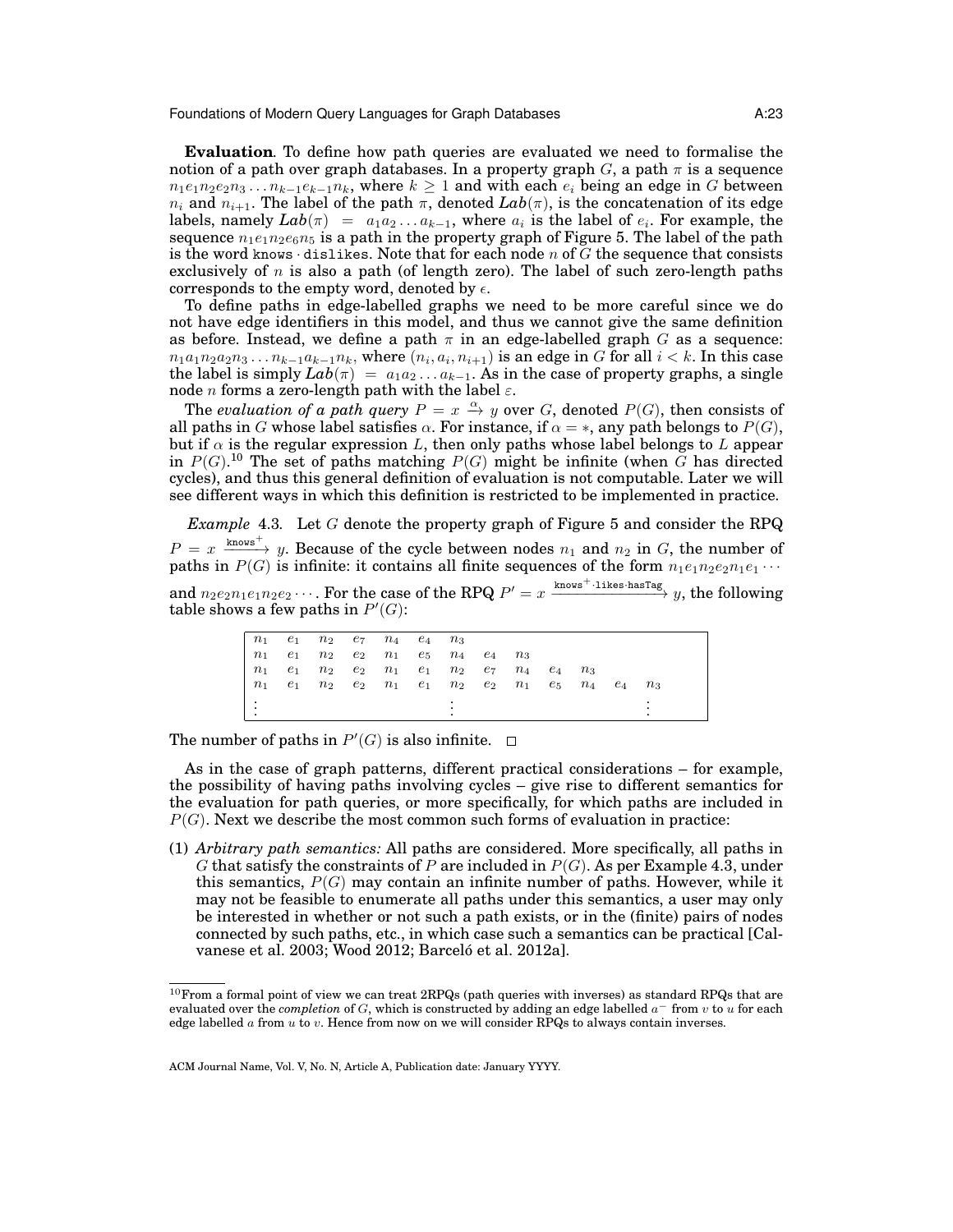**Evaluation**. To define how path queries are evaluated we need to formalise the notion of a path over graph databases. In a property graph $G$, a path $\pi$ is a sequence $n_1e_1n_2e_2n_3 \ldots n_{k-1}e_{k-1}n_k$, where $k \geq 1$ and with each $e_i$ being an edge in $G$ between $n_i$ and $n_{i+1}$. The label of the path $\pi$, denoted $\boldsymbol{Lab}(\pi)$, is the concatenation of its edge labels, namely $\boldsymbol{Lab}(\pi) = a_1a_2 \ldots a_{k-1}$, where $a_i$ is the label of $e_i$. For example, the sequence $n_1e_1n_2e_6n_5$ is a path in the property graph of Figure 5. The label of the path is the word $\texttt{knows} \cdot \texttt{dislikes}$. Note that for each node $n$ of $G$ the sequence that consists exclusively of $n$ is also a path (of length zero). The label of such zero-length paths corresponds to the empty word, denoted by $\epsilon$.

To define paths in edge-labelled graphs we need to be more careful since we do not have edge identifiers in this model, and thus we cannot give the same definition as before. Instead, we define a path $\pi$ in an edge-labelled graph $G$ as a sequence: $n_1a_1n_2a_2n_3 \ldots n_{k-1}a_{k-1}n_k$, where $(n_i, a_i, n_{i+1})$ is an edge in $G$ for all $i < k$. In this case the label is simply $\boldsymbol{Lab}(\pi) = a_1a_2 \ldots a_{k-1}$. As in the case of property graphs, a single node $n$ forms a zero-length path with the label $\varepsilon$.

The *evaluation of a path query* $P = x \xrightarrow{\alpha} y$ over $G$, denoted $P(G)$, then consists of all paths in $G$ whose label satisfies $\alpha$. For instance, if $\alpha = *$, any path belongs to $P(G)$, but if $\alpha$ is the regular expression $L$, then only paths whose label belongs to $L$ appear in $P(G)$.[10] The set of paths matching $P(G)$ might be infinite (when $G$ has directed cycles), and thus this general definition of evaluation is not computable. Later we will see different ways in which this definition is restricted to be implemented in practice.

*Example* 4.3. Let $G$ denote the property graph of Figure 5 and consider the RPQ $P = x \xrightarrow{\texttt{knows}^+} y$. Because of the cycle between nodes $n_1$ and $n_2$ in $G$, the number of paths in $P(G)$ is infinite: it contains all finite sequences of the form $n_1e_1n_2e_2n_1e_1 \cdots$ and $n_2e_2n_1e_1n_2e_2 \cdots$. For the case of the RPQ $P' = x \xrightarrow{\texttt{knows}^+ \cdot \texttt{likes} \cdot \texttt{hasTag}} y$, the following table shows a few paths in $P'(G)$:

| | | | | | | | | | | | | | | |
|---|---|---|---|---|---|---|---|---|---|---|---|---|---|---|
| $n_1$ | $e_1$ | $n_2$ | $e_7$ | $n_4$ | $e_4$ | $n_3$ | | | | | | | | |
| $n_1$ | $e_1$ | $n_2$ | $e_2$ | $n_1$ | $e_5$ | $n_4$ | $e_4$ | $n_3$ | | | | | | |
| $n_1$ | $e_1$ | $n_2$ | $e_2$ | $n_1$ | $e_1$ | $n_2$ | $e_7$ | $n_4$ | $e_4$ | $n_3$ | | | | |
| $n_1$ | $e_1$ | $n_2$ | $e_2$ | $n_1$ | $e_1$ | $n_2$ | $e_2$ | $n_1$ | $e_5$ | $n_4$ | $e_4$ | $n_3$ | | |
| ⋮ | | | | | | ⋮ | | | | | | | ⋮ | |

The number of paths in $P'(G)$ is also infinite. □

As in the case of graph patterns, different practical considerations – for example, the possibility of having paths involving cycles – give rise to different semantics for the evaluation for path queries, or more specifically, for which paths are included in $P(G)$. Next we describe the most common such forms of evaluation in practice:

(1) *Arbitrary path semantics:* All paths are considered. More specifically, all paths in $G$ that satisfy the constraints of $P$ are included in $P(G)$. As per Example 4.3, under this semantics, $P(G)$ may contain an infinite number of paths. However, while it may not be feasible to enumerate all paths under this semantics, a user may only be interested in whether or not such a path exists, or in the (finite) pairs of nodes connected by such paths, etc., in which case such a semantics can be practical [Calvanese et al. 2003; Wood 2012; Barceló et al. 2012a].

[10] From a formal point of view we can treat 2RPQs (path queries with inverses) as standard RPQs that are evaluated over the *completion* of $G$, which is constructed by adding an edge labelled $a^-$ from $v$ to $u$ for each edge labelled $a$ from $u$ to $v$. Hence from now on we will consider RPQs to always contain inverses.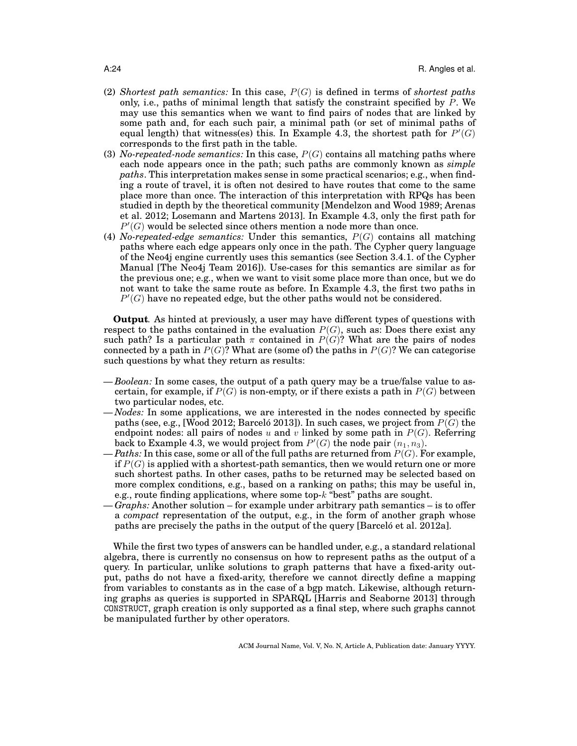(2) *Shortest path semantics:* In this case, $P(G)$ is defined in terms of *shortest paths* only, i.e., paths of minimal length that satisfy the constraint specified by $P$. We may use this semantics when we want to find pairs of nodes that are linked by some path and, for each such pair, a minimal path (or set of minimal paths of equal length) that witness(es) this. In Example 4.3, the shortest path for $P'(G)$ corresponds to the first path in the table.

(3) *No-repeated-node semantics:* In this case, $P(G)$ contains all matching paths where each node appears once in the path; such paths are commonly known as *simple paths*. This interpretation makes sense in some practical scenarios; e.g., when finding a route of travel, it is often not desired to have routes that come to the same place more than once. The interaction of this interpretation with RPQs has been studied in depth by the theoretical community [Mendelzon and Wood 1989; Arenas et al. 2012; Losemann and Martens 2013]. In Example 4.3, only the first path for $P'(G)$ would be selected since others mention a node more than once.

(4) *No-repeated-edge semantics:* Under this semantics, $P(G)$ contains all matching paths where each edge appears only once in the path. The Cypher query language of the Neo4j engine currently uses this semantics (see Section 3.4.1. of the Cypher Manual [The Neo4j Team 2016]). Use-cases for this semantics are similar as for the previous one; e.g., when we want to visit some place more than once, but we do not want to take the same route as before. In Example 4.3, the first two paths in $P'(G)$ have no repeated edge, but the other paths would not be considered.

**Output**. As hinted at previously, a user may have different types of questions with respect to the paths contained in the evaluation $P(G)$, such as: Does there exist any such path? Is a particular path $\pi$ contained in $P(G)$? What are the pairs of nodes connected by a path in $P(G)$? What are (some of) the paths in $P(G)$? We can categorise such questions by what they return as results:

— *Boolean:* In some cases, the output of a path query may be a true/false value to ascertain, for example, if $P(G)$ is non-empty, or if there exists a path in $P(G)$ between two particular nodes, etc.

— *Nodes:* In some applications, we are interested in the nodes connected by specific paths (see, e.g., [Wood 2012; Barceló 2013]). In such cases, we project from $P(G)$ the endpoint nodes: all pairs of nodes $u$ and $v$ linked by some path in $P(G)$. Referring back to Example 4.3, we would project from $P'(G)$ the node pair $(n_1, n_3)$.

— *Paths:* In this case, some or all of the full paths are returned from $P(G)$. For example, if $P(G)$ is applied with a shortest-path semantics, then we would return one or more such shortest paths. In other cases, paths to be returned may be selected based on more complex conditions, e.g., based on a ranking on paths; this may be useful in, e.g., route finding applications, where some top-$k$ "best" paths are sought.

— *Graphs:* Another solution – for example under arbitrary path semantics – is to offer a *compact* representation of the output, e.g., in the form of another graph whose paths are precisely the paths in the output of the query [Barceló et al. 2012a].

While the first two types of answers can be handled under, e.g., a standard relational algebra, there is currently no consensus on how to represent paths as the output of a query. In particular, unlike solutions to graph patterns that have a fixed-arity output, paths do not have a fixed-arity, therefore we cannot directly define a mapping from variables to constants as in the case of a bgp match. Likewise, although returning graphs as queries is supported in SPARQL [Harris and Seaborne 2013] through CONSTRUCT, graph creation is only supported as a final step, where such graphs cannot be manipulated further by other operators.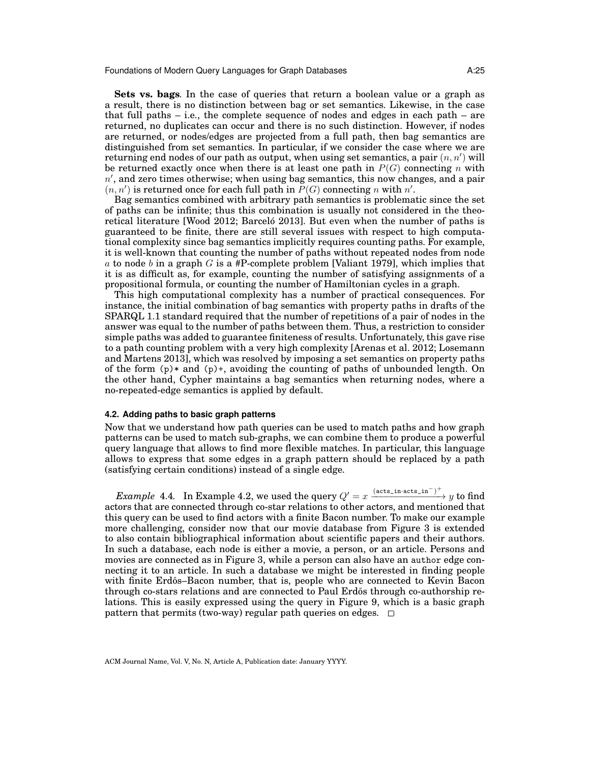**Sets vs. bags**. In the case of queries that return a boolean value or a graph as a result, there is no distinction between bag or set semantics. Likewise, in the case that full paths – i.e., the complete sequence of nodes and edges in each path – are returned, no duplicates can occur and there is no such distinction. However, if nodes are returned, or nodes/edges are projected from a full path, then bag semantics are distinguished from set semantics. In particular, if we consider the case where we are returning end nodes of our path as output, when using set semantics, a pair $(n, n')$ will be returned exactly once when there is at least one path in $P(G)$ connecting $n$ with $n'$, and zero times otherwise; when using bag semantics, this now changes, and a pair $(n, n')$ is returned once for each full path in $P(G)$ connecting $n$ with $n'$.

Bag semantics combined with arbitrary path semantics is problematic since the set of paths can be infinite; thus this combination is usually not considered in the theoretical literature [Wood 2012; Barceló 2013]. But even when the number of paths is guaranteed to be finite, there are still several issues with respect to high computational complexity since bag semantics implicitly requires counting paths. For example, it is well-known that counting the number of paths without repeated nodes from node $a$ to node $b$ in a graph $G$ is a #P-complete problem [Valiant 1979], which implies that it is as difficult as, for example, counting the number of satisfying assignments of a propositional formula, or counting the number of Hamiltonian cycles in a graph.

This high computational complexity has a number of practical consequences. For instance, the initial combination of bag semantics with property paths in drafts of the SPARQL 1.1 standard required that the number of repetitions of a pair of nodes in the answer was equal to the number of paths between them. Thus, a restriction to consider simple paths was added to guarantee finiteness of results. Unfortunately, this gave rise to a path counting problem with a very high complexity [Arenas et al. 2012; Losemann and Martens 2013], which was resolved by imposing a set semantics on property paths of the form `(p)*` and `(p)+`, avoiding the counting of paths of unbounded length. On the other hand, Cypher maintains a bag semantics when returning nodes, where a no-repeated-edge semantics is applied by default.

### 4.2. Adding paths to basic graph patterns

Now that we understand how path queries can be used to match paths and how graph patterns can be used to match sub-graphs, we can combine them to produce a powerful query language that allows to find more flexible matches. In particular, this language allows to express that some edges in a graph pattern should be replaced by a path (satisfying certain conditions) instead of a single edge.

*Example* 4.4. In Example 4.2, we used the query $Q' = x \xrightarrow{(\texttt{acts\_in}\cdot\texttt{acts\_in}^-)^+} y$ to find actors that are connected through co-star relations to other actors, and mentioned that this query can be used to find actors with a finite Bacon number. To make our example more challenging, consider now that our movie database from Figure 3 is extended to also contain bibliographical information about scientific papers and their authors. In such a database, each node is either a movie, a person, or an article. Persons and movies are connected as in Figure 3, while a person can also have an `author` edge connecting it to an article. In such a database we might be interested in finding people with finite Erdős–Bacon number, that is, people who are connected to Kevin Bacon through co-stars relations and are connected to Paul Erdős through co-authorship relations. This is easily expressed using the query in Figure 9, which is a basic graph pattern that permits (two-way) regular path queries on edges. □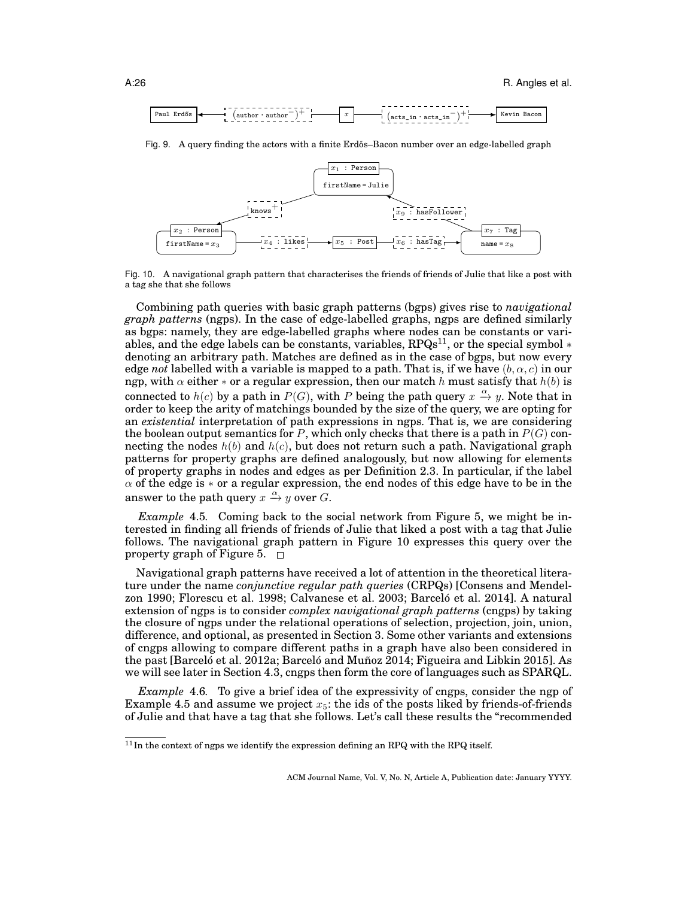Fig. 9. A query finding the actors with a finite Erdős–Bacon number over an edge-labelled graph

Fig. 10. A navigational graph pattern that characterises the friends of friends of Julie that like a post with a tag she that she follows

Combining path queries with basic graph patterns (bgps) gives rise to *navigational graph patterns* (ngps). In the case of edge-labelled graphs, ngps are defined similarly as bgps: namely, they are edge-labelled graphs where nodes can be constants or variables, and the edge labels can be constants, variables, RPQs[11], or the special symbol $*$ denoting an arbitrary path. Matches are defined as in the case of bgps, but now every edge *not* labelled with a variable is mapped to a path. That is, if we have $(b, \alpha, c)$ in our ngp, with $\alpha$ either $*$ or a regular expression, then our match $h$ must satisfy that $h(b)$ is connected to $h(c)$ by a path in $P(G)$, with $P$ being the path query $x \xrightarrow{\alpha} y$. Note that in order to keep the arity of matchings bounded by the size of the query, we are opting for an *existential* interpretation of path expressions in ngps. That is, we are considering the boolean output semantics for $P$, which only checks that there is a path in $P(G)$ connecting the nodes $h(b)$ and $h(c)$, but does not return such a path. Navigational graph patterns for property graphs are defined analogously, but now allowing for elements of property graphs in nodes and edges as per Definition 2.3. In particular, if the label $\alpha$ of the edge is $*$ or a regular expression, the end nodes of this edge have to be in the answer to the path query $x \xrightarrow{\alpha} y$ over $G$.

*Example* 4.5. Coming back to the social network from Figure 5, we might be interested in finding all friends of friends of Julie that liked a post with a tag that Julie follows. The navigational graph pattern in Figure 10 expresses this query over the property graph of Figure 5. □

Navigational graph patterns have received a lot of attention in the theoretical literature under the name *conjunctive regular path queries* (CRPQs) [Consens and Mendelzon 1990; Florescu et al. 1998; Calvanese et al. 2003; Barceló et al. 2014]. A natural extension of ngps is to consider *complex navigational graph patterns* (cngps) by taking the closure of ngps under the relational operations of selection, projection, join, union, difference, and optional, as presented in Section 3. Some other variants and extensions of cngps allowing to compare different paths in a graph have also been considered in the past [Barceló et al. 2012a; Barceló and Muñoz 2014; Figueira and Libkin 2015]. As we will see later in Section 4.3, cngps then form the core of languages such as SPARQL.

*Example* 4.6. To give a brief idea of the expressivity of cngps, consider the ngp of Example 4.5 and assume we project $x_5$: the ids of the posts liked by friends-of-friends of Julie and that have a tag that she follows. Let's call these results the "recommended

[11] In the context of ngps we identify the expression defining an RPQ with the RPQ itself.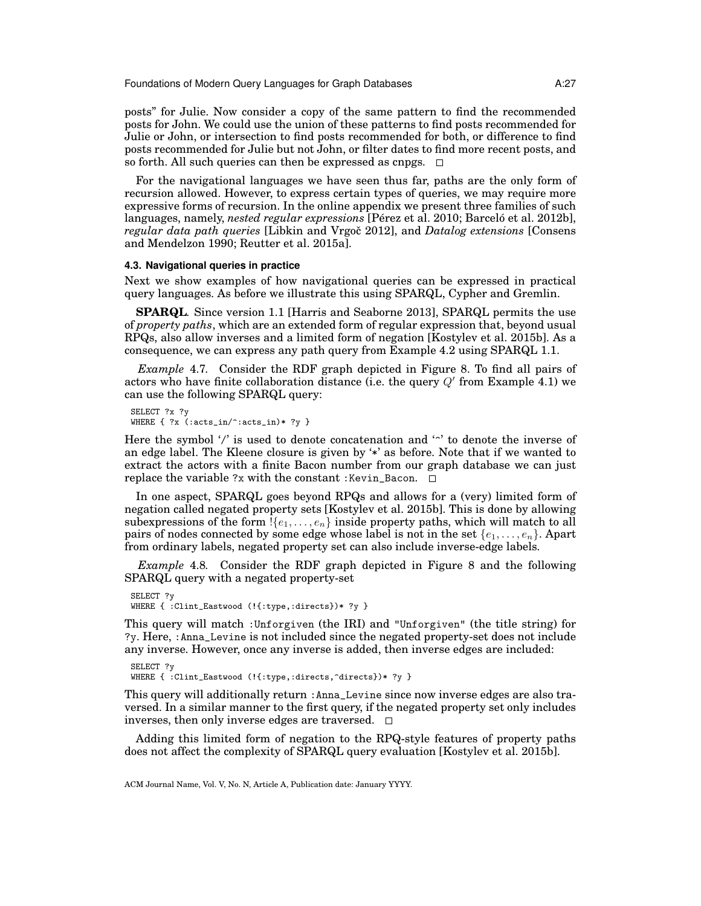posts" for Julie. Now consider a copy of the same pattern to find the recommended posts for John. We could use the union of these patterns to find posts recommended for Julie or John, or intersection to find posts recommended for both, or difference to find posts recommended for Julie but not John, or filter dates to find more recent posts, and so forth. All such queries can then be expressed as cnpgs. □

For the navigational languages we have seen thus far, paths are the only form of recursion allowed. However, to express certain types of queries, we may require more expressive forms of recursion. In the online appendix we present three families of such languages, namely, *nested regular expressions* [Pérez et al. 2010; Barceló et al. 2012b], *regular data path queries* [Libkin and Vrgoč 2012], and *Datalog extensions* [Consens and Mendelzon 1990; Reutter et al. 2015a].

### 4.3. Navigational queries in practice

Next we show examples of how navigational queries can be expressed in practical query languages. As before we illustrate this using SPARQL, Cypher and Gremlin.

**SPARQL**. Since version 1.1 [Harris and Seaborne 2013], SPARQL permits the use of *property paths*, which are an extended form of regular expression that, beyond usual RPQs, also allow inverses and a limited form of negation [Kostylev et al. 2015b]. As a consequence, we can express any path query from Example 4.2 using SPARQL 1.1.

*Example* 4.7. Consider the RDF graph depicted in Figure 8. To find all pairs of actors who have finite collaboration distance (i.e. the query $Q'$ from Example 4.1) we can use the following SPARQL query:

```
SELECT ?x ?y
WHERE { ?x (:acts_in/^:acts_in)* ?y }
```

Here the symbol '/' is used to denote concatenation and '^' to denote the inverse of an edge label. The Kleene closure is given by '*' as before. Note that if we wanted to extract the actors with a finite Bacon number from our graph database we can just replace the variable `?x` with the constant `:Kevin_Bacon`. □

In one aspect, SPARQL goes beyond RPQs and allows for a (very) limited form of negation called negated property sets [Kostylev et al. 2015b]. This is done by allowing subexpressions of the form $!\{e_1, \ldots, e_n\}$ inside property paths, which will match to all pairs of nodes connected by some edge whose label is not in the set $\{e_1, \ldots, e_n\}$. Apart from ordinary labels, negated property set can also include inverse-edge labels.

*Example* 4.8. Consider the RDF graph depicted in Figure 8 and the following SPARQL query with a negated property-set

```
SELECT ?y
WHERE { :Clint_Eastwood (!{:type,:directs})* ?y }
```

This query will match `:Unforgiven` (the IRI) and `"Unforgiven"` (the title string) for `?y`. Here, `:Anna_Levine` is not included since the negated property-set does not include any inverse. However, once any inverse is added, then inverse edges are included:

```
SELECT ?y
WHERE { :Clint_Eastwood (!{:type,:directs,^directs})* ?y }
```

This query will additionally return `:Anna_Levine` since now inverse edges are also traversed. In a similar manner to the first query, if the negated property set only includes inverses, then only inverse edges are traversed. □

Adding this limited form of negation to the RPQ-style features of property paths does not affect the complexity of SPARQL query evaluation [Kostylev et al. 2015b].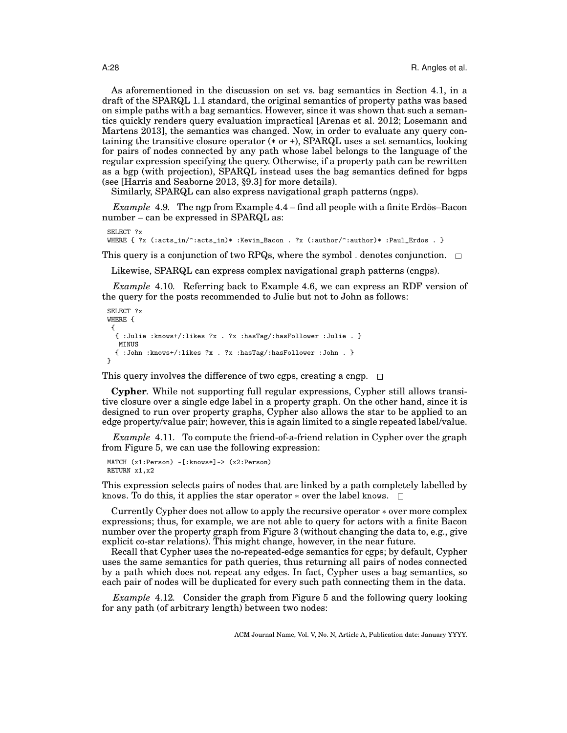As aforementioned in the discussion on set vs. bag semantics in Section 4.1, in a draft of the SPARQL 1.1 standard, the original semantics of property paths was based on simple paths with a bag semantics. However, since it was shown that such a semantics quickly renders query evaluation impractical [Arenas et al. 2012; Losemann and Martens 2013], the semantics was changed. Now, in order to evaluate any query containing the transitive closure operator (* or +), SPARQL uses a set semantics, looking for pairs of nodes connected by any path whose label belongs to the language of the regular expression specifying the query. Otherwise, if a property path can be rewritten as a bgp (with projection), SPARQL instead uses the bag semantics defined for bgps (see [Harris and Seaborne 2013, §9.3] for more details).

Similarly, SPARQL can also express navigational graph patterns (ngps).

*Example* 4.9. The ngp from Example 4.4 – find all people with a finite Erdős–Bacon number – can be expressed in SPARQL as:

```
SELECT ?x
WHERE { ?x (:acts_in/^:acts_in)* :Kevin_Bacon . ?x (:author/^:author)* :Paul_Erdos . }
```

This query is a conjunction of two RPQs, where the symbol . denotes conjunction. □

Likewise, SPARQL can express complex navigational graph patterns (cngps).

*Example* 4.10. Referring back to Example 4.6, we can express an RDF version of the query for the posts recommended to Julie but not to John as follows:

```
SELECT ?x
WHERE {
 {
  { :Julie :knows+/:likes ?x . ?x :hasTag/:hasFollower :Julie . }
   MINUS
  { :John :knows+/:likes ?x . ?x :hasTag/:hasFollower :John . }
}
```

This query involves the difference of two cgps, creating a cngp. □

**Cypher**. While not supporting full regular expressions, Cypher still allows transitive closure over a single edge label in a property graph. On the other hand, since it is designed to run over property graphs, Cypher also allows the star to be applied to an edge property/value pair; however, this is again limited to a single repeated label/value.

*Example* 4.11. To compute the friend-of-a-friend relation in Cypher over the graph from Figure 5, we can use the following expression:

```
MATCH (x1:Person) -[:knows*]-> (x2:Person)
RETURN x1,x2
```

This expression selects pairs of nodes that are linked by a path completely labelled by knows. To do this, it applies the star operator $*$ over the label knows. □

Currently Cypher does not allow to apply the recursive operator $*$ over more complex expressions; thus, for example, we are not able to query for actors with a finite Bacon number over the property graph from Figure 3 (without changing the data to, e.g., give explicit co-star relations). This might change, however, in the near future.

Recall that Cypher uses the no-repeated-edge semantics for cgps; by default, Cypher uses the same semantics for path queries, thus returning all pairs of nodes connected by a path which does not repeat any edges. In fact, Cypher uses a bag semantics, so each pair of nodes will be duplicated for every such path connecting them in the data.

*Example* 4.12. Consider the graph from Figure 5 and the following query looking for any path (of arbitrary length) between two nodes: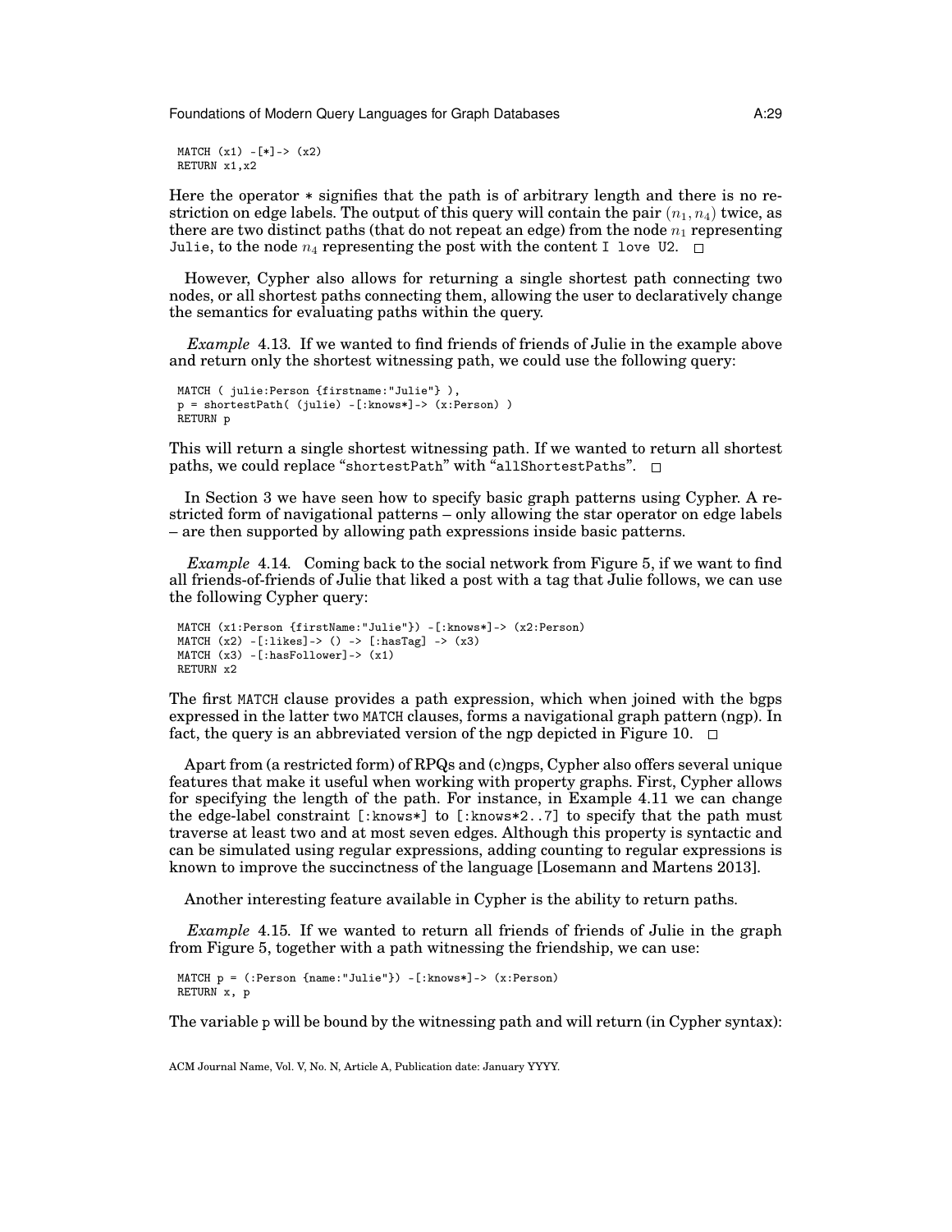```
MATCH (x1) -[*]-> (x2)
RETURN x1,x2
```

Here the operator * signifies that the path is of arbitrary length and there is no restriction on edge labels. The output of this query will contain the pair $(n_1, n_4)$ twice, as there are two distinct paths (that do not repeat an edge) from the node $n_1$ representing `Julie`, to the node $n_4$ representing the post with the content `I love U2`. □

However, Cypher also allows for returning a single shortest path connecting two nodes, or all shortest paths connecting them, allowing the user to declaratively change the semantics for evaluating paths within the query.

*Example* 4.13. If we wanted to find friends of friends of Julie in the example above and return only the shortest witnessing path, we could use the following query:

```
MATCH ( julie:Person {firstname:"Julie"} ),
p = shortestPath( (julie) -[:knows*]-> (x:Person) )
RETURN p
```

This will return a single shortest witnessing path. If we wanted to return all shortest paths, we could replace "`shortestPath`" with "`allShortestPaths`". □

In Section 3 we have seen how to specify basic graph patterns using Cypher. A restricted form of navigational patterns – only allowing the star operator on edge labels – are then supported by allowing path expressions inside basic patterns.

*Example* 4.14. Coming back to the social network from Figure 5, if we want to find all friends-of-friends of Julie that liked a post with a tag that Julie follows, we can use the following Cypher query:

```
MATCH (x1:Person {firstName:"Julie"}) -[:knows*]-> (x2:Person)
MATCH (x2) -[:likes]-> () -> [:hasTag] -> (x3)
MATCH (x3) -[:hasFollower]-> (x1)
RETURN x2
```

The first `MATCH` clause provides a path expression, which when joined with the bgps expressed in the latter two `MATCH` clauses, forms a navigational graph pattern (ngp). In fact, the query is an abbreviated version of the ngp depicted in Figure 10. □

Apart from (a restricted form) of RPQs and (c)ngps, Cypher also offers several unique features that make it useful when working with property graphs. First, Cypher allows for specifying the length of the path. For instance, in Example 4.11 we can change the edge-label constraint `[:knows*]` to `[:knows*2..7]` to specify that the path must traverse at least two and at most seven edges. Although this property is syntactic and can be simulated using regular expressions, adding counting to regular expressions is known to improve the succinctness of the language [Losemann and Martens 2013].

Another interesting feature available in Cypher is the ability to return paths.

*Example* 4.15. If we wanted to return all friends of friends of Julie in the graph from Figure 5, together with a path witnessing the friendship, we can use:

```
MATCH p = (:Person {name:"Julie"}) -[:knows*]-> (x:Person)
RETURN x, p
```

The variable p will be bound by the witnessing path and will return (in Cypher syntax):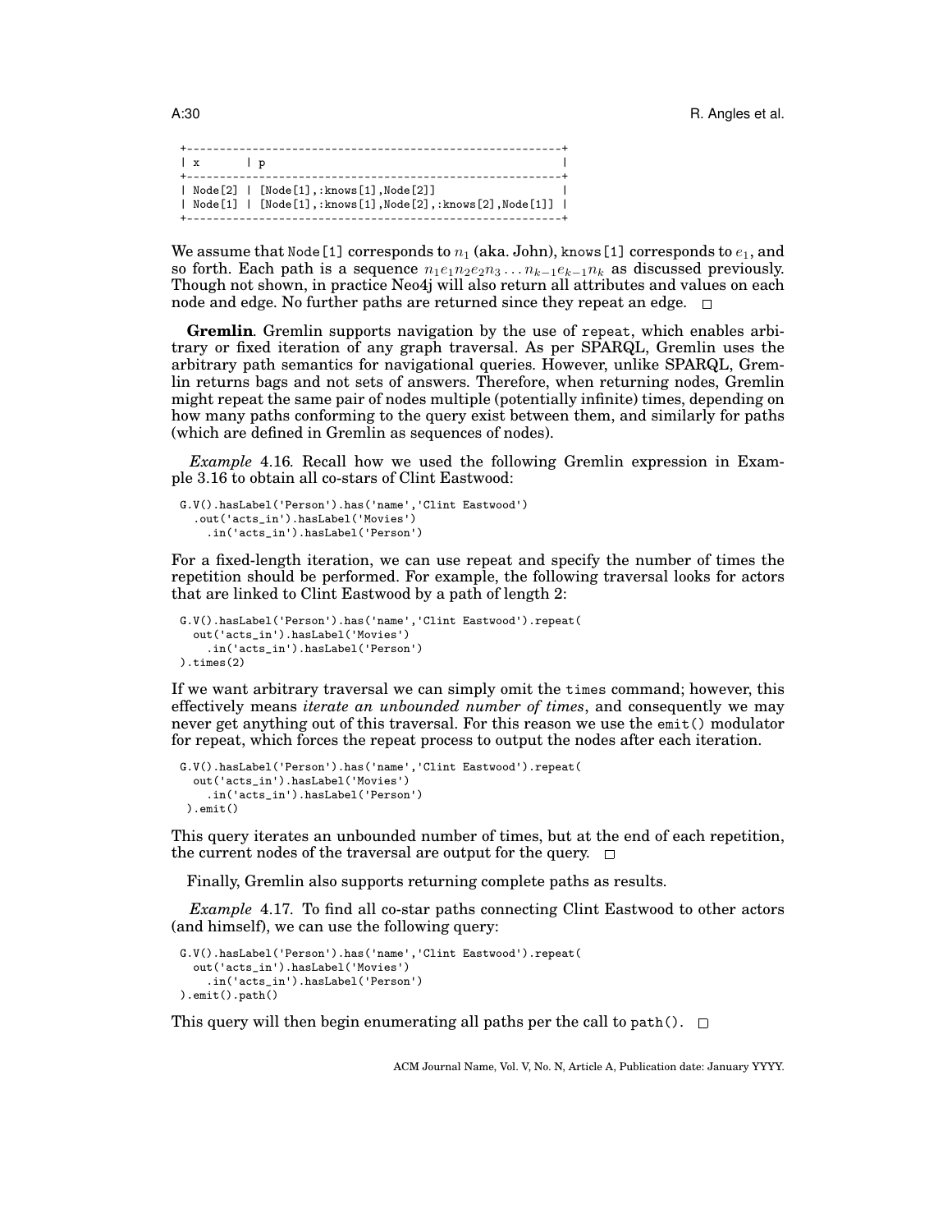```
+---------------------------------------------------------+
| x       | p                                             |
+---------------------------------------------------------+
| Node[2] | [Node[1],:knows[1],Node[2]]                   |
| Node[1] | [Node[1],:knows[1],Node[2],:knows[2],Node[1]] |
+---------------------------------------------------------+
```

We assume that `Node[1]` corresponds to $n_1$ (aka. John), `knows[1]` corresponds to $e_1$, and so forth. Each path is a sequence $n_1 e_1 n_2 e_2 n_3 \ldots n_{k-1} e_{k-1} n_k$ as discussed previously. Though not shown, in practice Neo4j will also return all attributes and values on each node and edge. No further paths are returned since they repeat an edge. □

**Gremlin**. Gremlin supports navigation by the use of `repeat`, which enables arbitrary or fixed iteration of any graph traversal. As per SPARQL, Gremlin uses the arbitrary path semantics for navigational queries. However, unlike SPARQL, Gremlin returns bags and not sets of answers. Therefore, when returning nodes, Gremlin might repeat the same pair of nodes multiple (potentially infinite) times, depending on how many paths conforming to the query exist between them, and similarly for paths (which are defined in Gremlin as sequences of nodes).

*Example* 4.16. Recall how we used the following Gremlin expression in Example 3.16 to obtain all co-stars of Clint Eastwood:

```
G.V().hasLabel('Person').has('name','Clint Eastwood')
  .out('acts_in').hasLabel('Movies')
    .in('acts_in').hasLabel('Person')
```

For a fixed-length iteration, we can use repeat and specify the number of times the repetition should be performed. For example, the following traversal looks for actors that are linked to Clint Eastwood by a path of length 2:

```
G.V().hasLabel('Person').has('name','Clint Eastwood').repeat(
  out('acts_in').hasLabel('Movies')
    .in('acts_in').hasLabel('Person')
).times(2)
```

If we want arbitrary traversal we can simply omit the `times` command; however, this effectively means *iterate an unbounded number of times*, and consequently we may never get anything out of this traversal. For this reason we use the `emit()` modulator for repeat, which forces the repeat process to output the nodes after each iteration.

```
G.V().hasLabel('Person').has('name','Clint Eastwood').repeat(
  out('acts_in').hasLabel('Movies')
    .in('acts_in').hasLabel('Person')
 ).emit()
```

This query iterates an unbounded number of times, but at the end of each repetition, the current nodes of the traversal are output for the query. □

Finally, Gremlin also supports returning complete paths as results.

*Example* 4.17. To find all co-star paths connecting Clint Eastwood to other actors (and himself), we can use the following query:

```
G.V().hasLabel('Person').has('name','Clint Eastwood').repeat(
  out('acts_in').hasLabel('Movies')
    .in('acts_in').hasLabel('Person')
).emit().path()
```

This query will then begin enumerating all paths per the call to `path()`. □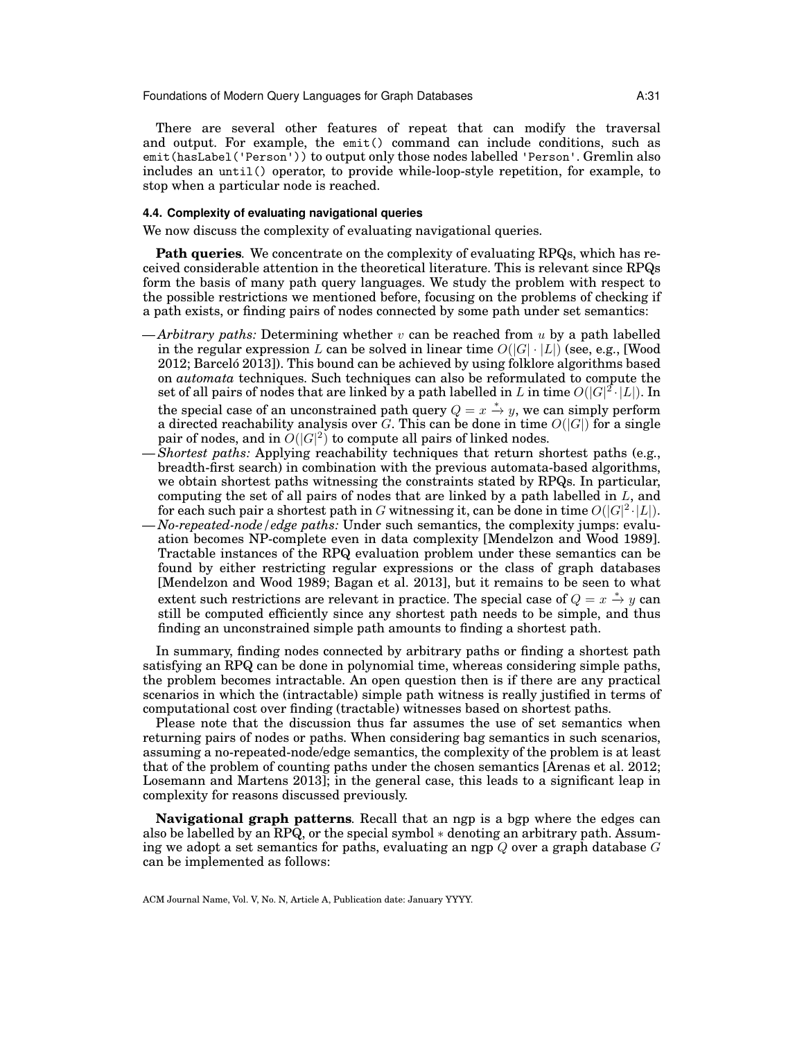There are several other features of repeat that can modify the traversal and output. For example, the `emit()` command can include conditions, such as `emit(hasLabel('Person'))` to output only those nodes labelled `'Person'`. Gremlin also includes an `until()` operator, to provide while-loop-style repetition, for example, to stop when a particular node is reached.

### 4.4. Complexity of evaluating navigational queries

We now discuss the complexity of evaluating navigational queries.

**Path queries**. We concentrate on the complexity of evaluating RPQs, which has received considerable attention in the theoretical literature. This is relevant since RPQs form the basis of many path query languages. We study the problem with respect to the possible restrictions we mentioned before, focusing on the problems of checking if a path exists, or finding pairs of nodes connected by some path under set semantics:

— *Arbitrary paths:* Determining whether $v$ can be reached from $u$ by a path labelled in the regular expression $L$ can be solved in linear time $O(|G| \cdot |L|)$ (see, e.g., [Wood 2012; Barceló 2013]). This bound can be achieved by using folklore algorithms based on *automata* techniques. Such techniques can also be reformulated to compute the set of all pairs of nodes that are linked by a path labelled in $L$ in time $O(|G|^2 \cdot |L|)$. In the special case of an unconstrained path query $Q = x \xrightarrow{*} y$, we can simply perform a directed reachability analysis over $G$. This can be done in time $O(|G|)$ for a single pair of nodes, and in $O(|G|^2)$ to compute all pairs of linked nodes.

— *Shortest paths:* Applying reachability techniques that return shortest paths (e.g., breadth-first search) in combination with the previous automata-based algorithms, we obtain shortest paths witnessing the constraints stated by RPQs. In particular, computing the set of all pairs of nodes that are linked by a path labelled in $L$, and for each such pair a shortest path in $G$ witnessing it, can be done in time $O(|G|^2 \cdot |L|)$.

— *No-repeated-node/edge paths:* Under such semantics, the complexity jumps: evaluation becomes NP-complete even in data complexity [Mendelzon and Wood 1989]. Tractable instances of the RPQ evaluation problem under these semantics can be found by either restricting regular expressions or the class of graph databases [Mendelzon and Wood 1989; Bagan et al. 2013], but it remains to be seen to what extent such restrictions are relevant in practice. The special case of $Q = x \xrightarrow{*} y$ can still be computed efficiently since any shortest path needs to be simple, and thus finding an unconstrained simple path amounts to finding a shortest path.

In summary, finding nodes connected by arbitrary paths or finding a shortest path satisfying an RPQ can be done in polynomial time, whereas considering simple paths, the problem becomes intractable. An open question then is if there are any practical scenarios in which the (intractable) simple path witness is really justified in terms of computational cost over finding (tractable) witnesses based on shortest paths.

Please note that the discussion thus far assumes the use of set semantics when returning pairs of nodes or paths. When considering bag semantics in such scenarios, assuming a no-repeated-node/edge semantics, the complexity of the problem is at least that of the problem of counting paths under the chosen semantics [Arenas et al. 2012; Losemann and Martens 2013]; in the general case, this leads to a significant leap in complexity for reasons discussed previously.

**Navigational graph patterns**. Recall that an ngp is a bgp where the edges can also be labelled by an RPQ, or the special symbol $*$ denoting an arbitrary path. Assuming we adopt a set semantics for paths, evaluating an ngp $Q$ over a graph database $G$ can be implemented as follows: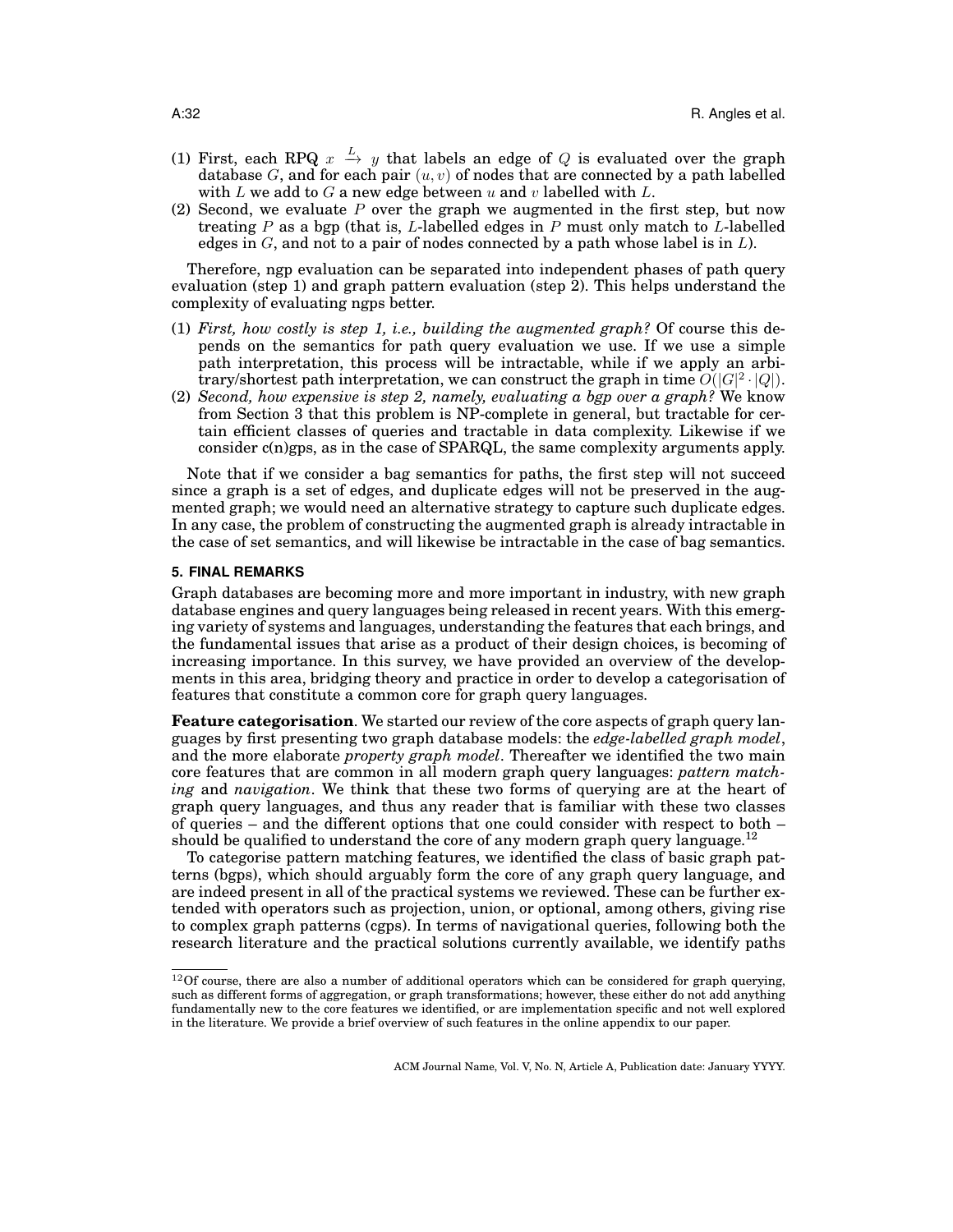(1) First, each RPQ $x \xrightarrow{L} y$ that labels an edge of $Q$ is evaluated over the graph database $G$, and for each pair $(u, v)$ of nodes that are connected by a path labelled with $L$ we add to $G$ a new edge between $u$ and $v$ labelled with $L$.
(2) Second, we evaluate $P$ over the graph we augmented in the first step, but now treating $P$ as a bgp (that is, $L$-labelled edges in $P$ must only match to $L$-labelled edges in $G$, and not to a pair of nodes connected by a path whose label is in $L$).

Therefore, ngp evaluation can be separated into independent phases of path query evaluation (step 1) and graph pattern evaluation (step 2). This helps understand the complexity of evaluating ngps better.

(1) *First, how costly is step 1, i.e., building the augmented graph?* Of course this depends on the semantics for path query evaluation we use. If we use a simple path interpretation, this process will be intractable, while if we apply an arbitrary/shortest path interpretation, we can construct the graph in time $O(|G|^2 \cdot |Q|)$.
(2) *Second, how expensive is step 2, namely, evaluating a bgp over a graph?* We know from Section 3 that this problem is NP-complete in general, but tractable for certain efficient classes of queries and tractable in data complexity. Likewise if we consider c(n)gps, as in the case of SPARQL, the same complexity arguments apply.

Note that if we consider a bag semantics for paths, the first step will not succeed since a graph is a set of edges, and duplicate edges will not be preserved in the augmented graph; we would need an alternative strategy to capture such duplicate edges. In any case, the problem of constructing the augmented graph is already intractable in the case of set semantics, and will likewise be intractable in the case of bag semantics.

## 5. FINAL REMARKS

Graph databases are becoming more and more important in industry, with new graph database engines and query languages being released in recent years. With this emerging variety of systems and languages, understanding the features that each brings, and the fundamental issues that arise as a product of their design choices, is becoming of increasing importance. In this survey, we have provided an overview of the developments in this area, bridging theory and practice in order to develop a categorisation of features that constitute a common core for graph query languages.

**Feature categorisation**. We started our review of the core aspects of graph query languages by first presenting two graph database models: the *edge-labelled graph model*, and the more elaborate *property graph model*. Thereafter we identified the two main core features that are common in all modern graph query languages: *pattern matching* and *navigation*. We think that these two forms of querying are at the heart of graph query languages, and thus any reader that is familiar with these two classes of queries – and the different options that one could consider with respect to both – should be qualified to understand the core of any modern graph query language.[12]

To categorise pattern matching features, we identified the class of basic graph patterns (bgps), which should arguably form the core of any graph query language, and are indeed present in all of the practical systems we reviewed. These can be further extended with operators such as projection, union, or optional, among others, giving rise to complex graph patterns (cgps). In terms of navigational queries, following both the research literature and the practical solutions currently available, we identify paths

[12] Of course, there are also a number of additional operators which can be considered for graph querying, such as different forms of aggregation, or graph transformations; however, these either do not add anything fundamentally new to the core features we identified, or are implementation specific and not well explored in the literature. We provide a brief overview of such features in the online appendix to our paper.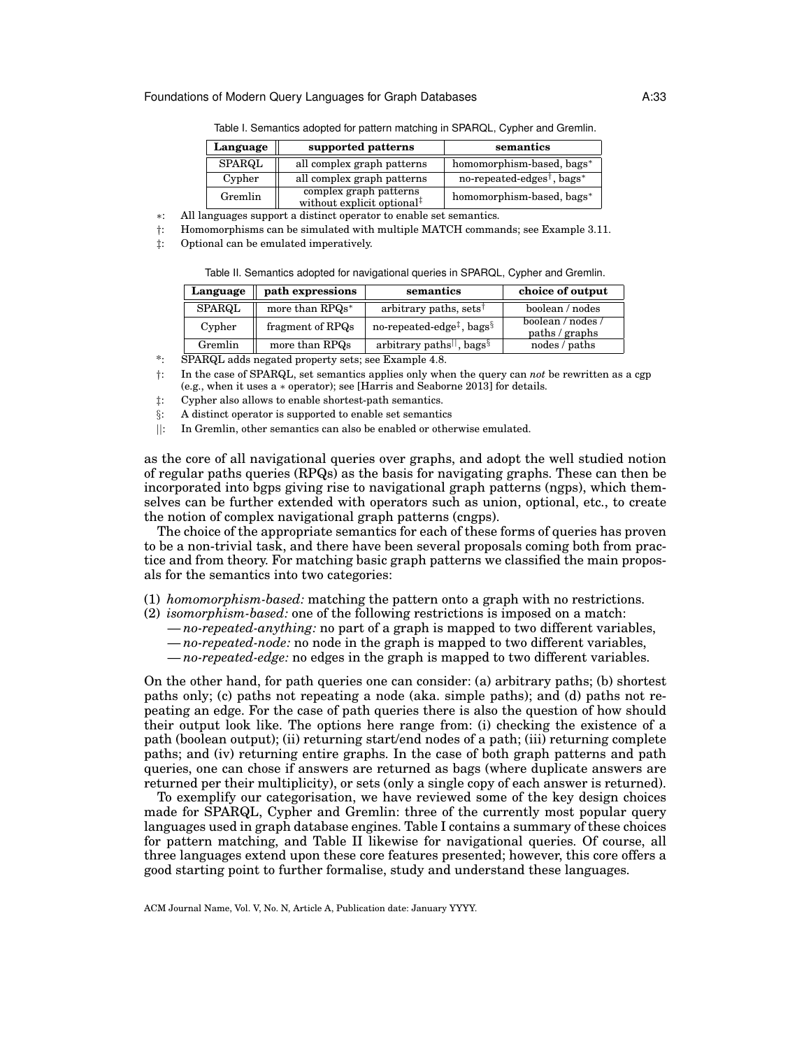Table I. Semantics adopted for pattern matching in SPARQL, Cypher and Gremlin.

| Language | supported patterns | semantics |
|---|---|---|
| SPARQL | all complex graph patterns | homomorphism-based, bags* |
| Cypher | all complex graph patterns | no-repeated-edges†, bags* |
| Gremlin | complex graph patterns without explicit optional‡ | homomorphism-based, bags* |

∗: All languages support a distinct operator to enable set semantics.

†: Homomorphisms can be simulated with multiple MATCH commands; see Example 3.11.

‡: Optional can be emulated imperatively.

Table II. Semantics adopted for navigational queries in SPARQL, Cypher and Gremlin.

| Language | path expressions | semantics | choice of output |
|---|---|---|---|
| SPARQL | more than RPQs* | arbitrary paths, sets† | boolean / nodes |
| Cypher | fragment of RPQs | no-repeated-edge‡, bags§ | boolean / nodes / paths / graphs |
| Gremlin | more than RPQs | arbitrary paths‖, bags§ | nodes / paths |

*: SPARQL adds negated property sets; see Example 4.8.

†: In the case of SPARQL, set semantics applies only when the query can *not* be rewritten as a cgp (e.g., when it uses a ∗ operator); see [Harris and Seaborne 2013] for details.

‡: Cypher also allows to enable shortest-path semantics.

§: A distinct operator is supported to enable set semantics

||: In Gremlin, other semantics can also be enabled or otherwise emulated.

as the core of all navigational queries over graphs, and adopt the well studied notion of regular paths queries (RPQs) as the basis for navigating graphs. These can then be incorporated into bgps giving rise to navigational graph patterns (ngps), which themselves can be further extended with operators such as union, optional, etc., to create the notion of complex navigational graph patterns (cngps).

The choice of the appropriate semantics for each of these forms of queries has proven to be a non-trivial task, and there have been several proposals coming both from practice and from theory. For matching basic graph patterns we classified the main proposals for the semantics into two categories:

(1) *homomorphism-based:* matching the pattern onto a graph with no restrictions.
(2) *isomorphism-based:* one of the following restrictions is imposed on a match:
   — *no-repeated-anything:* no part of a graph is mapped to two different variables,
   — *no-repeated-node:* no node in the graph is mapped to two different variables,
   — *no-repeated-edge:* no edges in the graph is mapped to two different variables.

On the other hand, for path queries one can consider: (a) arbitrary paths; (b) shortest paths only; (c) paths not repeating a node (aka. simple paths); and (d) paths not repeating an edge. For the case of path queries there is also the question of how should their output look like. The options here range from: (i) checking the existence of a path (boolean output); (ii) returning start/end nodes of a path; (iii) returning complete paths; and (iv) returning entire graphs. In the case of both graph patterns and path queries, one can chose if answers are returned as bags (where duplicate answers are returned per their multiplicity), or sets (only a single copy of each answer is returned).

To exemplify our categorisation, we have reviewed some of the key design choices made for SPARQL, Cypher and Gremlin: three of the currently most popular query languages used in graph database engines. Table I contains a summary of these choices for pattern matching, and Table II likewise for navigational queries. Of course, all three languages extend upon these core features presented; however, this core offers a good starting point to further formalise, study and understand these languages.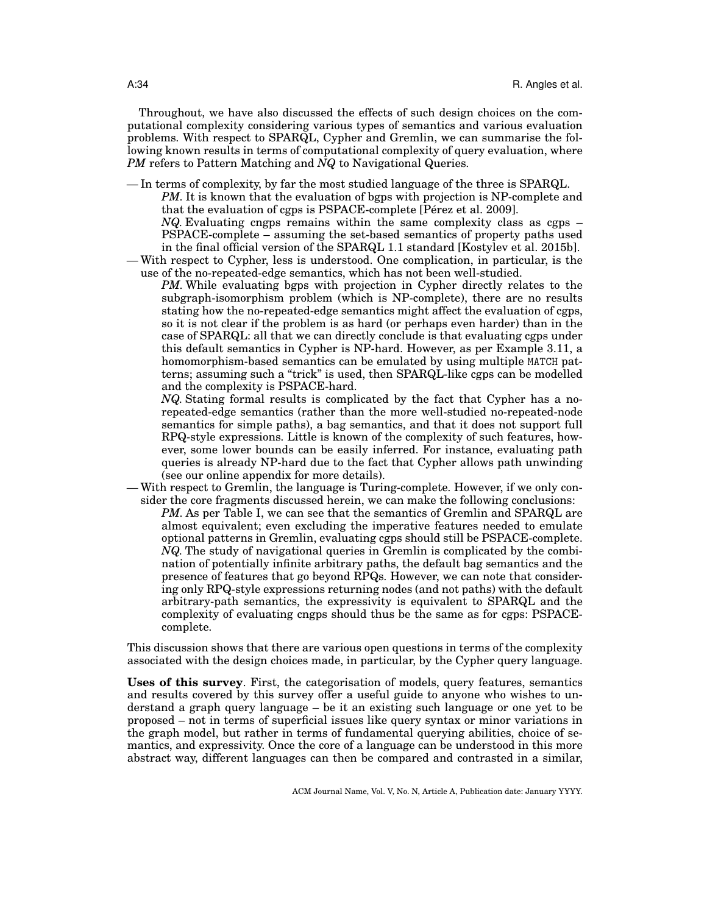Throughout, we have also discussed the effects of such design choices on the computational complexity considering various types of semantics and various evaluation problems. With respect to SPARQL, Cypher and Gremlin, we can summarise the following known results in terms of computational complexity of query evaluation, where *PM* refers to Pattern Matching and *NQ* to Navigational Queries.

— In terms of complexity, by far the most studied language of the three is SPARQL.
 *PM*. It is known that the evaluation of bgps with projection is NP-complete and that the evaluation of cgps is PSPACE-complete [Pérez et al. 2009].
 *NQ*. Evaluating cngps remains within the same complexity class as cgps – PSPACE-complete – assuming the set-based semantics of property paths used in the final official version of the SPARQL 1.1 standard [Kostylev et al. 2015b].

— With respect to Cypher, less is understood. One complication, in particular, is the use of the no-repeated-edge semantics, which has not been well-studied.
 *PM*. While evaluating bgps with projection in Cypher directly relates to the subgraph-isomorphism problem (which is NP-complete), there are no results stating how the no-repeated-edge semantics might affect the evaluation of cgps, so it is not clear if the problem is as hard (or perhaps even harder) than in the case of SPARQL: all that we can directly conclude is that evaluating cgps under this default semantics in Cypher is NP-hard. However, as per Example 3.11, a homomorphism-based semantics can be emulated by using multiple `MATCH` patterns; assuming such a "trick" is used, then SPARQL-like cgps can be modelled and the complexity is PSPACE-hard.
 *NQ*. Stating formal results is complicated by the fact that Cypher has a no-repeated-edge semantics (rather than the more well-studied no-repeated-node semantics for simple paths), a bag semantics, and that it does not support full RPQ-style expressions. Little is known of the complexity of such features, however, some lower bounds can be easily inferred. For instance, evaluating path queries is already NP-hard due to the fact that Cypher allows path unwinding (see our online appendix for more details).

— With respect to Gremlin, the language is Turing-complete. However, if we only consider the core fragments discussed herein, we can make the following conclusions:
 *PM*. As per Table I, we can see that the semantics of Gremlin and SPARQL are almost equivalent; even excluding the imperative features needed to emulate optional patterns in Gremlin, evaluating cgps should still be PSPACE-complete.
 *NQ*. The study of navigational queries in Gremlin is complicated by the combination of potentially infinite arbitrary paths, the default bag semantics and the presence of features that go beyond RPQs. However, we can note that considering only RPQ-style expressions returning nodes (and not paths) with the default arbitrary-path semantics, the expressivity is equivalent to SPARQL and the complexity of evaluating cngps should thus be the same as for cgps: PSPACE-complete.

This discussion shows that there are various open questions in terms of the complexity associated with the design choices made, in particular, by the Cypher query language.

**Uses of this survey**. First, the categorisation of models, query features, semantics and results covered by this survey offer a useful guide to anyone who wishes to understand a graph query language – be it an existing such language or one yet to be proposed – not in terms of superficial issues like query syntax or minor variations in the graph model, but rather in terms of fundamental querying abilities, choice of semantics, and expressivity. Once the core of a language can be understood in this more abstract way, different languages can then be compared and contrasted in a similar,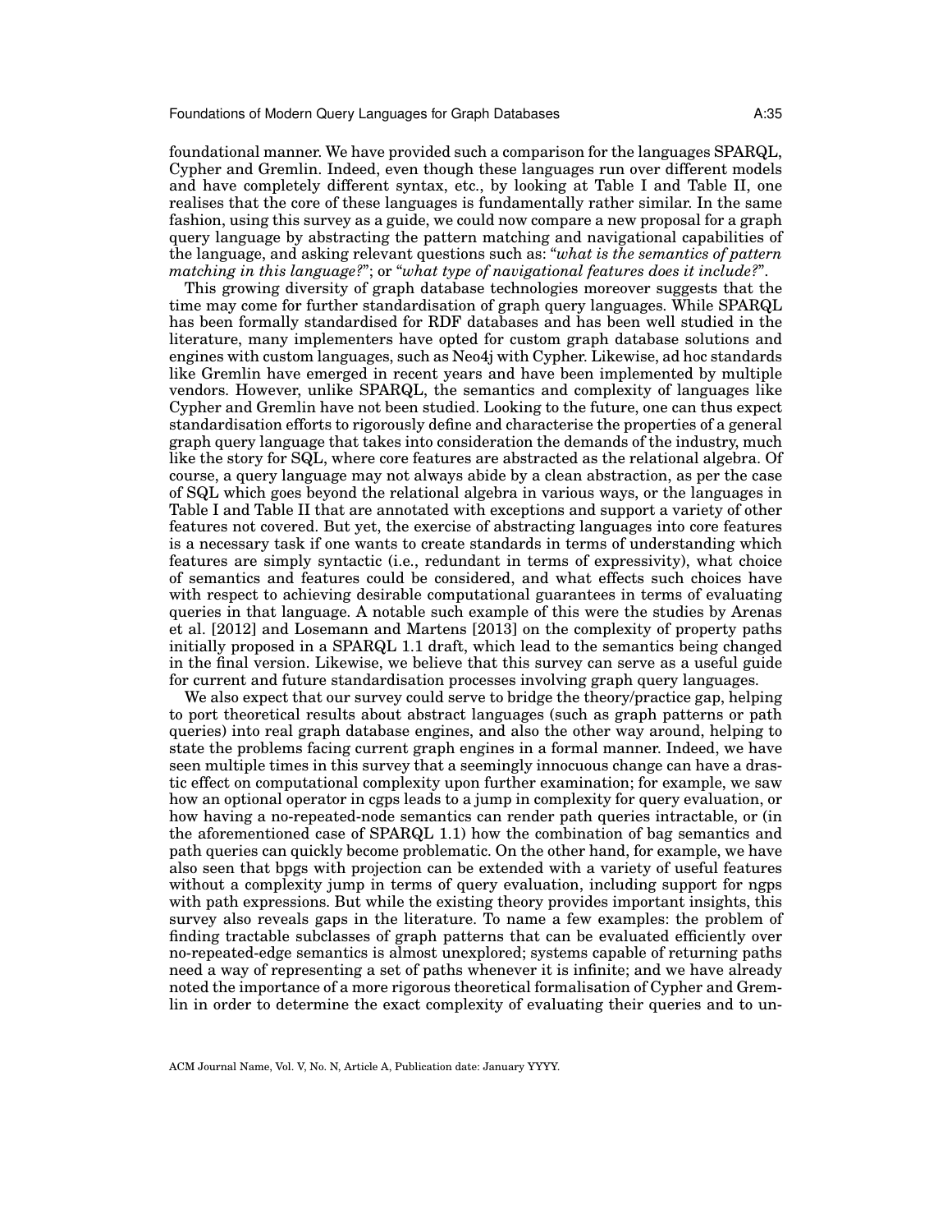foundational manner. We have provided such a comparison for the languages SPARQL, Cypher and Gremlin. Indeed, even though these languages run over different models and have completely different syntax, etc., by looking at Table I and Table II, one realises that the core of these languages is fundamentally rather similar. In the same fashion, using this survey as a guide, we could now compare a new proposal for a graph query language by abstracting the pattern matching and navigational capabilities of the language, and asking relevant questions such as: "*what is the semantics of pattern matching in this language?*"; or "*what type of navigational features does it include?*".

This growing diversity of graph database technologies moreover suggests that the time may come for further standardisation of graph query languages. While SPARQL has been formally standardised for RDF databases and has been well studied in the literature, many implementers have opted for custom graph database solutions and engines with custom languages, such as Neo4j with Cypher. Likewise, ad hoc standards like Gremlin have emerged in recent years and have been implemented by multiple vendors. However, unlike SPARQL, the semantics and complexity of languages like Cypher and Gremlin have not been studied. Looking to the future, one can thus expect standardisation efforts to rigorously define and characterise the properties of a general graph query language that takes into consideration the demands of the industry, much like the story for SQL, where core features are abstracted as the relational algebra. Of course, a query language may not always abide by a clean abstraction, as per the case of SQL which goes beyond the relational algebra in various ways, or the languages in Table I and Table II that are annotated with exceptions and support a variety of other features not covered. But yet, the exercise of abstracting languages into core features is a necessary task if one wants to create standards in terms of understanding which features are simply syntactic (i.e., redundant in terms of expressivity), what choice of semantics and features could be considered, and what effects such choices have with respect to achieving desirable computational guarantees in terms of evaluating queries in that language. A notable such example of this were the studies by Arenas et al. [2012] and Losemann and Martens [2013] on the complexity of property paths initially proposed in a SPARQL 1.1 draft, which lead to the semantics being changed in the final version. Likewise, we believe that this survey can serve as a useful guide for current and future standardisation processes involving graph query languages.

We also expect that our survey could serve to bridge the theory/practice gap, helping to port theoretical results about abstract languages (such as graph patterns or path queries) into real graph database engines, and also the other way around, helping to state the problems facing current graph engines in a formal manner. Indeed, we have seen multiple times in this survey that a seemingly innocuous change can have a drastic effect on computational complexity upon further examination; for example, we saw how an optional operator in cgps leads to a jump in complexity for query evaluation, or how having a no-repeated-node semantics can render path queries intractable, or (in the aforementioned case of SPARQL 1.1) how the combination of bag semantics and path queries can quickly become problematic. On the other hand, for example, we have also seen that bpgs with projection can be extended with a variety of useful features without a complexity jump in terms of query evaluation, including support for ngps with path expressions. But while the existing theory provides important insights, this survey also reveals gaps in the literature. To name a few examples: the problem of finding tractable subclasses of graph patterns that can be evaluated efficiently over no-repeated-edge semantics is almost unexplored; systems capable of returning paths need a way of representing a set of paths whenever it is infinite; and we have already noted the importance of a more rigorous theoretical formalisation of Cypher and Gremlin in order to determine the exact complexity of evaluating their queries and to un-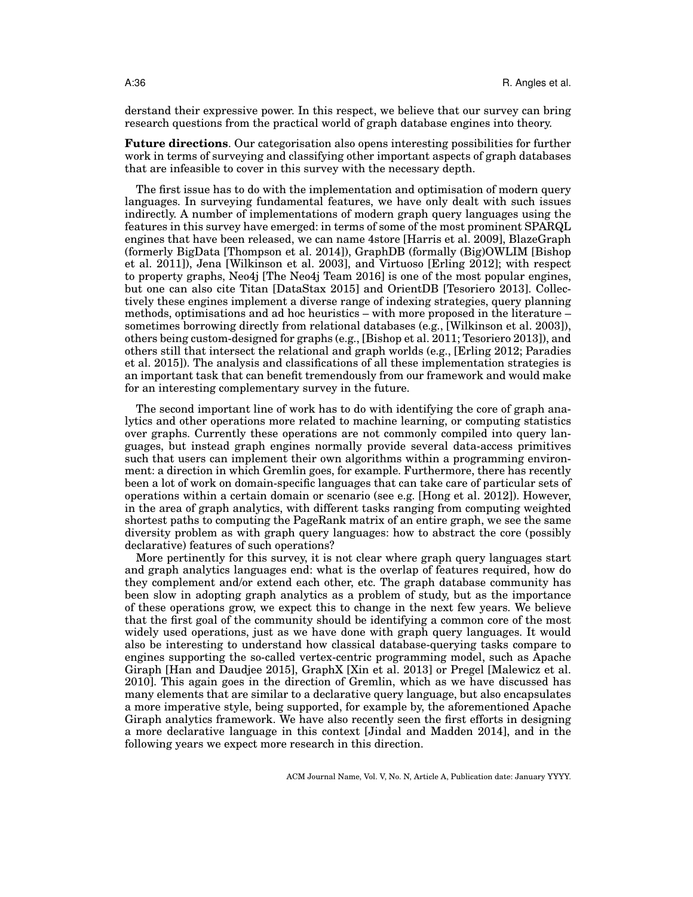derstand their expressive power. In this respect, we believe that our survey can bring research questions from the practical world of graph database engines into theory.

**Future directions**. Our categorisation also opens interesting possibilities for further work in terms of surveying and classifying other important aspects of graph databases that are infeasible to cover in this survey with the necessary depth.

The first issue has to do with the implementation and optimisation of modern query languages. In surveying fundamental features, we have only dealt with such issues indirectly. A number of implementations of modern graph query languages using the features in this survey have emerged: in terms of some of the most prominent SPARQL engines that have been released, we can name 4store [Harris et al. 2009], BlazeGraph (formerly BigData [Thompson et al. 2014]), GraphDB (formally (Big)OWLIM [Bishop et al. 2011]), Jena [Wilkinson et al. 2003], and Virtuoso [Erling 2012]; with respect to property graphs, Neo4j [The Neo4j Team 2016] is one of the most popular engines, but one can also cite Titan [DataStax 2015] and OrientDB [Tesoriero 2013]. Collectively these engines implement a diverse range of indexing strategies, query planning methods, optimisations and ad hoc heuristics – with more proposed in the literature – sometimes borrowing directly from relational databases (e.g., [Wilkinson et al. 2003]), others being custom-designed for graphs (e.g., [Bishop et al. 2011; Tesoriero 2013]), and others still that intersect the relational and graph worlds (e.g., [Erling 2012; Paradies et al. 2015]). The analysis and classifications of all these implementation strategies is an important task that can benefit tremendously from our framework and would make for an interesting complementary survey in the future.

The second important line of work has to do with identifying the core of graph analytics and other operations more related to machine learning, or computing statistics over graphs. Currently these operations are not commonly compiled into query languages, but instead graph engines normally provide several data-access primitives such that users can implement their own algorithms within a programming environment: a direction in which Gremlin goes, for example. Furthermore, there has recently been a lot of work on domain-specific languages that can take care of particular sets of operations within a certain domain or scenario (see e.g. [Hong et al. 2012]). However, in the area of graph analytics, with different tasks ranging from computing weighted shortest paths to computing the PageRank matrix of an entire graph, we see the same diversity problem as with graph query languages: how to abstract the core (possibly declarative) features of such operations?

More pertinently for this survey, it is not clear where graph query languages start and graph analytics languages end: what is the overlap of features required, how do they complement and/or extend each other, etc. The graph database community has been slow in adopting graph analytics as a problem of study, but as the importance of these operations grow, we expect this to change in the next few years. We believe that the first goal of the community should be identifying a common core of the most widely used operations, just as we have done with graph query languages. It would also be interesting to understand how classical database-querying tasks compare to engines supporting the so-called vertex-centric programming model, such as Apache Giraph [Han and Daudjee 2015], GraphX [Xin et al. 2013] or Pregel [Malewicz et al. 2010]. This again goes in the direction of Gremlin, which as we have discussed has many elements that are similar to a declarative query language, but also encapsulates a more imperative style, being supported, for example by, the aforementioned Apache Giraph analytics framework. We have also recently seen the first efforts in designing a more declarative language in this context [Jindal and Madden 2014], and in the following years we expect more research in this direction.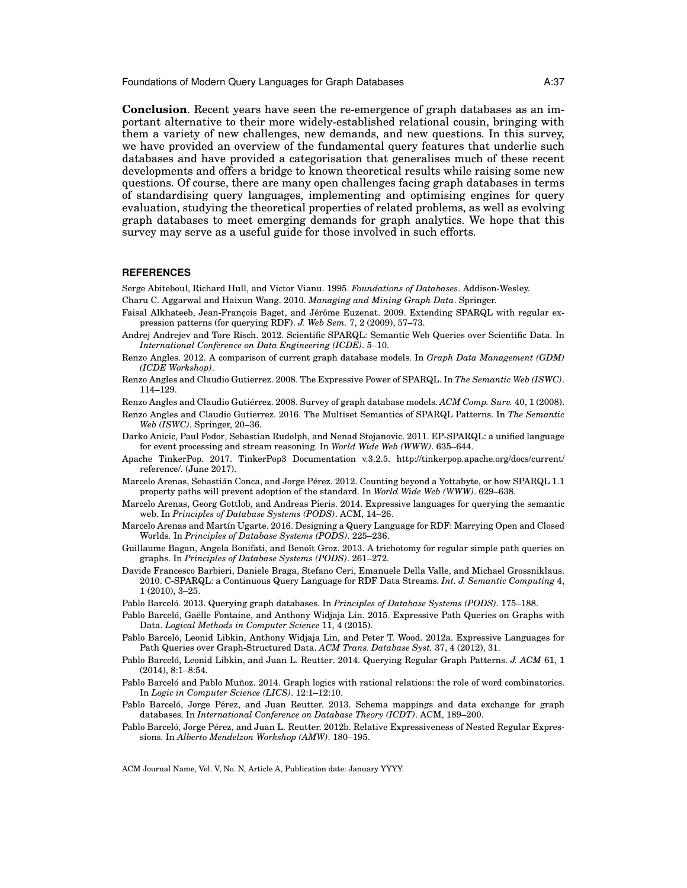**Conclusion**. Recent years have seen the re-emergence of graph databases as an important alternative to their more widely-established relational cousin, bringing with them a variety of new challenges, new demands, and new questions. In this survey, we have provided an overview of the fundamental query features that underlie such databases and have provided a categorisation that generalises much of these recent developments and offers a bridge to known theoretical results while raising some new questions. Of course, there are many open challenges facing graph databases in terms of standardising query languages, implementing and optimising engines for query evaluation, studying the theoretical properties of related problems, as well as evolving graph databases to meet emerging demands for graph analytics. We hope that this survey may serve as a useful guide for those involved in such efforts.

## REFERENCES

Serge Abiteboul, Richard Hull, and Victor Vianu. 1995. *Foundations of Databases*. Addison-Wesley.

Charu C. Aggarwal and Haixun Wang. 2010. *Managing and Mining Graph Data*. Springer.

Faisal Alkhateeb, Jean-François Baget, and Jérôme Euzenat. 2009. Extending SPARQL with regular expression patterns (for querying RDF). *J. Web Sem.* 7, 2 (2009), 57–73.

Andrej Andrejev and Tore Risch. 2012. Scientific SPARQL: Semantic Web Queries over Scientific Data. In *International Conference on Data Engineering (ICDE)*. 5–10.

Renzo Angles. 2012. A comparison of current graph database models. In *Graph Data Management (GDM) (ICDE Workshop)*.

Renzo Angles and Claudio Gutierrez. 2008. The Expressive Power of SPARQL. In *The Semantic Web (ISWC)*. 114–129.

Renzo Angles and Claudio Gutiérrez. 2008. Survey of graph database models. *ACM Comp. Surv.* 40, 1 (2008).

Renzo Angles and Claudio Gutierrez. 2016. The Multiset Semantics of SPARQL Patterns. In *The Semantic Web (ISWC)*. Springer, 20–36.

Darko Anicic, Paul Fodor, Sebastian Rudolph, and Nenad Stojanovic. 2011. EP-SPARQL: a unified language for event processing and stream reasoning. In *World Wide Web (WWW)*. 635–644.

Apache TinkerPop. 2017. TinkerPop3 Documentation v.3.2.5. http://tinkerpop.apache.org/docs/current/reference/. (June 2017).

Marcelo Arenas, Sebastián Conca, and Jorge Pérez. 2012. Counting beyond a Yottabyte, or how SPARQL 1.1 property paths will prevent adoption of the standard. In *World Wide Web (WWW)*. 629–638.

Marcelo Arenas, Georg Gottlob, and Andreas Pieris. 2014. Expressive languages for querying the semantic web. In *Principles of Database Systems (PODS)*. ACM, 14–26.

Marcelo Arenas and Martín Ugarte. 2016. Designing a Query Language for RDF: Marrying Open and Closed Worlds. In *Principles of Database Systems (PODS)*. 225–236.

Guillaume Bagan, Angela Bonifati, and Benoît Groz. 2013. A trichotomy for regular simple path queries on graphs. In *Principles of Database Systems (PODS)*. 261–272.

Davide Francesco Barbieri, Daniele Braga, Stefano Ceri, Emanuele Della Valle, and Michael Grossniklaus. 2010. C-SPARQL: a Continuous Query Language for RDF Data Streams. *Int. J. Semantic Computing* 4, 1 (2010), 3–25.

Pablo Barceló. 2013. Querying graph databases. In *Principles of Database Systems (PODS)*. 175–188.

Pablo Barceló, Gaëlle Fontaine, and Anthony Widjaja Lin. 2015. Expressive Path Queries on Graphs with Data. *Logical Methods in Computer Science* 11, 4 (2015).

Pablo Barceló, Leonid Libkin, Anthony Widjaja Lin, and Peter T. Wood. 2012a. Expressive Languages for Path Queries over Graph-Structured Data. *ACM Trans. Database Syst.* 37, 4 (2012), 31.

Pablo Barceló, Leonid Libkin, and Juan L. Reutter. 2014. Querying Regular Graph Patterns. *J. ACM* 61, 1 (2014), 8:1–8:54.

Pablo Barceló and Pablo Muñoz. 2014. Graph logics with rational relations: the role of word combinatorics. In *Logic in Computer Science (LICS)*. 12:1–12:10.

Pablo Barceló, Jorge Pérez, and Juan Reutter. 2013. Schema mappings and data exchange for graph databases. In *International Conference on Database Theory (ICDT)*. ACM, 189–200.

Pablo Barceló, Jorge Pérez, and Juan L. Reutter. 2012b. Relative Expressiveness of Nested Regular Expressions. In *Alberto Mendelzon Workshop (AMW)*. 180–195.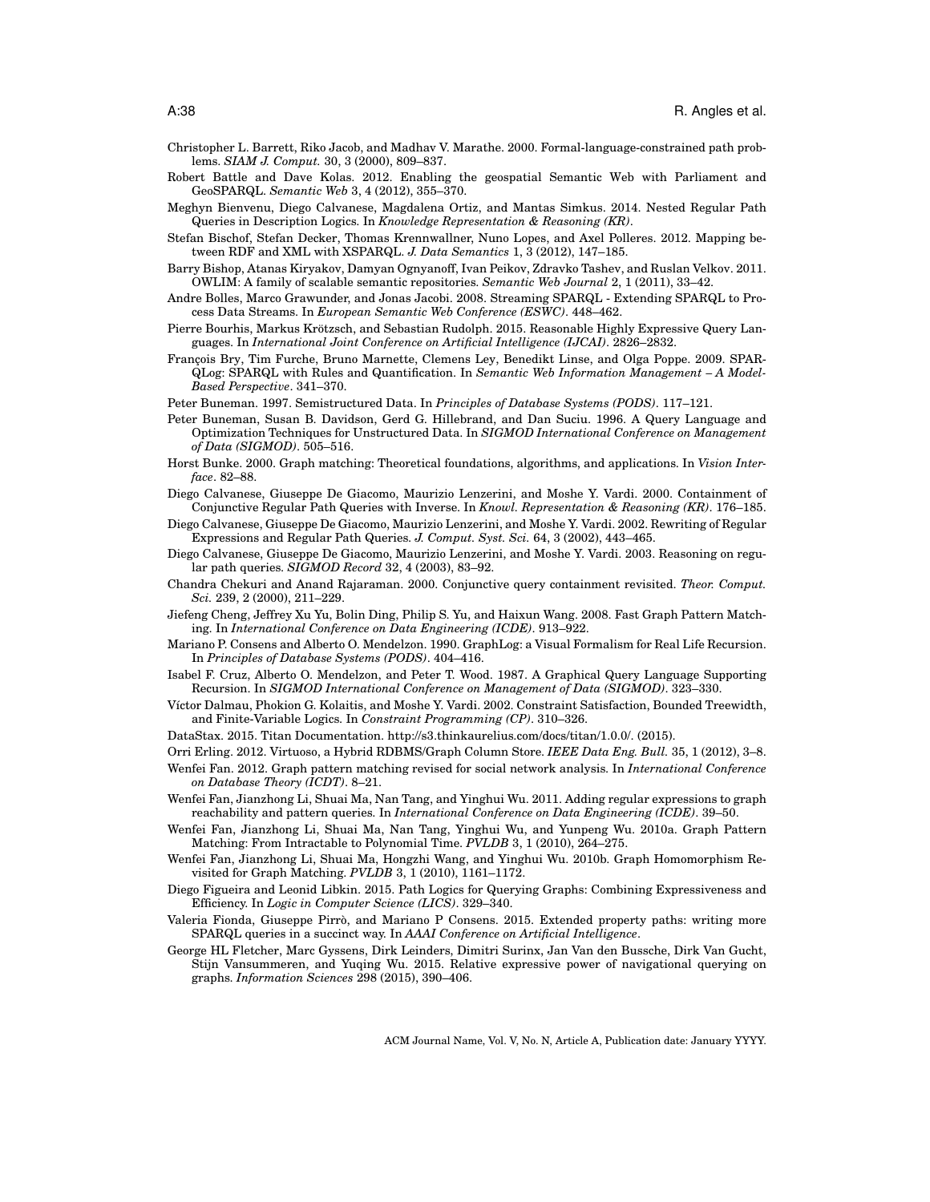Christopher L. Barrett, Riko Jacob, and Madhav V. Marathe. 2000. Formal-language-constrained path problems. *SIAM J. Comput.* 30, 3 (2000), 809–837.

Robert Battle and Dave Kolas. 2012. Enabling the geospatial Semantic Web with Parliament and GeoSPARQL. *Semantic Web* 3, 4 (2012), 355–370.

Meghyn Bienvenu, Diego Calvanese, Magdalena Ortiz, and Mantas Simkus. 2014. Nested Regular Path Queries in Description Logics. In *Knowledge Representation & Reasoning (KR)*.

Stefan Bischof, Stefan Decker, Thomas Krennwallner, Nuno Lopes, and Axel Polleres. 2012. Mapping between RDF and XML with XSPARQL. *J. Data Semantics* 1, 3 (2012), 147–185.

Barry Bishop, Atanas Kiryakov, Damyan Ognyanoff, Ivan Peikov, Zdravko Tashev, and Ruslan Velkov. 2011. OWLIM: A family of scalable semantic repositories. *Semantic Web Journal* 2, 1 (2011), 33–42.

Andre Bolles, Marco Grawunder, and Jonas Jacobi. 2008. Streaming SPARQL - Extending SPARQL to Process Data Streams. In *European Semantic Web Conference (ESWC)*. 448–462.

Pierre Bourhis, Markus Krötzsch, and Sebastian Rudolph. 2015. Reasonable Highly Expressive Query Languages. In *International Joint Conference on Artificial Intelligence (IJCAI)*. 2826–2832.

François Bry, Tim Furche, Bruno Marnette, Clemens Ley, Benedikt Linse, and Olga Poppe. 2009. SPARQLog: SPARQL with Rules and Quantification. In *Semantic Web Information Management – A Model-Based Perspective*. 341–370.

Peter Buneman. 1997. Semistructured Data. In *Principles of Database Systems (PODS)*. 117–121.

Peter Buneman, Susan B. Davidson, Gerd G. Hillebrand, and Dan Suciu. 1996. A Query Language and Optimization Techniques for Unstructured Data. In *SIGMOD International Conference on Management of Data (SIGMOD)*. 505–516.

Horst Bunke. 2000. Graph matching: Theoretical foundations, algorithms, and applications. In *Vision Interface*. 82–88.

Diego Calvanese, Giuseppe De Giacomo, Maurizio Lenzerini, and Moshe Y. Vardi. 2000. Containment of Conjunctive Regular Path Queries with Inverse. In *Knowl. Representation & Reasoning (KR)*. 176–185.

Diego Calvanese, Giuseppe De Giacomo, Maurizio Lenzerini, and Moshe Y. Vardi. 2002. Rewriting of Regular Expressions and Regular Path Queries. *J. Comput. Syst. Sci.* 64, 3 (2002), 443–465.

Diego Calvanese, Giuseppe De Giacomo, Maurizio Lenzerini, and Moshe Y. Vardi. 2003. Reasoning on regular path queries. *SIGMOD Record* 32, 4 (2003), 83–92.

Chandra Chekuri and Anand Rajaraman. 2000. Conjunctive query containment revisited. *Theor. Comput. Sci.* 239, 2 (2000), 211–229.

Jiefeng Cheng, Jeffrey Xu Yu, Bolin Ding, Philip S. Yu, and Haixun Wang. 2008. Fast Graph Pattern Matching. In *International Conference on Data Engineering (ICDE)*. 913–922.

Mariano P. Consens and Alberto O. Mendelzon. 1990. GraphLog: a Visual Formalism for Real Life Recursion. In *Principles of Database Systems (PODS)*. 404–416.

Isabel F. Cruz, Alberto O. Mendelzon, and Peter T. Wood. 1987. A Graphical Query Language Supporting Recursion. In *SIGMOD International Conference on Management of Data (SIGMOD)*. 323–330.

Víctor Dalmau, Phokion G. Kolaitis, and Moshe Y. Vardi. 2002. Constraint Satisfaction, Bounded Treewidth, and Finite-Variable Logics. In *Constraint Programming (CP)*. 310–326.

DataStax. 2015. Titan Documentation. http://s3.thinkaurelius.com/docs/titan/1.0.0/. (2015).

Orri Erling. 2012. Virtuoso, a Hybrid RDBMS/Graph Column Store. *IEEE Data Eng. Bull.* 35, 1 (2012), 3–8.

Wenfei Fan. 2012. Graph pattern matching revised for social network analysis. In *International Conference on Database Theory (ICDT)*. 8–21.

Wenfei Fan, Jianzhong Li, Shuai Ma, Nan Tang, and Yinghui Wu. 2011. Adding regular expressions to graph reachability and pattern queries. In *International Conference on Data Engineering (ICDE)*. 39–50.

Wenfei Fan, Jianzhong Li, Shuai Ma, Nan Tang, Yinghui Wu, and Yunpeng Wu. 2010a. Graph Pattern Matching: From Intractable to Polynomial Time. *PVLDB* 3, 1 (2010), 264–275.

Wenfei Fan, Jianzhong Li, Shuai Ma, Hongzhi Wang, and Yinghui Wu. 2010b. Graph Homomorphism Revisited for Graph Matching. *PVLDB* 3, 1 (2010), 1161–1172.

Diego Figueira and Leonid Libkin. 2015. Path Logics for Querying Graphs: Combining Expressiveness and Efficiency. In *Logic in Computer Science (LICS)*. 329–340.

Valeria Fionda, Giuseppe Pirrò, and Mariano P Consens. 2015. Extended property paths: writing more SPARQL queries in a succinct way. In *AAAI Conference on Artificial Intelligence*.

George HL Fletcher, Marc Gyssens, Dirk Leinders, Dimitri Surinx, Jan Van den Bussche, Dirk Van Gucht, Stijn Vansummeren, and Yuqing Wu. 2015. Relative expressive power of navigational querying on graphs. *Information Sciences* 298 (2015), 390–406.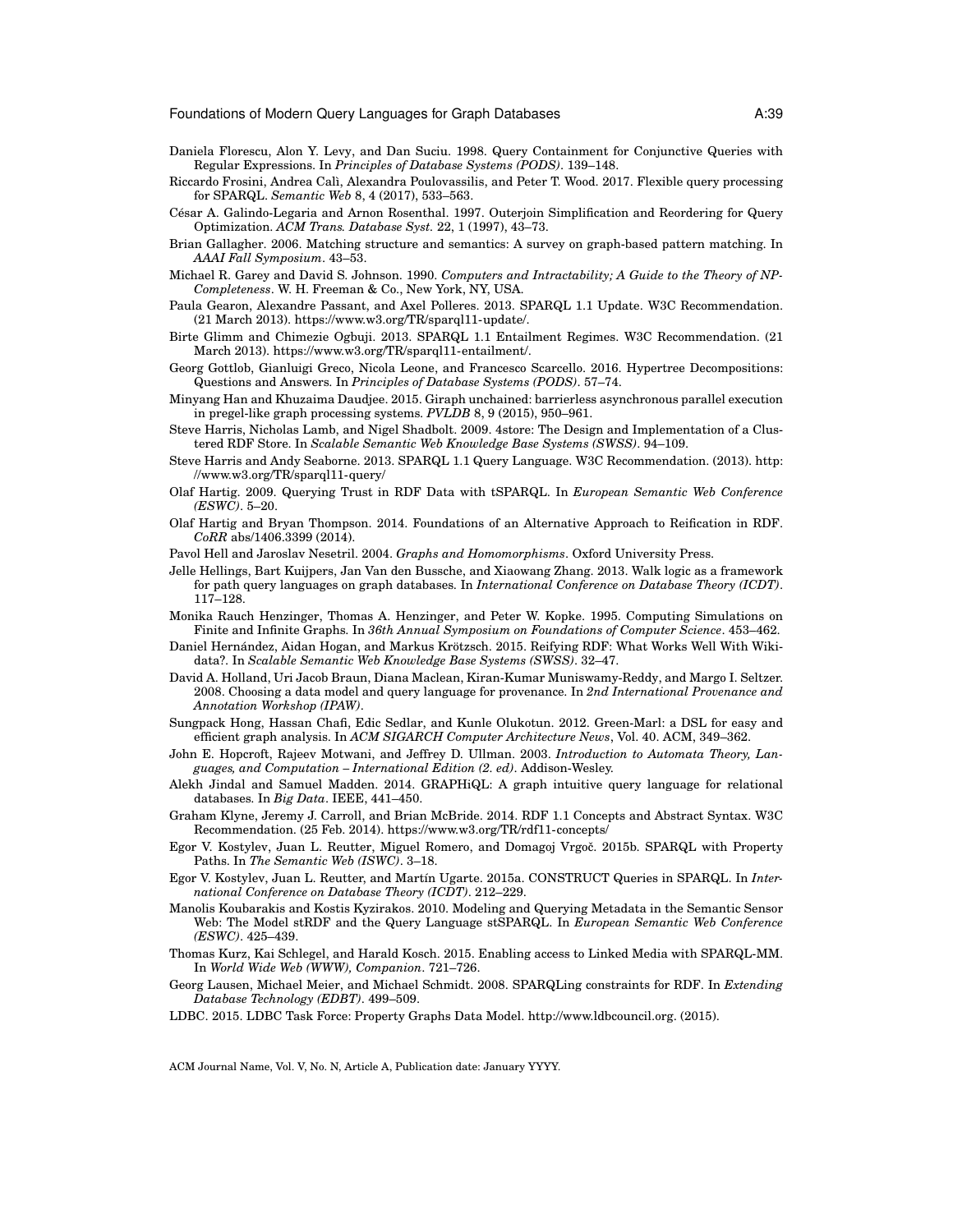Daniela Florescu, Alon Y. Levy, and Dan Suciu. 1998. Query Containment for Conjunctive Queries with Regular Expressions. In *Principles of Database Systems (PODS)*. 139–148.

Riccardo Frosini, Andrea Calì, Alexandra Poulovassilis, and Peter T. Wood. 2017. Flexible query processing for SPARQL. *Semantic Web* 8, 4 (2017), 533–563.

César A. Galindo-Legaria and Arnon Rosenthal. 1997. Outerjoin Simplification and Reordering for Query Optimization. *ACM Trans. Database Syst.* 22, 1 (1997), 43–73.

Brian Gallagher. 2006. Matching structure and semantics: A survey on graph-based pattern matching. In *AAAI Fall Symposium*. 43–53.

Michael R. Garey and David S. Johnson. 1990. *Computers and Intractability; A Guide to the Theory of NP-Completeness*. W. H. Freeman & Co., New York, NY, USA.

Paula Gearon, Alexandre Passant, and Axel Polleres. 2013. SPARQL 1.1 Update. W3C Recommendation. (21 March 2013). https://www.w3.org/TR/sparql11-update/.

Birte Glimm and Chimezie Ogbuji. 2013. SPARQL 1.1 Entailment Regimes. W3C Recommendation. (21 March 2013). https://www.w3.org/TR/sparql11-entailment/.

Georg Gottlob, Gianluigi Greco, Nicola Leone, and Francesco Scarcello. 2016. Hypertree Decompositions: Questions and Answers. In *Principles of Database Systems (PODS)*. 57–74.

Minyang Han and Khuzaima Daudjee. 2015. Giraph unchained: barrierless asynchronous parallel execution in pregel-like graph processing systems. *PVLDB* 8, 9 (2015), 950–961.

Steve Harris, Nicholas Lamb, and Nigel Shadbolt. 2009. 4store: The Design and Implementation of a Clustered RDF Store. In *Scalable Semantic Web Knowledge Base Systems (SWSS)*. 94–109.

Steve Harris and Andy Seaborne. 2013. SPARQL 1.1 Query Language. W3C Recommendation. (2013). http://www.w3.org/TR/sparql11-query/

Olaf Hartig. 2009. Querying Trust in RDF Data with tSPARQL. In *European Semantic Web Conference (ESWC)*. 5–20.

Olaf Hartig and Bryan Thompson. 2014. Foundations of an Alternative Approach to Reification in RDF. *CoRR* abs/1406.3399 (2014).

Pavol Hell and Jaroslav Nesetril. 2004. *Graphs and Homomorphisms*. Oxford University Press.

Jelle Hellings, Bart Kuijpers, Jan Van den Bussche, and Xiaowang Zhang. 2013. Walk logic as a framework for path query languages on graph databases. In *International Conference on Database Theory (ICDT)*. 117–128.

Monika Rauch Henzinger, Thomas A. Henzinger, and Peter W. Kopke. 1995. Computing Simulations on Finite and Infinite Graphs. In *36th Annual Symposium on Foundations of Computer Science*. 453–462.

Daniel Hernández, Aidan Hogan, and Markus Krötzsch. 2015. Reifying RDF: What Works Well With Wikidata?. In *Scalable Semantic Web Knowledge Base Systems (SWSS)*. 32–47.

David A. Holland, Uri Jacob Braun, Diana Maclean, Kiran-Kumar Muniswamy-Reddy, and Margo I. Seltzer. 2008. Choosing a data model and query language for provenance. In *2nd International Provenance and Annotation Workshop (IPAW)*.

Sungpack Hong, Hassan Chafi, Edic Sedlar, and Kunle Olukotun. 2012. Green-Marl: a DSL for easy and efficient graph analysis. In *ACM SIGARCH Computer Architecture News*, Vol. 40. ACM, 349–362.

John E. Hopcroft, Rajeev Motwani, and Jeffrey D. Ullman. 2003. *Introduction to Automata Theory, Languages, and Computation – International Edition (2. ed)*. Addison-Wesley.

Alekh Jindal and Samuel Madden. 2014. GRAPHiQL: A graph intuitive query language for relational databases. In *Big Data*. IEEE, 441–450.

Graham Klyne, Jeremy J. Carroll, and Brian McBride. 2014. RDF 1.1 Concepts and Abstract Syntax. W3C Recommendation. (25 Feb. 2014). https://www.w3.org/TR/rdf11-concepts/

Egor V. Kostylev, Juan L. Reutter, Miguel Romero, and Domagoj Vrgoč. 2015b. SPARQL with Property Paths. In *The Semantic Web (ISWC)*. 3–18.

Egor V. Kostylev, Juan L. Reutter, and Martín Ugarte. 2015a. CONSTRUCT Queries in SPARQL. In *International Conference on Database Theory (ICDT)*. 212–229.

Manolis Koubarakis and Kostis Kyzirakos. 2010. Modeling and Querying Metadata in the Semantic Sensor Web: The Model stRDF and the Query Language stSPARQL. In *European Semantic Web Conference (ESWC)*. 425–439.

Thomas Kurz, Kai Schlegel, and Harald Kosch. 2015. Enabling access to Linked Media with SPARQL-MM. In *World Wide Web (WWW), Companion*. 721–726.

Georg Lausen, Michael Meier, and Michael Schmidt. 2008. SPARQLing constraints for RDF. In *Extending Database Technology (EDBT)*. 499–509.

LDBC. 2015. LDBC Task Force: Property Graphs Data Model. http://www.ldbcouncil.org. (2015).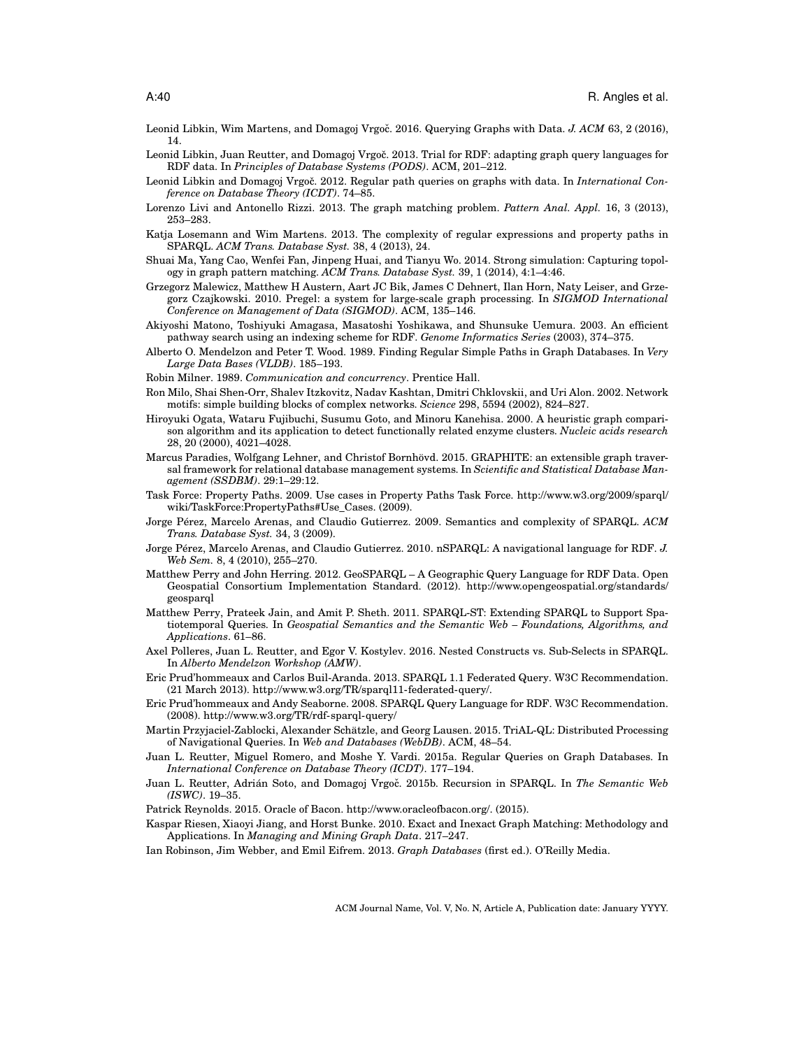Leonid Libkin, Wim Martens, and Domagoj Vrgoč. 2016. Querying Graphs with Data. *J. ACM* 63, 2 (2016), 14.

Leonid Libkin, Juan Reutter, and Domagoj Vrgoč. 2013. Trial for RDF: adapting graph query languages for RDF data. In *Principles of Database Systems (PODS)*. ACM, 201–212.

Leonid Libkin and Domagoj Vrgoč. 2012. Regular path queries on graphs with data. In *International Conference on Database Theory (ICDT)*. 74–85.

Lorenzo Livi and Antonello Rizzi. 2013. The graph matching problem. *Pattern Anal. Appl.* 16, 3 (2013), 253–283.

Katja Losemann and Wim Martens. 2013. The complexity of regular expressions and property paths in SPARQL. *ACM Trans. Database Syst.* 38, 4 (2013), 24.

Shuai Ma, Yang Cao, Wenfei Fan, Jinpeng Huai, and Tianyu Wo. 2014. Strong simulation: Capturing topology in graph pattern matching. *ACM Trans. Database Syst.* 39, 1 (2014), 4:1–4:46.

Grzegorz Malewicz, Matthew H Austern, Aart JC Bik, James C Dehnert, Ilan Horn, Naty Leiser, and Grzegorz Czajkowski. 2010. Pregel: a system for large-scale graph processing. In *SIGMOD International Conference on Management of Data (SIGMOD)*. ACM, 135–146.

Akiyoshi Matono, Toshiyuki Amagasa, Masatoshi Yoshikawa, and Shunsuke Uemura. 2003. An efficient pathway search using an indexing scheme for RDF. *Genome Informatics Series* (2003), 374–375.

Alberto O. Mendelzon and Peter T. Wood. 1989. Finding Regular Simple Paths in Graph Databases. In *Very Large Data Bases (VLDB)*. 185–193.

Robin Milner. 1989. *Communication and concurrency*. Prentice Hall.

Ron Milo, Shai Shen-Orr, Shalev Itzkovitz, Nadav Kashtan, Dmitri Chklovskii, and Uri Alon. 2002. Network motifs: simple building blocks of complex networks. *Science* 298, 5594 (2002), 824–827.

Hiroyuki Ogata, Wataru Fujibuchi, Susumu Goto, and Minoru Kanehisa. 2000. A heuristic graph comparison algorithm and its application to detect functionally related enzyme clusters. *Nucleic acids research* 28, 20 (2000), 4021–4028.

Marcus Paradies, Wolfgang Lehner, and Christof Bornhövd. 2015. GRAPHITE: an extensible graph traversal framework for relational database management systems. In *Scientific and Statistical Database Management (SSDBM)*. 29:1–29:12.

Task Force: Property Paths. 2009. Use cases in Property Paths Task Force. http://www.w3.org/2009/sparql/wiki/TaskForce:PropertyPaths#Use_Cases. (2009).

Jorge Pérez, Marcelo Arenas, and Claudio Gutierrez. 2009. Semantics and complexity of SPARQL. *ACM Trans. Database Syst.* 34, 3 (2009).

Jorge Pérez, Marcelo Arenas, and Claudio Gutierrez. 2010. nSPARQL: A navigational language for RDF. *J. Web Sem.* 8, 4 (2010), 255–270.

Matthew Perry and John Herring. 2012. GeoSPARQL – A Geographic Query Language for RDF Data. Open Geospatial Consortium Implementation Standard. (2012). http://www.opengeospatial.org/standards/geosparql

Matthew Perry, Prateek Jain, and Amit P. Sheth. 2011. SPARQL-ST: Extending SPARQL to Support Spatiotemporal Queries. In *Geospatial Semantics and the Semantic Web – Foundations, Algorithms, and Applications*. 61–86.

Axel Polleres, Juan L. Reutter, and Egor V. Kostylev. 2016. Nested Constructs vs. Sub-Selects in SPARQL. In *Alberto Mendelzon Workshop (AMW)*.

Eric Prud'hommeaux and Carlos Buil-Aranda. 2013. SPARQL 1.1 Federated Query. W3C Recommendation. (21 March 2013). http://www.w3.org/TR/sparql11-federated-query/.

Eric Prud'hommeaux and Andy Seaborne. 2008. SPARQL Query Language for RDF. W3C Recommendation. (2008). http://www.w3.org/TR/rdf-sparql-query/

Martin Przyjaciel-Zablocki, Alexander Schätzle, and Georg Lausen. 2015. TriAL-QL: Distributed Processing of Navigational Queries. In *Web and Databases (WebDB)*. ACM, 48–54.

Juan L. Reutter, Miguel Romero, and Moshe Y. Vardi. 2015a. Regular Queries on Graph Databases. In *International Conference on Database Theory (ICDT)*. 177–194.

Juan L. Reutter, Adrián Soto, and Domagoj Vrgoč. 2015b. Recursion in SPARQL. In *The Semantic Web (ISWC)*. 19–35.

Patrick Reynolds. 2015. Oracle of Bacon. http://www.oracleofbacon.org/. (2015).

Kaspar Riesen, Xiaoyi Jiang, and Horst Bunke. 2010. Exact and Inexact Graph Matching: Methodology and Applications. In *Managing and Mining Graph Data*. 217–247.

Ian Robinson, Jim Webber, and Emil Eifrem. 2013. *Graph Databases* (first ed.). O'Reilly Media.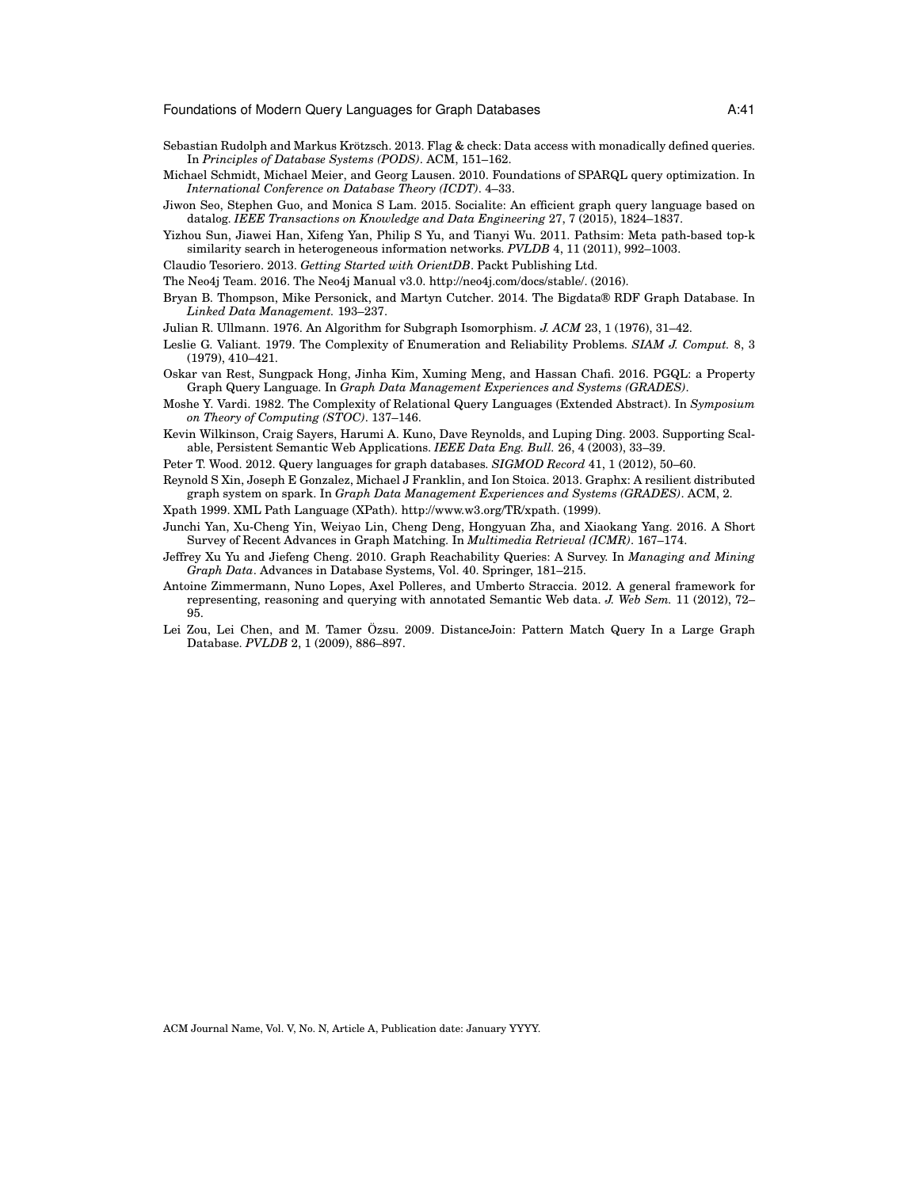Sebastian Rudolph and Markus Krötzsch. 2013. Flag & check: Data access with monadically defined queries. In *Principles of Database Systems (PODS)*. ACM, 151–162.

Michael Schmidt, Michael Meier, and Georg Lausen. 2010. Foundations of SPARQL query optimization. In *International Conference on Database Theory (ICDT)*. 4–33.

Jiwon Seo, Stephen Guo, and Monica S Lam. 2015. Socialite: An efficient graph query language based on datalog. *IEEE Transactions on Knowledge and Data Engineering* 27, 7 (2015), 1824–1837.

Yizhou Sun, Jiawei Han, Xifeng Yan, Philip S Yu, and Tianyi Wu. 2011. Pathsim: Meta path-based top-k similarity search in heterogeneous information networks. *PVLDB* 4, 11 (2011), 992–1003.

Claudio Tesoriero. 2013. *Getting Started with OrientDB*. Packt Publishing Ltd.

The Neo4j Team. 2016. The Neo4j Manual v3.0. http://neo4j.com/docs/stable/. (2016).

Bryan B. Thompson, Mike Personick, and Martyn Cutcher. 2014. The Bigdata® RDF Graph Database. In *Linked Data Management.* 193–237.

Julian R. Ullmann. 1976. An Algorithm for Subgraph Isomorphism. *J. ACM* 23, 1 (1976), 31–42.

Leslie G. Valiant. 1979. The Complexity of Enumeration and Reliability Problems. *SIAM J. Comput.* 8, 3 (1979), 410–421.

Oskar van Rest, Sungpack Hong, Jinha Kim, Xuming Meng, and Hassan Chafi. 2016. PGQL: a Property Graph Query Language. In *Graph Data Management Experiences and Systems (GRADES)*.

Moshe Y. Vardi. 1982. The Complexity of Relational Query Languages (Extended Abstract). In *Symposium on Theory of Computing (STOC)*. 137–146.

Kevin Wilkinson, Craig Sayers, Harumi A. Kuno, Dave Reynolds, and Luping Ding. 2003. Supporting Scalable, Persistent Semantic Web Applications. *IEEE Data Eng. Bull.* 26, 4 (2003), 33–39.

Peter T. Wood. 2012. Query languages for graph databases. *SIGMOD Record* 41, 1 (2012), 50–60.

Reynold S Xin, Joseph E Gonzalez, Michael J Franklin, and Ion Stoica. 2013. Graphx: A resilient distributed graph system on spark. In *Graph Data Management Experiences and Systems (GRADES)*. ACM, 2.

Xpath 1999. XML Path Language (XPath). http://www.w3.org/TR/xpath. (1999).

Junchi Yan, Xu-Cheng Yin, Weiyao Lin, Cheng Deng, Hongyuan Zha, and Xiaokang Yang. 2016. A Short Survey of Recent Advances in Graph Matching. In *Multimedia Retrieval (ICMR)*. 167–174.

Jeffrey Xu Yu and Jiefeng Cheng. 2010. Graph Reachability Queries: A Survey. In *Managing and Mining Graph Data*. Advances in Database Systems, Vol. 40. Springer, 181–215.

Antoine Zimmermann, Nuno Lopes, Axel Polleres, and Umberto Straccia. 2012. A general framework for representing, reasoning and querying with annotated Semantic Web data. *J. Web Sem.* 11 (2012), 72–95.

Lei Zou, Lei Chen, and M. Tamer Özsu. 2009. DistanceJoin: Pattern Match Query In a Large Graph Database. *PVLDB* 2, 1 (2009), 886–897.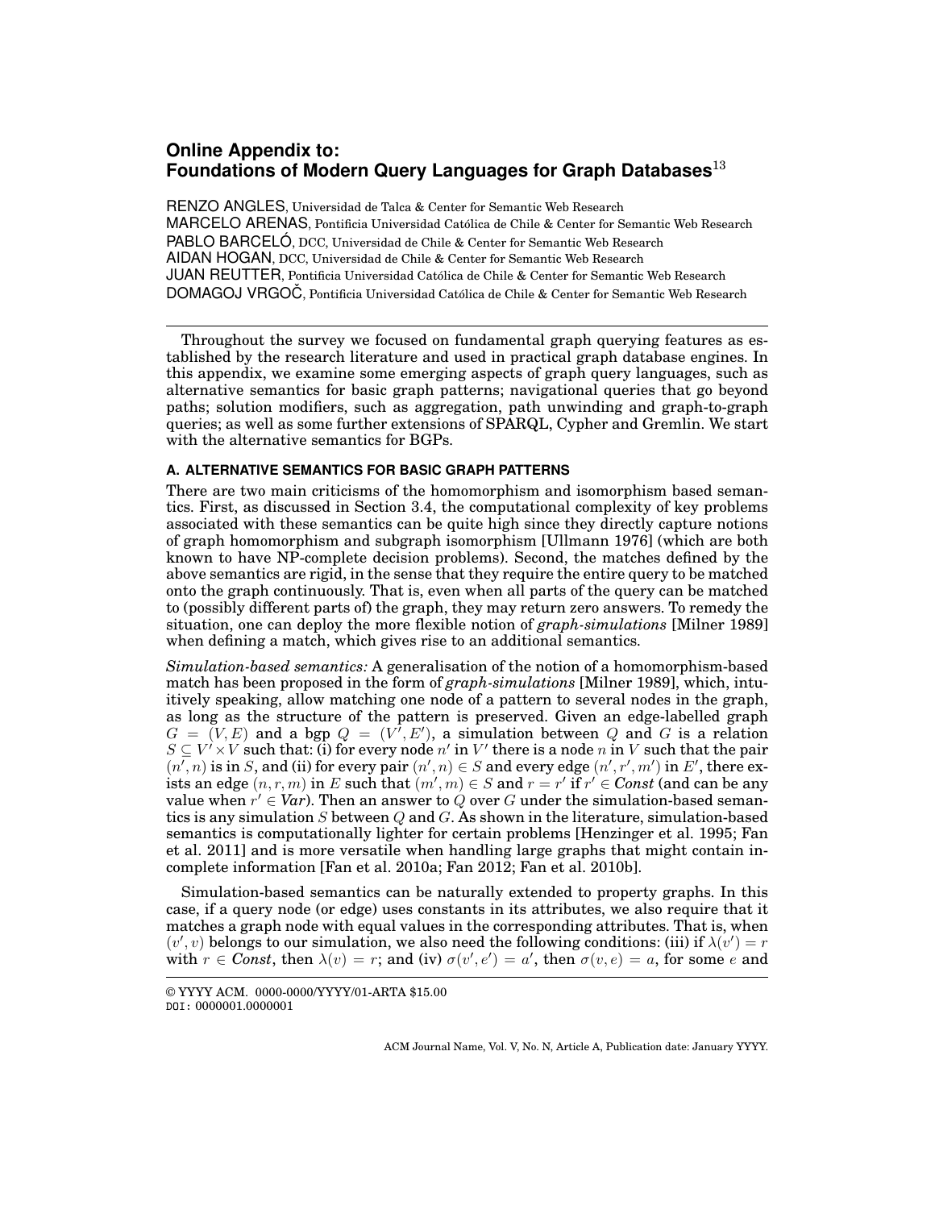# Online Appendix to: Foundations of Modern Query Languages for Graph Databases[13]

RENZO ANGLES, Universidad de Talca & Center for Semantic Web Research
MARCELO ARENAS, Pontificia Universidad Católica de Chile & Center for Semantic Web Research
PABLO BARCELÓ, DCC, Universidad de Chile & Center for Semantic Web Research
AIDAN HOGAN, DCC, Universidad de Chile & Center for Semantic Web Research
JUAN REUTTER, Pontificia Universidad Católica de Chile & Center for Semantic Web Research
DOMAGOJ VRGOČ, Pontificia Universidad Católica de Chile & Center for Semantic Web Research

Throughout the survey we focused on fundamental graph querying features as established by the research literature and used in practical graph database engines. In this appendix, we examine some emerging aspects of graph query languages, such as alternative semantics for basic graph patterns; navigational queries that go beyond paths; solution modifiers, such as aggregation, path unwinding and graph-to-graph queries; as well as some further extensions of SPARQL, Cypher and Gremlin. We start with the alternative semantics for BGPs.

## A. ALTERNATIVE SEMANTICS FOR BASIC GRAPH PATTERNS

There are two main criticisms of the homomorphism and isomorphism based semantics. First, as discussed in Section 3.4, the computational complexity of key problems associated with these semantics can be quite high since they directly capture notions of graph homomorphism and subgraph isomorphism [Ullmann 1976] (which are both known to have NP-complete decision problems). Second, the matches defined by the above semantics are rigid, in the sense that they require the entire query to be matched onto the graph continuously. That is, even when all parts of the query can be matched to (possibly different parts of) the graph, they may return zero answers. To remedy the situation, one can deploy the more flexible notion of *graph-simulations* [Milner 1989] when defining a match, which gives rise to an additional semantics.

*Simulation-based semantics:* A generalisation of the notion of a homomorphism-based match has been proposed in the form of *graph-simulations* [Milner 1989], which, intuitively speaking, allow matching one node of a pattern to several nodes in the graph, as long as the structure of the pattern is preserved. Given an edge-labelled graph $G = (V, E)$ and a bgp $Q = (V', E')$, a simulation between $Q$ and $G$ is a relation $S \subseteq V' \times V$ such that: (i) for every node $n'$ in $V'$ there is a node $n$ in $V$ such that the pair $(n', n)$ is in $S$, and (ii) for every pair $(n', n) \in S$ and every edge $(n', r', m')$ in $E'$, there exists an edge $(n, r, m)$ in $E$ such that $(m', m) \in S$ and $r = r'$ if $r' \in \mathit{Const}$ (and can be any value when $r' \in \mathit{Var}$). Then an answer to $Q$ over $G$ under the simulation-based semantics is any simulation $S$ between $Q$ and $G$. As shown in the literature, simulation-based semantics is computationally lighter for certain problems [Henzinger et al. 1995; Fan et al. 2011] and is more versatile when handling large graphs that might contain incomplete information [Fan et al. 2010a; Fan 2012; Fan et al. 2010b].

Simulation-based semantics can be naturally extended to property graphs. In this case, if a query node (or edge) uses constants in its attributes, we also require that it matches a graph node with equal values in the corresponding attributes. That is, when $(v', v)$ belongs to our simulation, we also need the following conditions: (iii) if $\lambda(v') = r$ with $r \in \mathit{Const}$, then $\lambda(v) = r$; and (iv) $\sigma(v', e') = a'$, then $\sigma(v, e) = a$, for some $e$ and

© YYYY ACM. 0000-0000/YYYY/01-ARTA $15.00
DOI: 0000001.0000001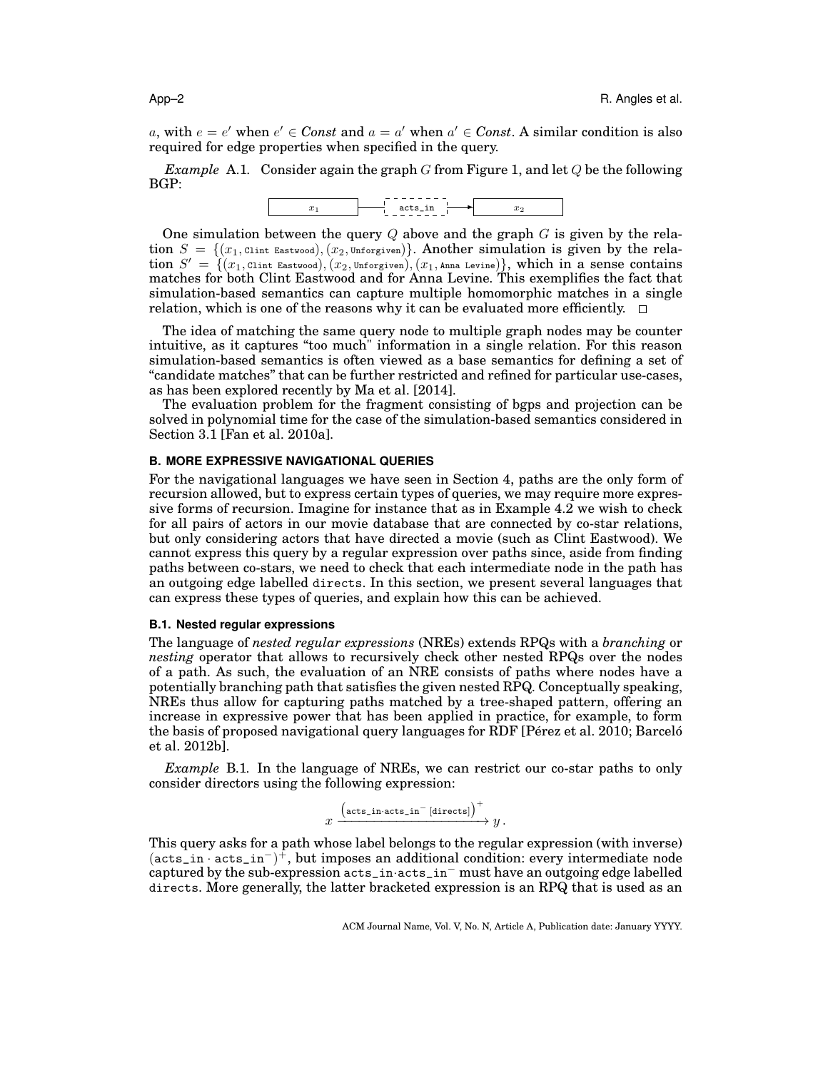$a$, with $e = e'$ when $e' \in \mathit{Const}$ and $a = a'$ when $a' \in \mathit{Const}$. A similar condition is also required for edge properties when specified in the query.

*Example* A.1. Consider again the graph $G$ from Figure 1, and let $Q$ be the following BGP:

$$x_1 \longrightarrow \texttt{acts\_in} \longrightarrow x_2$$

One simulation between the query $Q$ above and the graph $G$ is given by the relation $S = \{(x_1, \texttt{Clint Eastwood}), (x_2, \texttt{Unforgiven})\}$. Another simulation is given by the relation $S' = \{(x_1, \texttt{Clint Eastwood}), (x_2, \texttt{Unforgiven}), (x_1, \texttt{Anna Levine})\}$, which in a sense contains matches for both Clint Eastwood and for Anna Levine. This exemplifies the fact that simulation-based semantics can capture multiple homomorphic matches in a single relation, which is one of the reasons why it can be evaluated more efficiently. □

The idea of matching the same query node to multiple graph nodes may be counter intuitive, as it captures "too much" information in a single relation. For this reason simulation-based semantics is often viewed as a base semantics for defining a set of "candidate matches" that can be further restricted and refined for particular use-cases, as has been explored recently by Ma et al. [2014].

The evaluation problem for the fragment consisting of bgps and projection can be solved in polynomial time for the case of the simulation-based semantics considered in Section 3.1 [Fan et al. 2010a].

## B. MORE EXPRESSIVE NAVIGATIONAL QUERIES

For the navigational languages we have seen in Section 4, paths are the only form of recursion allowed, but to express certain types of queries, we may require more expressive forms of recursion. Imagine for instance that as in Example 4.2 we wish to check for all pairs of actors in our movie database that are connected by co-star relations, but only considering actors that have directed a movie (such as Clint Eastwood). We cannot express this query by a regular expression over paths since, aside from finding paths between co-stars, we need to check that each intermediate node in the path has an outgoing edge labelled `directs`. In this section, we present several languages that can express these types of queries, and explain how this can be achieved.

### B.1. Nested regular expressions

The language of *nested regular expressions* (NREs) extends RPQs with a *branching* or *nesting* operator that allows to recursively check other nested RPQs over the nodes of a path. As such, the evaluation of an NRE consists of paths where nodes have a potentially branching path that satisfies the given nested RPQ. Conceptually speaking, NREs thus allow for capturing paths matched by a tree-shaped pattern, offering an increase in expressive power that has been applied in practice, for example, to form the basis of proposed navigational query languages for RDF [Pérez et al. 2010; Barceló et al. 2012b].

*Example* B.1. In the language of NREs, we can restrict our co-star paths to only consider directors using the following expression:

$$x \xrightarrow{\left(\texttt{acts\_in}\cdot\texttt{acts\_in}^{-}\,[\texttt{directs}]\right)^{+}} y\,.$$

This query asks for a path whose label belongs to the regular expression (with inverse) $(\texttt{acts\_in} \cdot \texttt{acts\_in}^{-})^{+}$, but imposes an additional condition: every intermediate node captured by the sub-expression $\texttt{acts\_in}\cdot\texttt{acts\_in}^{-}$ must have an outgoing edge labelled `directs`. More generally, the latter bracketed expression is an RPQ that is used as an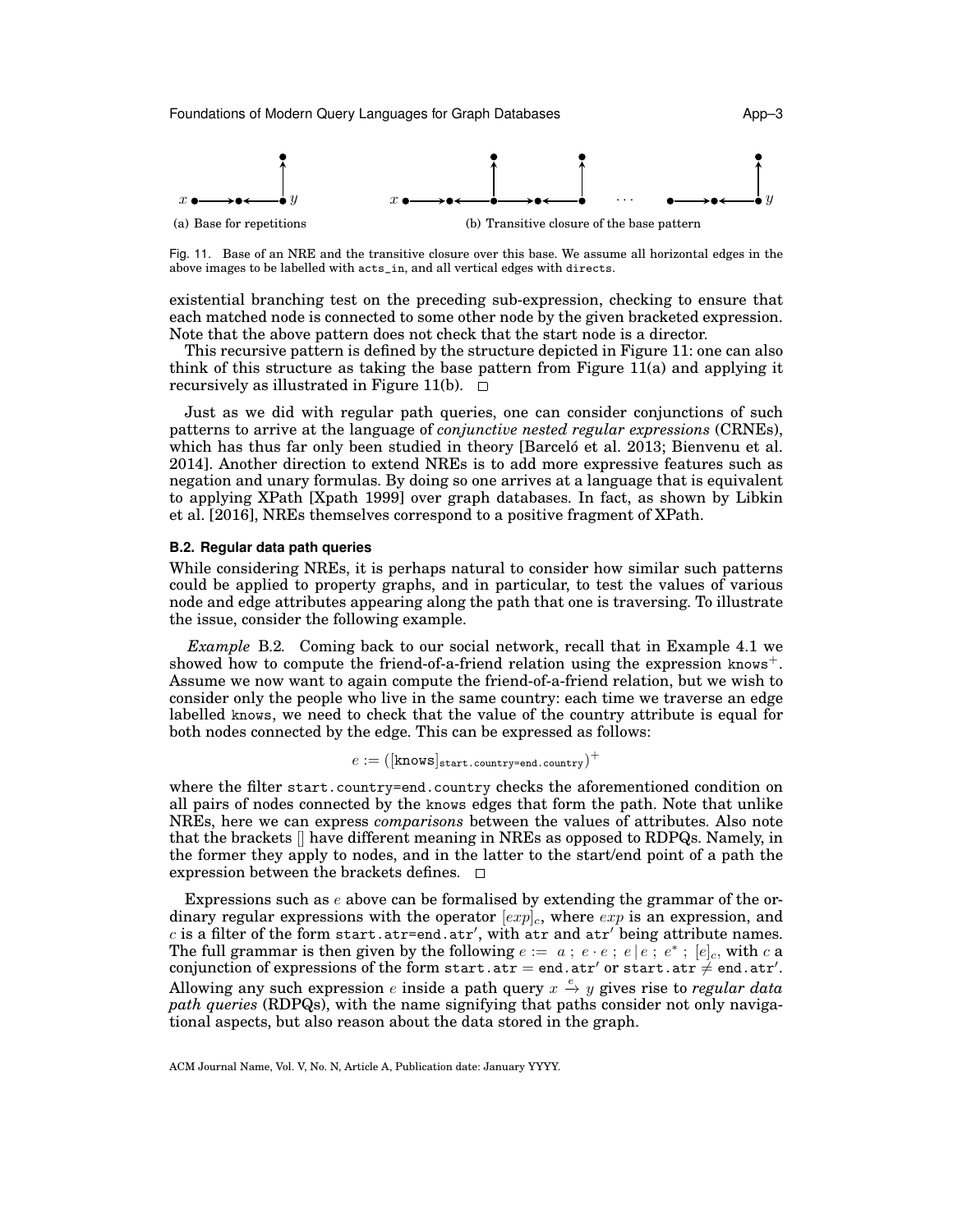(a) Base for repetitions

(b) Transitive closure of the base pattern

Fig. 11. Base of an NRE and the transitive closure over this base. We assume all horizontal edges in the above images to be labelled with acts_in, and all vertical edges with directs.

existential branching test on the preceding sub-expression, checking to ensure that each matched node is connected to some other node by the given bracketed expression. Note that the above pattern does not check that the start node is a director.

This recursive pattern is defined by the structure depicted in Figure 11: one can also think of this structure as taking the base pattern from Figure 11(a) and applying it recursively as illustrated in Figure 11(b). □

Just as we did with regular path queries, one can consider conjunctions of such patterns to arrive at the language of *conjunctive nested regular expressions* (CRNEs), which has thus far only been studied in theory [Barceló et al. 2013; Bienvenu et al. 2014]. Another direction to extend NREs is to add more expressive features such as negation and unary formulas. By doing so one arrives at a language that is equivalent to applying XPath [Xpath 1999] over graph databases. In fact, as shown by Libkin et al. [2016], NREs themselves correspond to a positive fragment of XPath.

### B.2. Regular data path queries

While considering NREs, it is perhaps natural to consider how similar such patterns could be applied to property graphs, and in particular, to test the values of various node and edge attributes appearing along the path that one is traversing. To illustrate the issue, consider the following example.

*Example* B.2. Coming back to our social network, recall that in Example 4.1 we showed how to compute the friend-of-a-friend relation using the expression knows$^+$. Assume we now want to again compute the friend-of-a-friend relation, but we wish to consider only the people who live in the same country: each time we traverse an edge labelled knows, we need to check that the value of the country attribute is equal for both nodes connected by the edge. This can be expressed as follows:

$$e := ([\texttt{knows}]_{\texttt{start.country=end.country}})^+$$

where the filter start.country=end.country checks the aforementioned condition on all pairs of nodes connected by the knows edges that form the path. Note that unlike NREs, here we can express *comparisons* between the values of attributes. Also note that the brackets [] have different meaning in NREs as opposed to RDPQs. Namely, in the former they apply to nodes, and in the latter to the start/end point of a path the expression between the brackets defines. □

Expressions such as $e$ above can be formalised by extending the grammar of the ordinary regular expressions with the operator $[exp]_c$, where $exp$ is an expression, and $c$ is a filter of the form start.atr=end.atr′, with atr and atr′ being attribute names. The full grammar is then given by the following $e := a \; ; \; e \cdot e \; ; \; e \,|\, e \; ; \; e^* \; ; \; [e]_c$, with $c$ a conjunction of expressions of the form $\texttt{start.atr} = \texttt{end.atr}'$ or $\texttt{start.atr} \neq \texttt{end.atr}'$. Allowing any such expression $e$ inside a path query $x \xrightarrow{e} y$ gives rise to *regular data path queries* (RDPQs), with the name signifying that paths consider not only navigational aspects, but also reason about the data stored in the graph.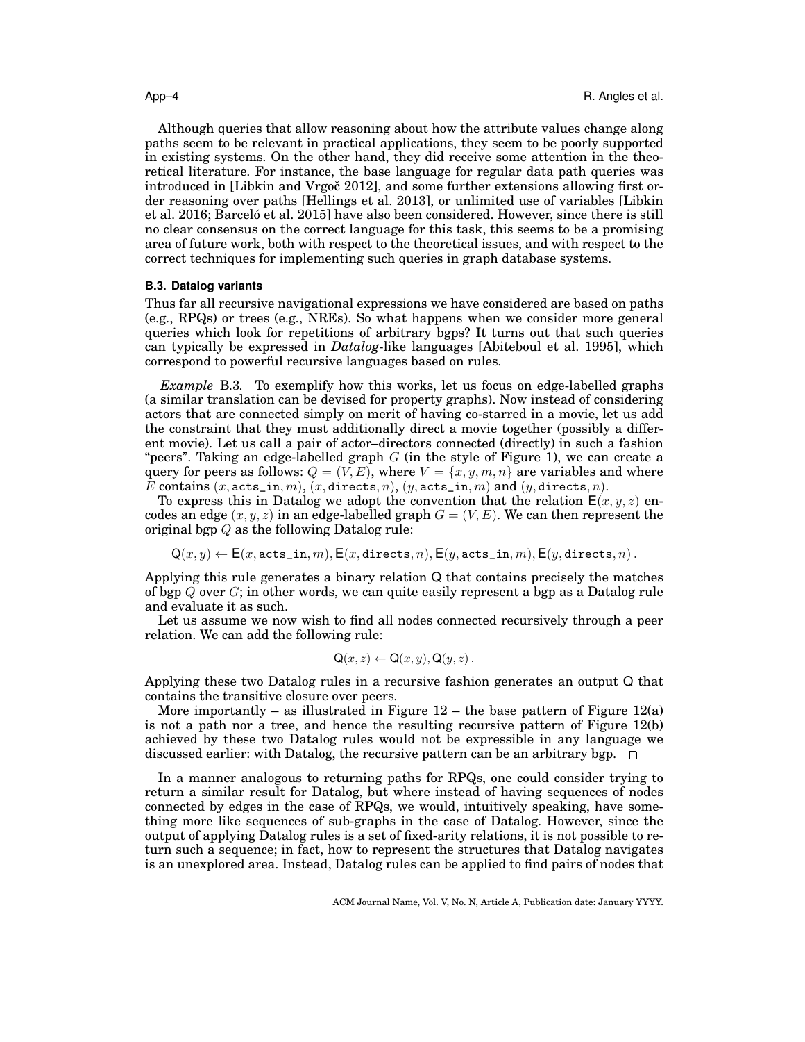Although queries that allow reasoning about how the attribute values change along paths seem to be relevant in practical applications, they seem to be poorly supported in existing systems. On the other hand, they did receive some attention in the theoretical literature. For instance, the base language for regular data path queries was introduced in [Libkin and Vrgoč 2012], and some further extensions allowing first order reasoning over paths [Hellings et al. 2013], or unlimited use of variables [Libkin et al. 2016; Barceló et al. 2015] have also been considered. However, since there is still no clear consensus on the correct language for this task, this seems to be a promising area of future work, both with respect to the theoretical issues, and with respect to the correct techniques for implementing such queries in graph database systems.

### B.3. Datalog variants

Thus far all recursive navigational expressions we have considered are based on paths (e.g., RPQs) or trees (e.g., NREs). So what happens when we consider more general queries which look for repetitions of arbitrary bgps? It turns out that such queries can typically be expressed in *Datalog*-like languages [Abiteboul et al. 1995], which correspond to powerful recursive languages based on rules.

*Example* B.3. To exemplify how this works, let us focus on edge-labelled graphs (a similar translation can be devised for property graphs). Now instead of considering actors that are connected simply on merit of having co-starred in a movie, let us add the constraint that they must additionally direct a movie together (possibly a different movie). Let us call a pair of actor–directors connected (directly) in such a fashion "peers". Taking an edge-labelled graph $G$ (in the style of Figure 1), we can create a query for peers as follows: $Q = (V, E)$, where $V = \{x, y, m, n\}$ are variables and where $E$ contains $(x, \texttt{acts\_in}, m)$, $(x, \texttt{directs}, n)$, $(y, \texttt{acts\_in}, m)$ and $(y, \texttt{directs}, n)$.

To express this in Datalog we adopt the convention that the relation $\mathsf{E}(x, y, z)$ encodes an edge $(x, y, z)$ in an edge-labelled graph $G = (V, E)$. We can then represent the original bgp $Q$ as the following Datalog rule:

$$\mathsf{Q}(x, y) \leftarrow \mathsf{E}(x, \texttt{acts\_in}, m), \mathsf{E}(x, \texttt{directs}, n), \mathsf{E}(y, \texttt{acts\_in}, m), \mathsf{E}(y, \texttt{directs}, n)\,.$$

Applying this rule generates a binary relation Q that contains precisely the matches of bgp $Q$ over $G$; in other words, we can quite easily represent a bgp as a Datalog rule and evaluate it as such.

Let us assume we now wish to find all nodes connected recursively through a peer relation. We can add the following rule:

$$\mathsf{Q}(x, z) \leftarrow \mathsf{Q}(x, y), \mathsf{Q}(y, z)\,.$$

Applying these two Datalog rules in a recursive fashion generates an output Q that contains the transitive closure over peers.

More importantly – as illustrated in Figure 12 – the base pattern of Figure 12(a) is not a path nor a tree, and hence the resulting recursive pattern of Figure 12(b) achieved by these two Datalog rules would not be expressible in any language we discussed earlier: with Datalog, the recursive pattern can be an arbitrary bgp. □

In a manner analogous to returning paths for RPQs, one could consider trying to return a similar result for Datalog, but where instead of having sequences of nodes connected by edges in the case of RPQs, we would, intuitively speaking, have something more like sequences of sub-graphs in the case of Datalog. However, since the output of applying Datalog rules is a set of fixed-arity relations, it is not possible to return such a sequence; in fact, how to represent the structures that Datalog navigates is an unexplored area. Instead, Datalog rules can be applied to find pairs of nodes that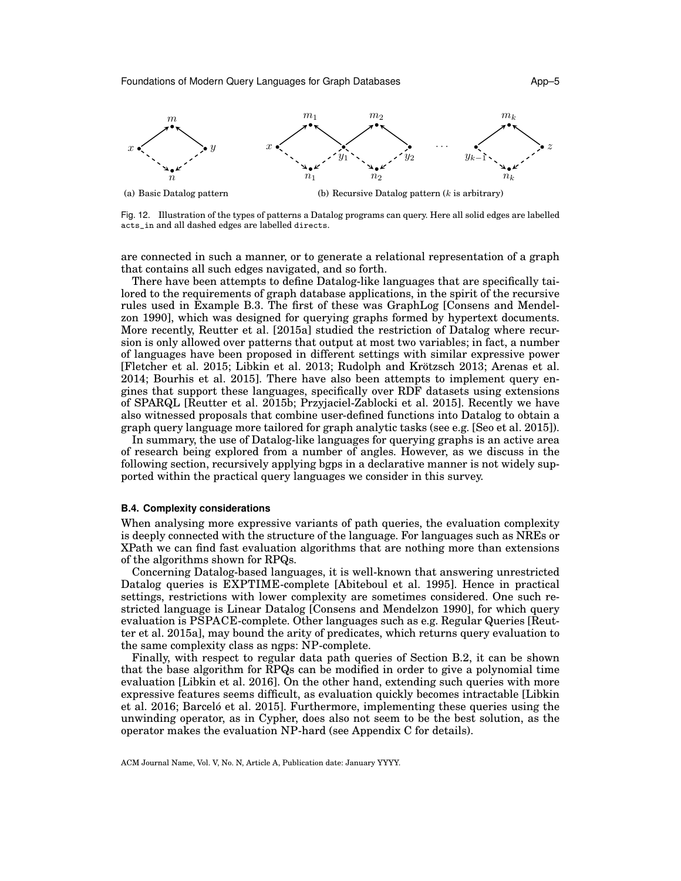(a) Basic Datalog pattern

(b) Recursive Datalog pattern ($k$ is arbitrary)

Fig. 12. Illustration of the types of patterns a Datalog programs can query. Here all solid edges are labelled `acts_in` and all dashed edges are labelled `directs`.

are connected in such a manner, or to generate a relational representation of a graph that contains all such edges navigated, and so forth.

There have been attempts to define Datalog-like languages that are specifically tailored to the requirements of graph database applications, in the spirit of the recursive rules used in Example B.3. The first of these was GraphLog [Consens and Mendelzon 1990], which was designed for querying graphs formed by hypertext documents. More recently, Reutter et al. [2015a] studied the restriction of Datalog where recursion is only allowed over patterns that output at most two variables; in fact, a number of languages have been proposed in different settings with similar expressive power [Fletcher et al. 2015; Libkin et al. 2013; Rudolph and Krötzsch 2013; Arenas et al. 2014; Bourhis et al. 2015]. There have also been attempts to implement query engines that support these languages, specifically over RDF datasets using extensions of SPARQL [Reutter et al. 2015b; Przyjaciel-Zablocki et al. 2015]. Recently we have also witnessed proposals that combine user-defined functions into Datalog to obtain a graph query language more tailored for graph analytic tasks (see e.g. [Seo et al. 2015]).

In summary, the use of Datalog-like languages for querying graphs is an active area of research being explored from a number of angles. However, as we discuss in the following section, recursively applying bgps in a declarative manner is not widely supported within the practical query languages we consider in this survey.

#### B.4. Complexity considerations

When analysing more expressive variants of path queries, the evaluation complexity is deeply connected with the structure of the language. For languages such as NREs or XPath we can find fast evaluation algorithms that are nothing more than extensions of the algorithms shown for RPQs.

Concerning Datalog-based languages, it is well-known that answering unrestricted Datalog queries is EXPTIME-complete [Abiteboul et al. 1995]. Hence in practical settings, restrictions with lower complexity are sometimes considered. One such restricted language is Linear Datalog [Consens and Mendelzon 1990], for which query evaluation is PSPACE-complete. Other languages such as e.g. Regular Queries [Reutter et al. 2015a], may bound the arity of predicates, which returns query evaluation to the same complexity class as ngps: NP-complete.

Finally, with respect to regular data path queries of Section B.2, it can be shown that the base algorithm for RPQs can be modified in order to give a polynomial time evaluation [Libkin et al. 2016]. On the other hand, extending such queries with more expressive features seems difficult, as evaluation quickly becomes intractable [Libkin et al. 2016; Barceló et al. 2015]. Furthermore, implementing these queries using the unwinding operator, as in Cypher, does also not seem to be the best solution, as the operator makes the evaluation NP-hard (see Appendix C for details).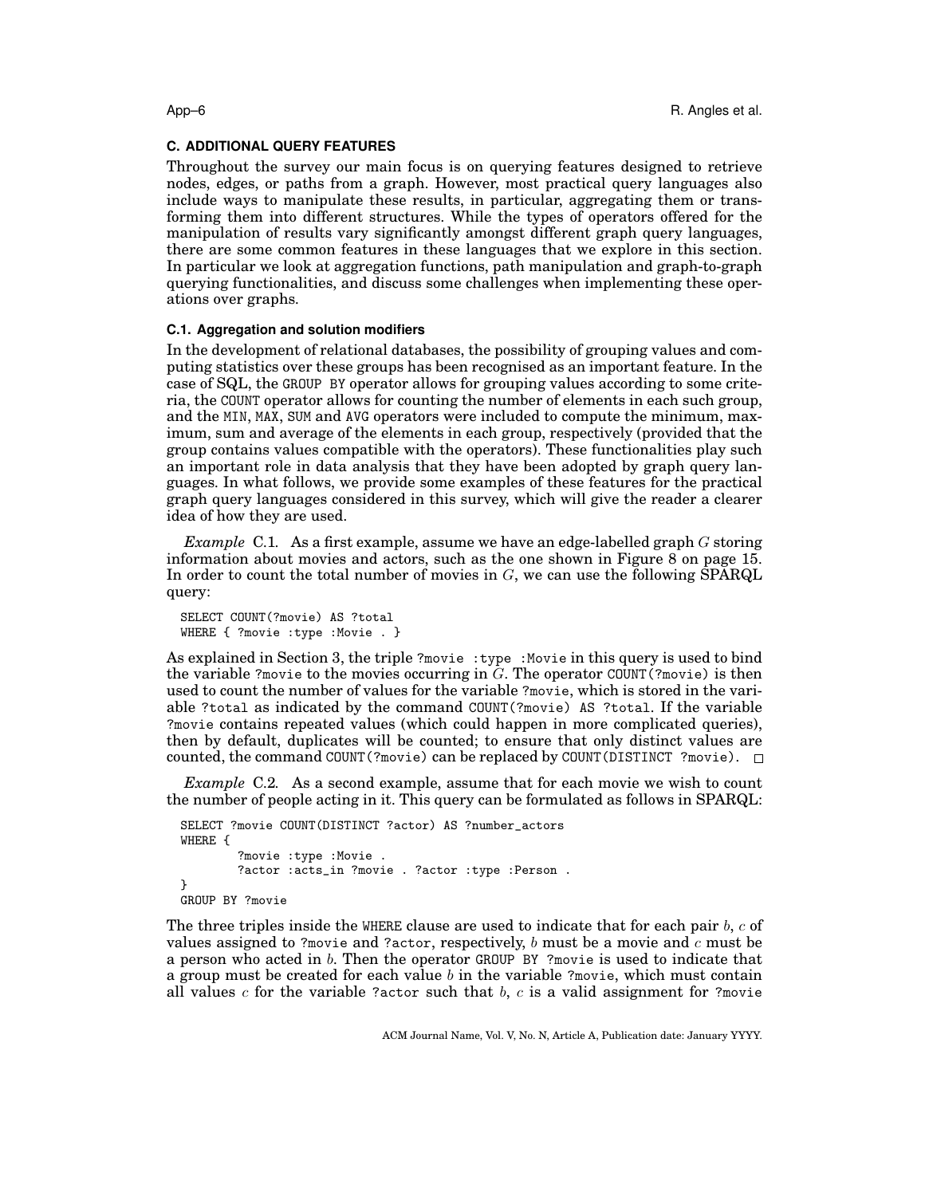### C. ADDITIONAL QUERY FEATURES

Throughout the survey our main focus is on querying features designed to retrieve nodes, edges, or paths from a graph. However, most practical query languages also include ways to manipulate these results, in particular, aggregating them or transforming them into different structures. While the types of operators offered for the manipulation of results vary significantly amongst different graph query languages, there are some common features in these languages that we explore in this section. In particular we look at aggregation functions, path manipulation and graph-to-graph querying functionalities, and discuss some challenges when implementing these operations over graphs.

#### C.1. Aggregation and solution modifiers

In the development of relational databases, the possibility of grouping values and computing statistics over these groups has been recognised as an important feature. In the case of SQL, the GROUP BY operator allows for grouping values according to some criteria, the COUNT operator allows for counting the number of elements in each such group, and the MIN, MAX, SUM and AVG operators were included to compute the minimum, maximum, sum and average of the elements in each group, respectively (provided that the group contains values compatible with the operators). These functionalities play such an important role in data analysis that they have been adopted by graph query languages. In what follows, we provide some examples of these features for the practical graph query languages considered in this survey, which will give the reader a clearer idea of how they are used.

*Example* C.1. As a first example, assume we have an edge-labelled graph $G$ storing information about movies and actors, such as the one shown in Figure 8 on page 15. In order to count the total number of movies in $G$, we can use the following SPARQL query:

```
SELECT COUNT(?movie) AS ?total
WHERE { ?movie :type :Movie . }
```

As explained in Section 3, the triple ?movie :type :Movie in this query is used to bind the variable ?movie to the movies occurring in $G$. The operator COUNT(?movie) is then used to count the number of values for the variable ?movie, which is stored in the variable ?total as indicated by the command COUNT(?movie) AS ?total. If the variable ?movie contains repeated values (which could happen in more complicated queries), then by default, duplicates will be counted; to ensure that only distinct values are counted, the command COUNT(?movie) can be replaced by COUNT(DISTINCT ?movie). □

*Example* C.2. As a second example, assume that for each movie we wish to count the number of people acting in it. This query can be formulated as follows in SPARQL:

```
SELECT ?movie COUNT(DISTINCT ?actor) AS ?number_actors
WHERE {
        ?movie :type :Movie .
        ?actor :acts_in ?movie . ?actor :type :Person .
}
GROUP BY ?movie
```

The three triples inside the WHERE clause are used to indicate that for each pair $b$, $c$ of values assigned to ?movie and ?actor, respectively, $b$ must be a movie and $c$ must be a person who acted in $b$. Then the operator GROUP BY ?movie is used to indicate that a group must be created for each value $b$ in the variable ?movie, which must contain all values $c$ for the variable ?actor such that $b$, $c$ is a valid assignment for ?movie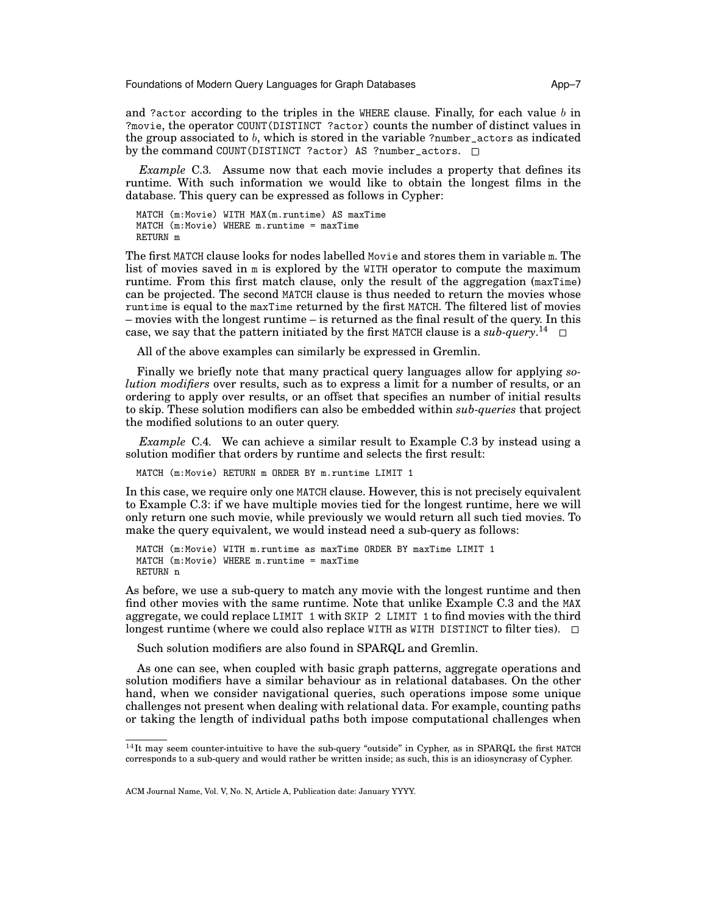and ?actor according to the triples in the WHERE clause. Finally, for each value $b$ in ?movie, the operator COUNT(DISTINCT ?actor) counts the number of distinct values in the group associated to $b$, which is stored in the variable ?number_actors as indicated by the command COUNT(DISTINCT ?actor) AS ?number_actors. □

*Example* C.3. Assume now that each movie includes a property that defines its runtime. With such information we would like to obtain the longest films in the database. This query can be expressed as follows in Cypher:

```
MATCH (m:Movie) WITH MAX(m.runtime) AS maxTime
MATCH (m:Movie) WHERE m.runtime = maxTime
RETURN m
```

The first MATCH clause looks for nodes labelled Movie and stores them in variable m. The list of movies saved in m is explored by the WITH operator to compute the maximum runtime. From this first match clause, only the result of the aggregation (maxTime) can be projected. The second MATCH clause is thus needed to return the movies whose runtime is equal to the maxTime returned by the first MATCH. The filtered list of movies – movies with the longest runtime – is returned as the final result of the query. In this case, we say that the pattern initiated by the first MATCH clause is a *sub-query*.[14] □

All of the above examples can similarly be expressed in Gremlin.

Finally we briefly note that many practical query languages allow for applying *solution modifiers* over results, such as to express a limit for a number of results, or an ordering to apply over results, or an offset that specifies an number of initial results to skip. These solution modifiers can also be embedded within *sub-queries* that project the modified solutions to an outer query.

*Example* C.4. We can achieve a similar result to Example C.3 by instead using a solution modifier that orders by runtime and selects the first result:

```
MATCH (m:Movie) RETURN m ORDER BY m.runtime LIMIT 1
```

In this case, we require only one MATCH clause. However, this is not precisely equivalent to Example C.3: if we have multiple movies tied for the longest runtime, here we will only return one such movie, while previously we would return all such tied movies. To make the query equivalent, we would instead need a sub-query as follows:

```
MATCH (m:Movie) WITH m.runtime as maxTime ORDER BY maxTime LIMIT 1
MATCH (m:Movie) WHERE m.runtime = maxTime
RETURN n
```

As before, we use a sub-query to match any movie with the longest runtime and then find other movies with the same runtime. Note that unlike Example C.3 and the MAX aggregate, we could replace LIMIT 1 with SKIP 2 LIMIT 1 to find movies with the third longest runtime (where we could also replace WITH as WITH DISTINCT to filter ties). □

Such solution modifiers are also found in SPARQL and Gremlin.

As one can see, when coupled with basic graph patterns, aggregate operations and solution modifiers have a similar behaviour as in relational databases. On the other hand, when we consider navigational queries, such operations impose some unique challenges not present when dealing with relational data. For example, counting paths or taking the length of individual paths both impose computational challenges when

[14] It may seem counter-intuitive to have the sub-query "outside" in Cypher, as in SPARQL the first MATCH corresponds to a sub-query and would rather be written inside; as such, this is an idiosyncrasy of Cypher.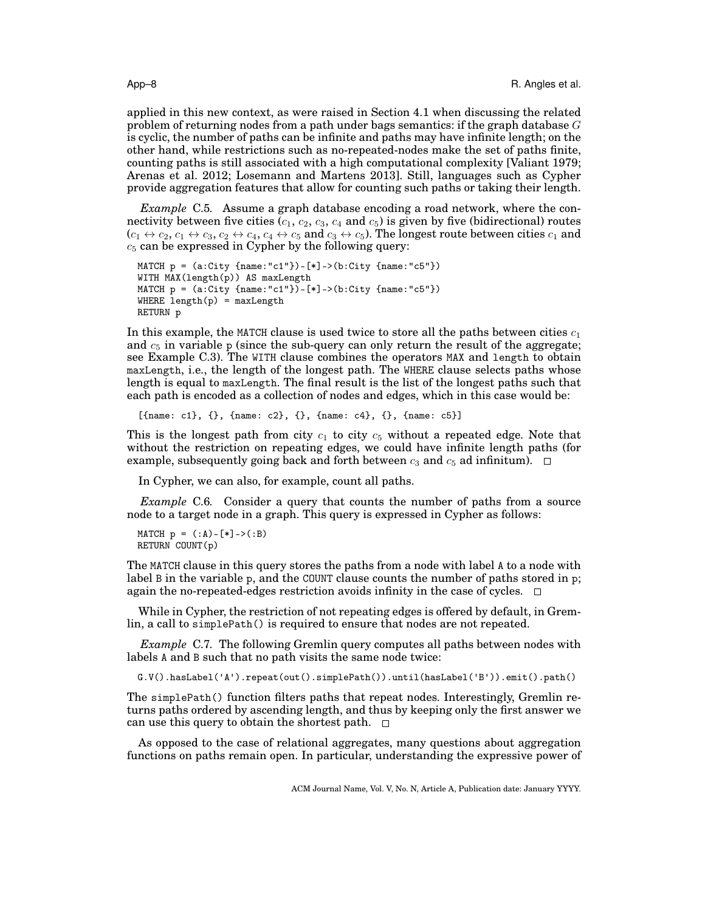applied in this new context, as were raised in Section 4.1 when discussing the related problem of returning nodes from a path under bags semantics: if the graph database $G$ is cyclic, the number of paths can be infinite and paths may have infinite length; on the other hand, while restrictions such as no-repeated-nodes make the set of paths finite, counting paths is still associated with a high computational complexity [Valiant 1979; Arenas et al. 2012; Losemann and Martens 2013]. Still, languages such as Cypher provide aggregation features that allow for counting such paths or taking their length.

*Example* C.5. Assume a graph database encoding a road network, where the connectivity between five cities ($c_1$, $c_2$, $c_3$, $c_4$ and $c_5$) is given by five (bidirectional) routes ($c_1 \leftrightarrow c_2$, $c_1 \leftrightarrow c_3$, $c_2 \leftrightarrow c_4$, $c_4 \leftrightarrow c_5$ and $c_3 \leftrightarrow c_5$). The longest route between cities $c_1$ and $c_5$ can be expressed in Cypher by the following query:

```
MATCH p = (a:City {name:"c1"})-[*]->(b:City {name:"c5"})
WITH MAX(length(p)) AS maxLength
MATCH p = (a:City {name:"c1"})-[*]->(b:City {name:"c5"})
WHERE length(p) = maxLength
RETURN p
```

In this example, the MATCH clause is used twice to store all the paths between cities $c_1$ and $c_5$ in variable p (since the sub-query can only return the result of the aggregate; see Example C.3). The WITH clause combines the operators MAX and length to obtain maxLength, i.e., the length of the longest path. The WHERE clause selects paths whose length is equal to maxLength. The final result is the list of the longest paths such that each path is encoded as a collection of nodes and edges, which in this case would be:

```
[{name: c1}, {}, {name: c2}, {}, {name: c4}, {}, {name: c5}]
```

This is the longest path from city $c_1$ to city $c_5$ without a repeated edge. Note that without the restriction on repeating edges, we could have infinite length paths (for example, subsequently going back and forth between $c_3$ and $c_5$ ad infinitum). □

In Cypher, we can also, for example, count all paths.

*Example* C.6. Consider a query that counts the number of paths from a source node to a target node in a graph. This query is expressed in Cypher as follows:

```
MATCH p = (:A)-[*]->(:B)
RETURN COUNT(p)
```

The MATCH clause in this query stores the paths from a node with label A to a node with label B in the variable p, and the COUNT clause counts the number of paths stored in p; again the no-repeated-edges restriction avoids infinity in the case of cycles. □

While in Cypher, the restriction of not repeating edges is offered by default, in Gremlin, a call to simplePath() is required to ensure that nodes are not repeated.

*Example* C.7. The following Gremlin query computes all paths between nodes with labels A and B such that no path visits the same node twice:

```
G.V().hasLabel('A').repeat(out().simplePath()).until(hasLabel('B')).emit().path()
```

The simplePath() function filters paths that repeat nodes. Interestingly, Gremlin returns paths ordered by ascending length, and thus by keeping only the first answer we can use this query to obtain the shortest path. □

As opposed to the case of relational aggregates, many questions about aggregation functions on paths remain open. In particular, understanding the expressive power of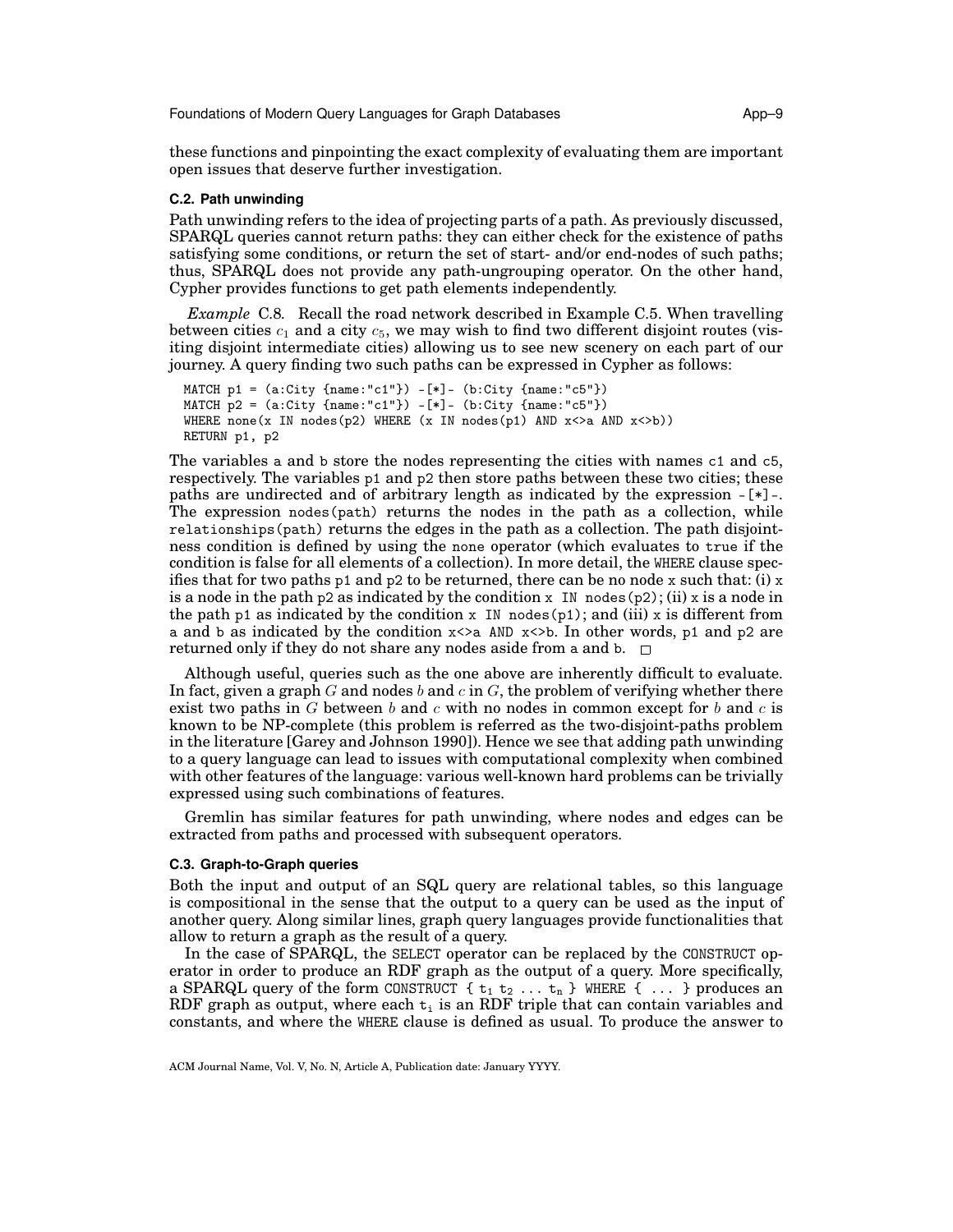these functions and pinpointing the exact complexity of evaluating them are important open issues that deserve further investigation.

### C.2. Path unwinding

Path unwinding refers to the idea of projecting parts of a path. As previously discussed, SPARQL queries cannot return paths: they can either check for the existence of paths satisfying some conditions, or return the set of start- and/or end-nodes of such paths; thus, SPARQL does not provide any path-ungrouping operator. On the other hand, Cypher provides functions to get path elements independently.

*Example* C.8. Recall the road network described in Example C.5. When travelling between cities $c_1$ and a city $c_5$, we may wish to find two different disjoint routes (visiting disjoint intermediate cities) allowing us to see new scenery on each part of our journey. A query finding two such paths can be expressed in Cypher as follows:

```
MATCH p1 = (a:City {name:"c1"}) -[*]- (b:City {name:"c5"})
MATCH p2 = (a:City {name:"c1"}) -[*]- (b:City {name:"c5"})
WHERE none(x IN nodes(p2) WHERE (x IN nodes(p1) AND x<>a AND x<>b))
RETURN p1, p2
```

The variables `a` and `b` store the nodes representing the cities with names `c1` and `c5`, respectively. The variables `p1` and `p2` then store paths between these two cities; these paths are undirected and of arbitrary length as indicated by the expression `-[*]-`. The expression `nodes(path)` returns the nodes in the path as a collection, while `relationships(path)` returns the edges in the path as a collection. The path disjointness condition is defined by using the `none` operator (which evaluates to `true` if the condition is false for all elements of a collection). In more detail, the `WHERE` clause specifies that for two paths `p1` and `p2` to be returned, there can be no node `x` such that: (i) `x` is a node in the path `p2` as indicated by the condition `x IN nodes(p2)`; (ii) `x` is a node in the path `p1` as indicated by the condition `x IN nodes(p1)`; and (iii) `x` is different from `a` and `b` as indicated by the condition `x<>a AND x<>b`. In other words, `p1` and `p2` are returned only if they do not share any nodes aside from `a` and `b`. □

Although useful, queries such as the one above are inherently difficult to evaluate. In fact, given a graph $G$ and nodes $b$ and $c$ in $G$, the problem of verifying whether there exist two paths in $G$ between $b$ and $c$ with no nodes in common except for $b$ and $c$ is known to be NP-complete (this problem is referred as the two-disjoint-paths problem in the literature [Garey and Johnson 1990]). Hence we see that adding path unwinding to a query language can lead to issues with computational complexity when combined with other features of the language: various well-known hard problems can be trivially expressed using such combinations of features.

Gremlin has similar features for path unwinding, where nodes and edges can be extracted from paths and processed with subsequent operators.

### C.3. Graph-to-Graph queries

Both the input and output of an SQL query are relational tables, so this language is compositional in the sense that the output to a query can be used as the input of another query. Along similar lines, graph query languages provide functionalities that allow to return a graph as the result of a query.

In the case of SPARQL, the `SELECT` operator can be replaced by the `CONSTRUCT` operator in order to produce an RDF graph as the output of a query. More specifically, a SPARQL query of the form `CONSTRUCT` { $t_1$ $t_2$ ... $t_n$ } `WHERE { ... }` produces an RDF graph as output, where each $t_i$ is an RDF triple that can contain variables and constants, and where the `WHERE` clause is defined as usual. To produce the answer to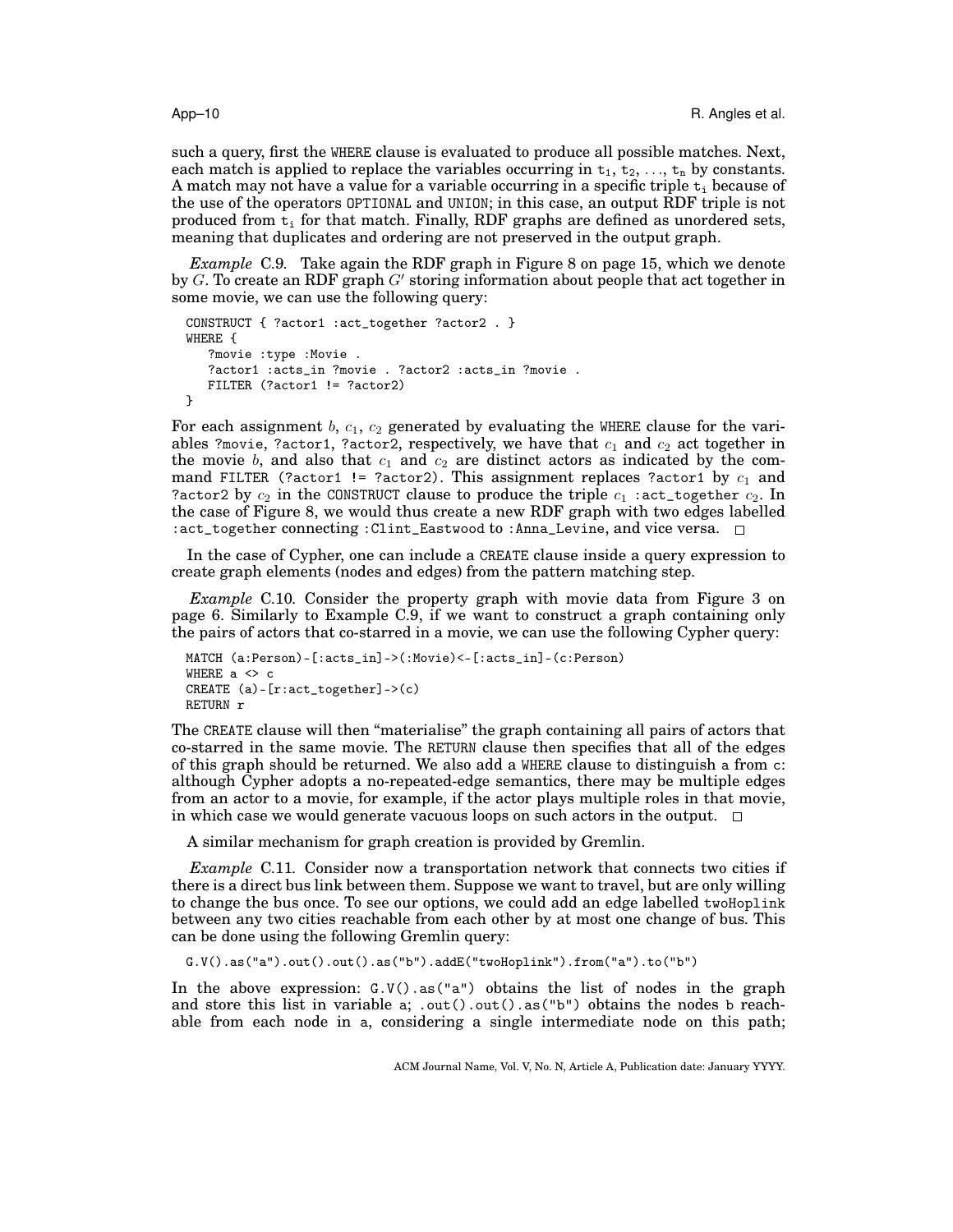such a query, first the `WHERE` clause is evaluated to produce all possible matches. Next, each match is applied to replace the variables occurring in $t_1, t_2, \ldots, t_n$ by constants. A match may not have a value for a variable occurring in a specific triple $t_i$ because of the use of the operators `OPTIONAL` and `UNION`; in this case, an output RDF triple is not produced from $t_i$ for that match. Finally, RDF graphs are defined as unordered sets, meaning that duplicates and ordering are not preserved in the output graph.

*Example* C.9. Take again the RDF graph in Figure 8 on page 15, which we denote by $G$. To create an RDF graph $G'$ storing information about people that act together in some movie, we can use the following query:

```
CONSTRUCT { ?actor1 :act_together ?actor2 . }
WHERE {
   ?movie :type :Movie .
   ?actor1 :acts_in ?movie . ?actor2 :acts_in ?movie .
   FILTER (?actor1 != ?actor2)
}
```

For each assignment $b$, $c_1$, $c_2$ generated by evaluating the `WHERE` clause for the variables `?movie`, `?actor1`, `?actor2`, respectively, we have that $c_1$ and $c_2$ act together in the movie $b$, and also that $c_1$ and $c_2$ are distinct actors as indicated by the command `FILTER (?actor1 != ?actor2)`. This assignment replaces `?actor1` by $c_1$ and `?actor2` by $c_2$ in the `CONSTRUCT` clause to produce the triple $c_1$ `:act_together` $c_2$. In the case of Figure 8, we would thus create a new RDF graph with two edges labelled `:act_together` connecting `:Clint_Eastwood` to `:Anna_Levine`, and vice versa. □

In the case of Cypher, one can include a `CREATE` clause inside a query expression to create graph elements (nodes and edges) from the pattern matching step.

*Example* C.10. Consider the property graph with movie data from Figure 3 on page 6. Similarly to Example C.9, if we want to construct a graph containing only the pairs of actors that co-starred in a movie, we can use the following Cypher query:

```
MATCH (a:Person)-[:acts_in]->(:Movie)<-[:acts_in]-(c:Person)
WHERE a <> c
CREATE (a)-[r:act_together]->(c)
RETURN r
```

The `CREATE` clause will then "materialise" the graph containing all pairs of actors that co-starred in the same movie. The `RETURN` clause then specifies that all of the edges of this graph should be returned. We also add a `WHERE` clause to distinguish `a` from `c`: although Cypher adopts a no-repeated-edge semantics, there may be multiple edges from an actor to a movie, for example, if the actor plays multiple roles in that movie, in which case we would generate vacuous loops on such actors in the output. □

A similar mechanism for graph creation is provided by Gremlin.

*Example* C.11. Consider now a transportation network that connects two cities if there is a direct bus link between them. Suppose we want to travel, but are only willing to change the bus once. To see our options, we could add an edge labelled `twoHoplink` between any two cities reachable from each other by at most one change of bus. This can be done using the following Gremlin query:

```
G.V().as("a").out().out().as("b").addE("twoHoplink").from("a").to("b")
```

In the above expression: `G.V().as("a")` obtains the list of nodes in the graph and store this list in variable `a`; `.out().out().as("b")` obtains the nodes `b` reachable from each node in `a`, considering a single intermediate node on this path;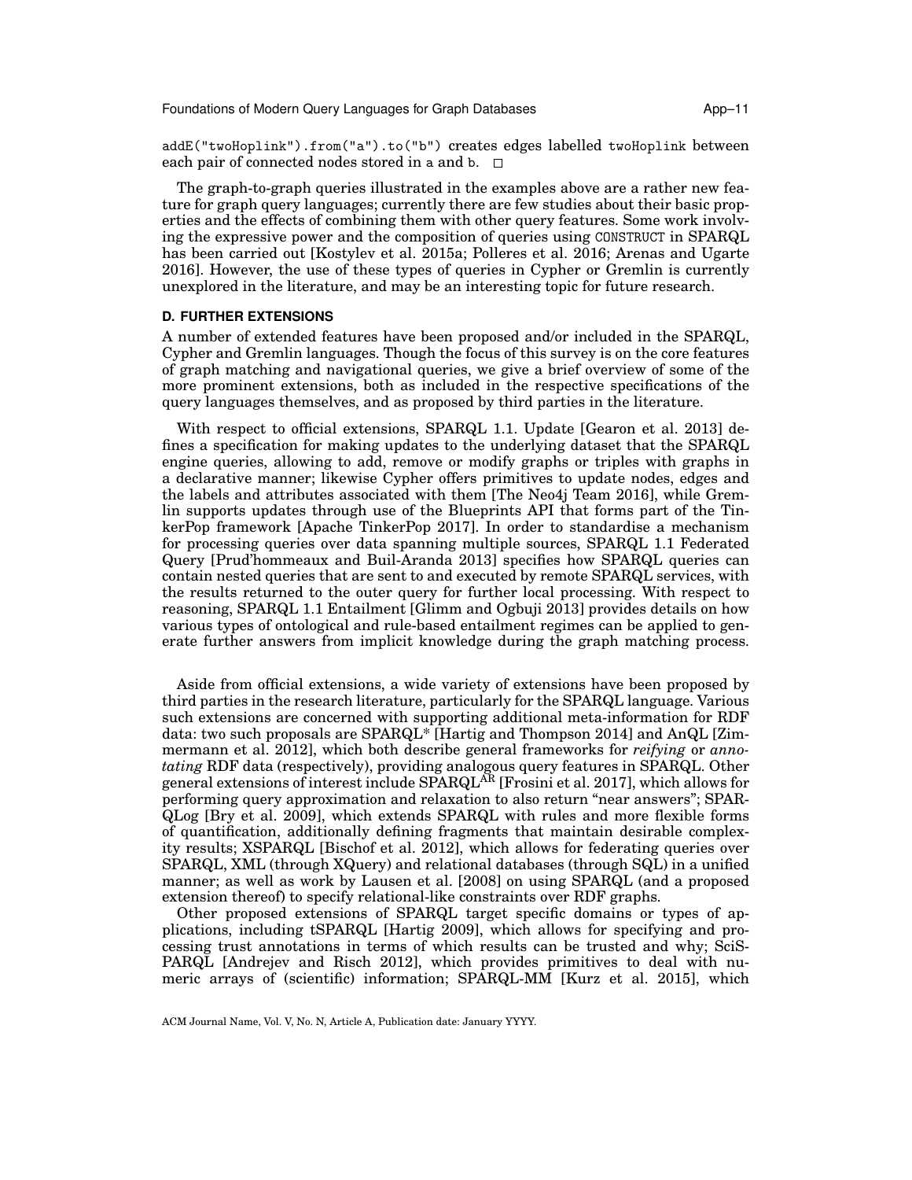addE("twoHoplink").from("a").to("b") creates edges labelled twoHoplink between each pair of connected nodes stored in a and b. □

The graph-to-graph queries illustrated in the examples above are a rather new feature for graph query languages; currently there are few studies about their basic properties and the effects of combining them with other query features. Some work involving the expressive power and the composition of queries using CONSTRUCT in SPARQL has been carried out [Kostylev et al. 2015a; Polleres et al. 2016; Arenas and Ugarte 2016]. However, the use of these types of queries in Cypher or Gremlin is currently unexplored in the literature, and may be an interesting topic for future research.

### D. FURTHER EXTENSIONS

A number of extended features have been proposed and/or included in the SPARQL, Cypher and Gremlin languages. Though the focus of this survey is on the core features of graph matching and navigational queries, we give a brief overview of some of the more prominent extensions, both as included in the respective specifications of the query languages themselves, and as proposed by third parties in the literature.

With respect to official extensions, SPARQL 1.1. Update [Gearon et al. 2013] defines a specification for making updates to the underlying dataset that the SPARQL engine queries, allowing to add, remove or modify graphs or triples with graphs in a declarative manner; likewise Cypher offers primitives to update nodes, edges and the labels and attributes associated with them [The Neo4j Team 2016], while Gremlin supports updates through use of the Blueprints API that forms part of the TinkerPop framework [Apache TinkerPop 2017]. In order to standardise a mechanism for processing queries over data spanning multiple sources, SPARQL 1.1 Federated Query [Prud'hommeaux and Buil-Aranda 2013] specifies how SPARQL queries can contain nested queries that are sent to and executed by remote SPARQL services, with the results returned to the outer query for further local processing. With respect to reasoning, SPARQL 1.1 Entailment [Glimm and Ogbuji 2013] provides details on how various types of ontological and rule-based entailment regimes can be applied to generate further answers from implicit knowledge during the graph matching process.

Aside from official extensions, a wide variety of extensions have been proposed by third parties in the research literature, particularly for the SPARQL language. Various such extensions are concerned with supporting additional meta-information for RDF data: two such proposals are SPARQL* [Hartig and Thompson 2014] and AnQL [Zimmermann et al. 2012], which both describe general frameworks for *reifying* or *annotating* RDF data (respectively), providing analogous query features in SPARQL. Other general extensions of interest include SPARQL$^{\text{AR}}$ [Frosini et al. 2017], which allows for performing query approximation and relaxation to also return "near answers"; SPARQLog [Bry et al. 2009], which extends SPARQL with rules and more flexible forms of quantification, additionally defining fragments that maintain desirable complexity results; XSPARQL [Bischof et al. 2012], which allows for federating queries over SPARQL, XML (through XQuery) and relational databases (through SQL) in a unified manner; as well as work by Lausen et al. [2008] on using SPARQL (and a proposed extension thereof) to specify relational-like constraints over RDF graphs.

Other proposed extensions of SPARQL target specific domains or types of applications, including tSPARQL [Hartig 2009], which allows for specifying and processing trust annotations in terms of which results can be trusted and why; SciSPARQL [Andrejev and Risch 2012], which provides primitives to deal with numeric arrays of (scientific) information; SPARQL-MM [Kurz et al. 2015], which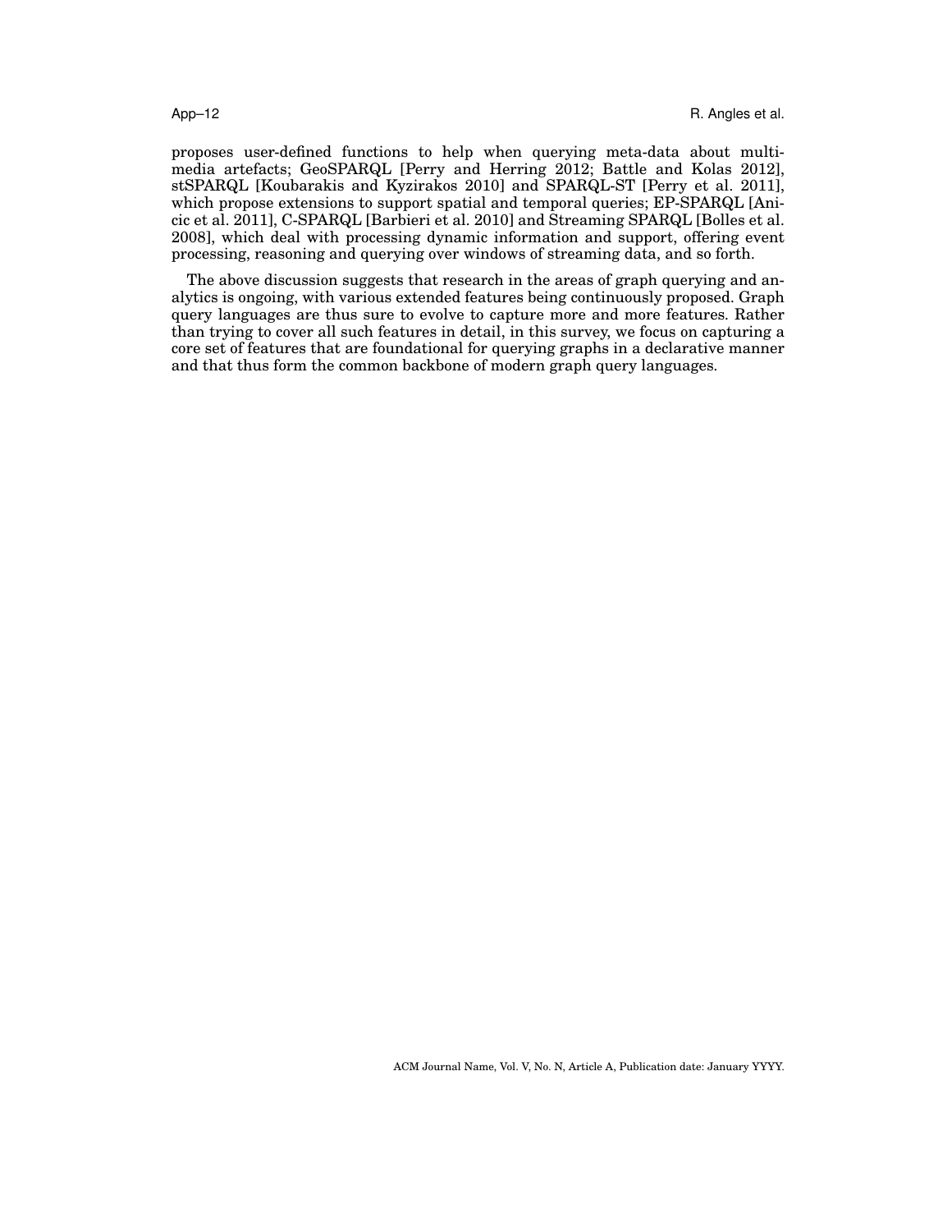proposes user-defined functions to help when querying meta-data about multimedia artefacts; GeoSPARQL [Perry and Herring 2012; Battle and Kolas 2012], stSPARQL [Koubarakis and Kyzirakos 2010] and SPARQL-ST [Perry et al. 2011], which propose extensions to support spatial and temporal queries; EP-SPARQL [Anicic et al. 2011], C-SPARQL [Barbieri et al. 2010] and Streaming SPARQL [Bolles et al. 2008], which deal with processing dynamic information and support, offering event processing, reasoning and querying over windows of streaming data, and so forth.

The above discussion suggests that research in the areas of graph querying and analytics is ongoing, with various extended features being continuously proposed. Graph query languages are thus sure to evolve to capture more and more features. Rather than trying to cover all such features in detail, in this survey, we focus on capturing a core set of features that are foundational for querying graphs in a declarative manner and that thus form the common backbone of modern graph query languages.